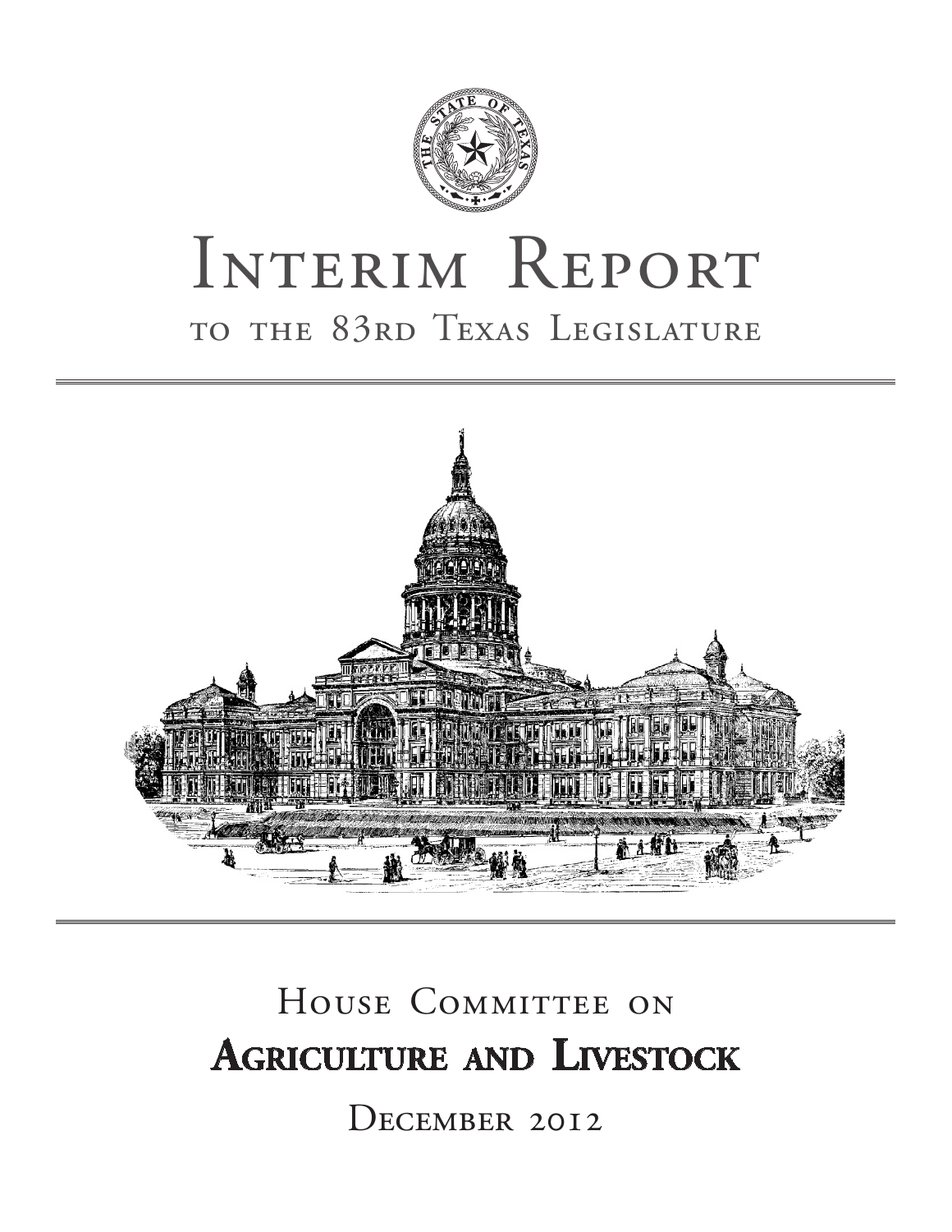# Interim Report

## to the 83rd Texas Legislature

## House Committee on

# Agriculture and Livestock

December 2012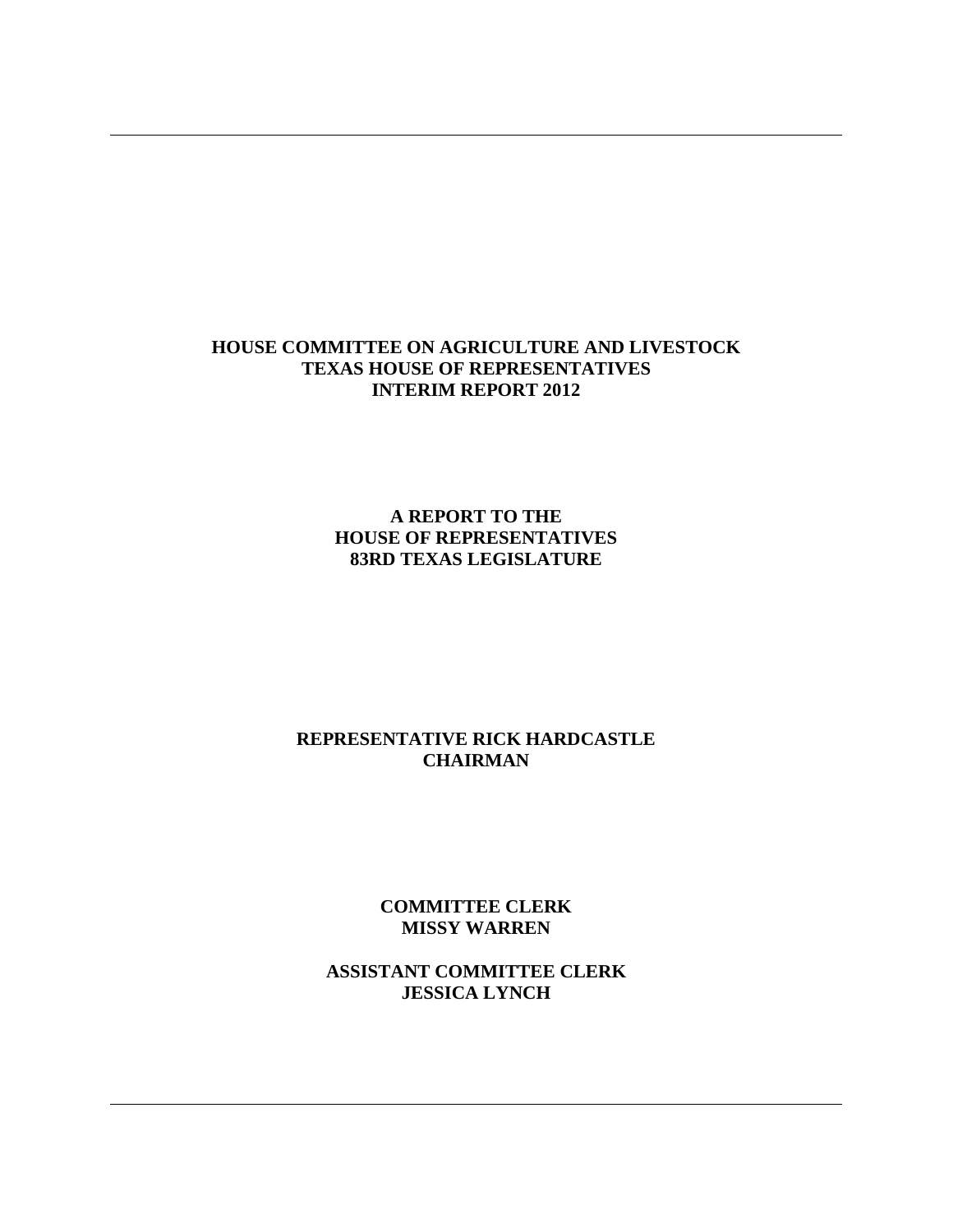# HOUSE COMMITTEE ON AGRICULTURE AND LIVESTOCK
# TEXAS HOUSE OF REPRESENTATIVES
# INTERIM REPORT 2012

## A REPORT TO THE
## HOUSE OF REPRESENTATIVES
## 83RD TEXAS LEGISLATURE

**REPRESENTATIVE RICK HARDCASTLE**
**CHAIRMAN**

**COMMITTEE CLERK**
**MISSY WARREN**

**ASSISTANT COMMITTEE CLERK**
**JESSICA LYNCH**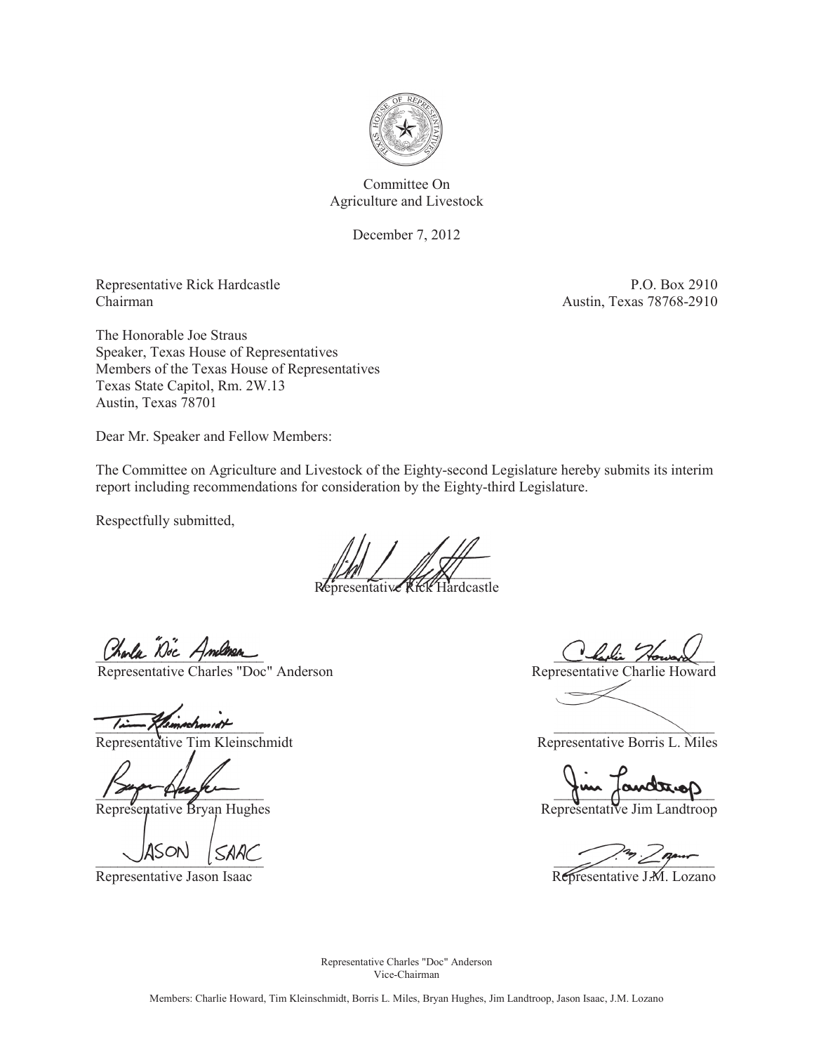Committee On
Agriculture and Livestock

December 7, 2012

Representative Rick Hardcastle
Chairman

P.O. Box 2910
Austin, Texas 78768-2910

The Honorable Joe Straus
Speaker, Texas House of Representatives
Members of the Texas House of Representatives
Texas State Capitol, Rm. 2W.13
Austin, Texas 78701

Dear Mr. Speaker and Fellow Members:

The Committee on Agriculture and Livestock of the Eighty-second Legislature hereby submits its interim report including recommendations for consideration by the Eighty-third Legislature.

Respectfully submitted,

Representative Rick Hardcastle

Representative Charles "Doc" Anderson

Representative Charlie Howard

Representative Tim Kleinschmidt

Representative Borris L. Miles

Representative Bryan Hughes

Representative Jim Landtroop

Representative Jason Isaac

Representative J.M. Lozano

Representative Charles "Doc" Anderson
Vice-Chairman

Members: Charlie Howard, Tim Kleinschmidt, Borris L. Miles, Bryan Hughes, Jim Landtroop, Jason Isaac, J.M. Lozano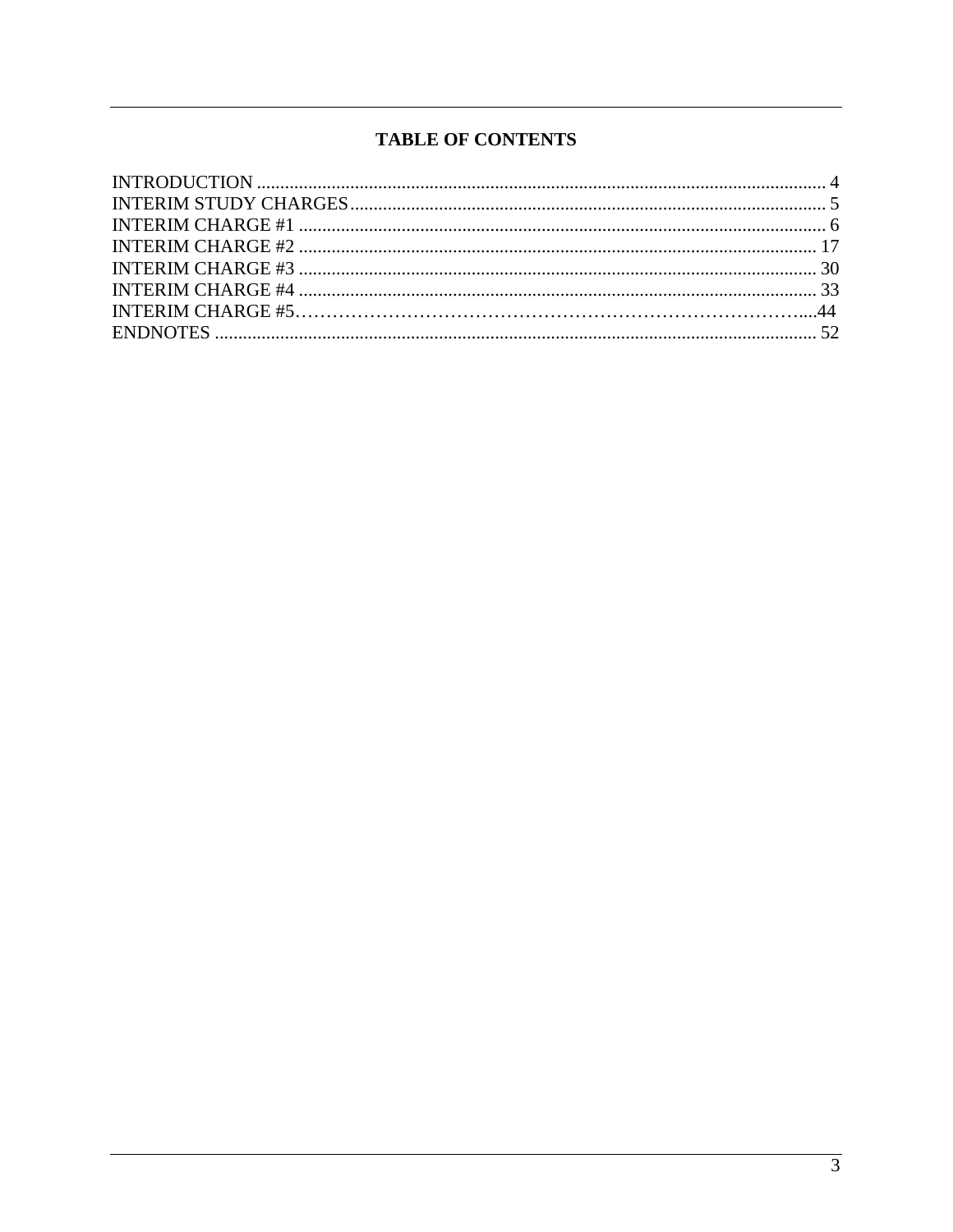# TABLE OF CONTENTS

INTRODUCTION ........................................................................................................................ 4
INTERIM STUDY CHARGES..................................................................................................... 5
INTERIM CHARGE #1 ............................................................................................................... 6
INTERIM CHARGE #2 ............................................................................................................. 17
INTERIM CHARGE #3 ............................................................................................................. 30
INTERIM CHARGE #4 ............................................................................................................. 33
INTERIM CHARGE #5……………………………………………………………………….....44
ENDNOTES ............................................................................................................................... 52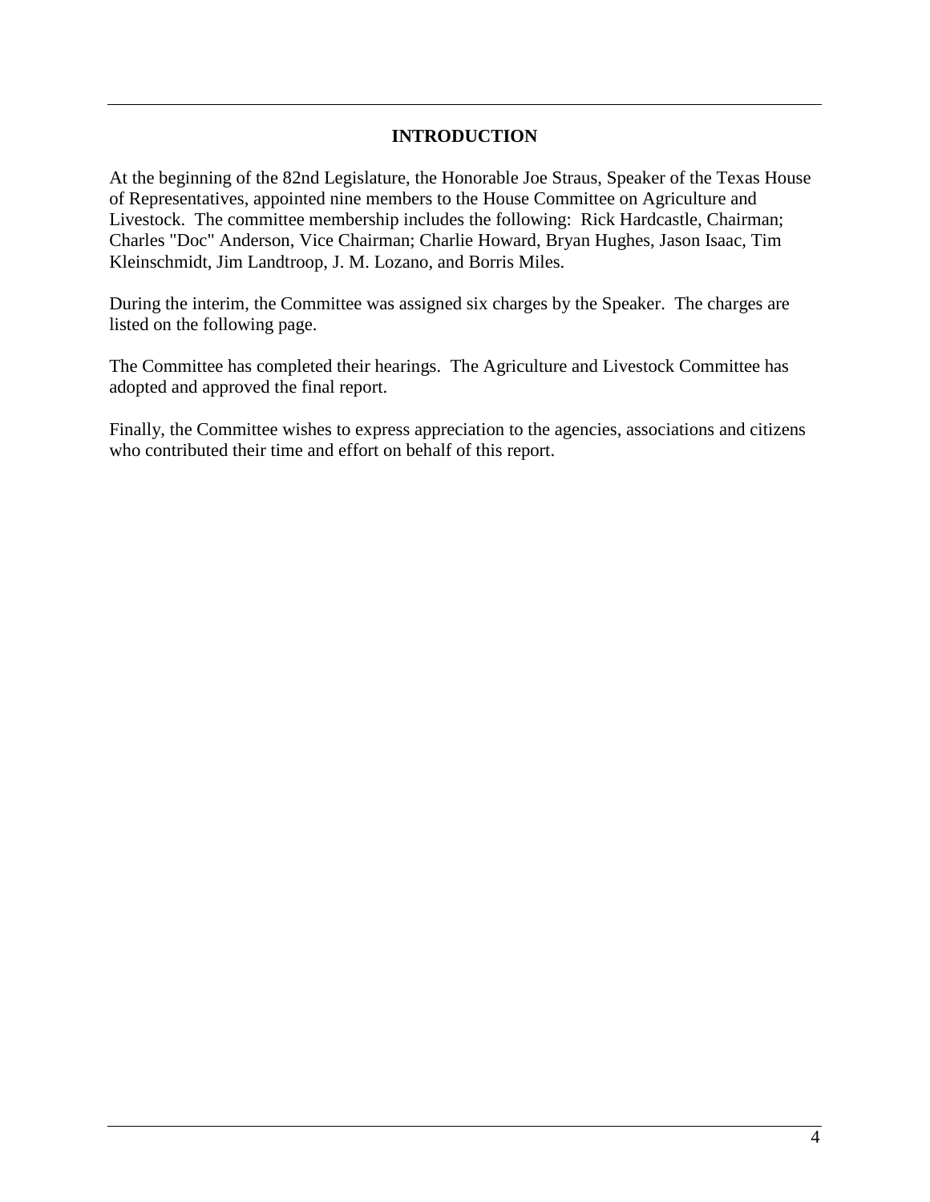# INTRODUCTION

At the beginning of the 82nd Legislature, the Honorable Joe Straus, Speaker of the Texas House of Representatives, appointed nine members to the House Committee on Agriculture and Livestock. The committee membership includes the following: Rick Hardcastle, Chairman; Charles "Doc" Anderson, Vice Chairman; Charlie Howard, Bryan Hughes, Jason Isaac, Tim Kleinschmidt, Jim Landtroop, J. M. Lozano, and Borris Miles.

During the interim, the Committee was assigned six charges by the Speaker. The charges are listed on the following page.

The Committee has completed their hearings. The Agriculture and Livestock Committee has adopted and approved the final report.

Finally, the Committee wishes to express appreciation to the agencies, associations and citizens who contributed their time and effort on behalf of this report.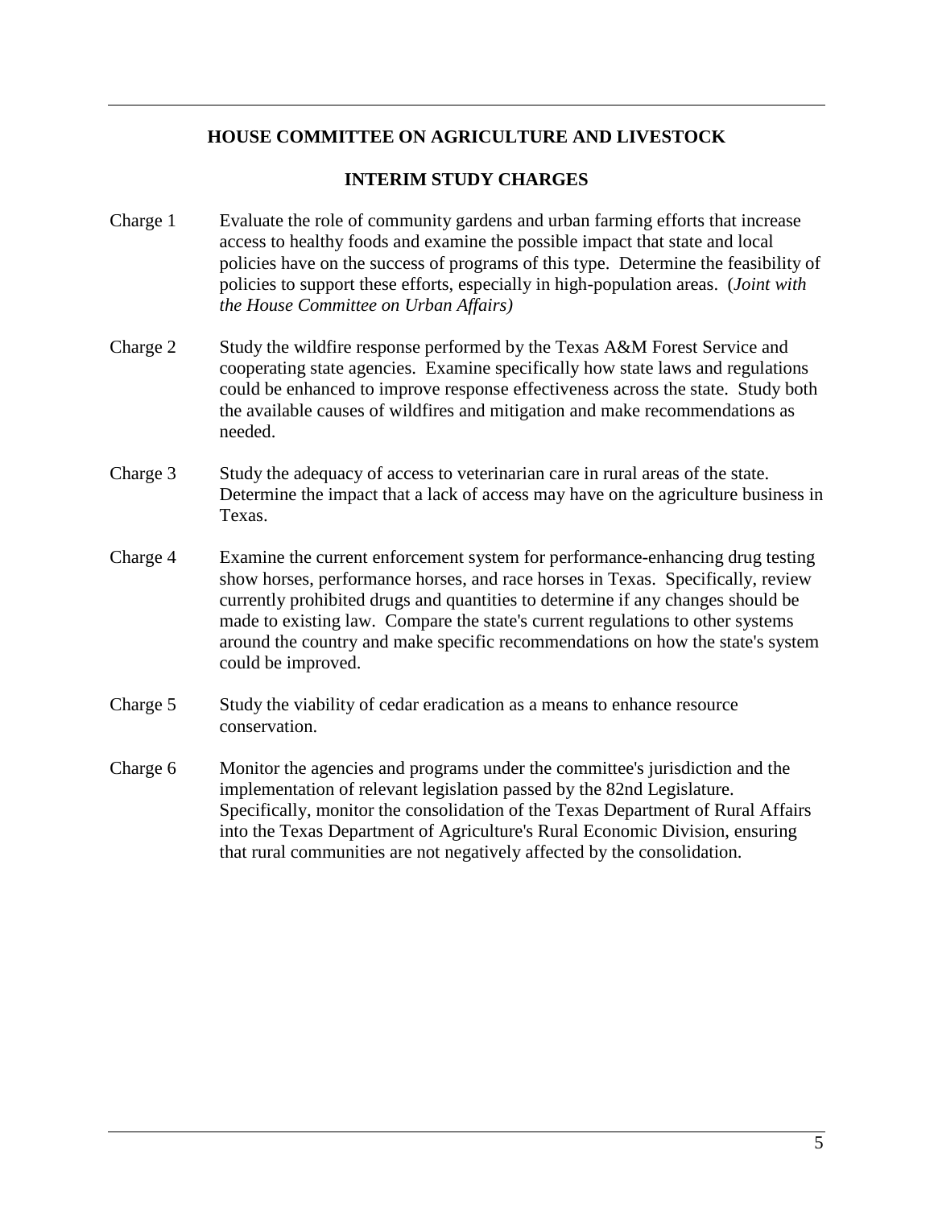## HOUSE COMMITTEE ON AGRICULTURE AND LIVESTOCK

### INTERIM STUDY CHARGES

Charge 1 Evaluate the role of community gardens and urban farming efforts that increase access to healthy foods and examine the possible impact that state and local policies have on the success of programs of this type. Determine the feasibility of policies to support these efforts, especially in high-population areas. (*Joint with the House Committee on Urban Affairs)*

Charge 2 Study the wildfire response performed by the Texas A&M Forest Service and cooperating state agencies. Examine specifically how state laws and regulations could be enhanced to improve response effectiveness across the state. Study both the available causes of wildfires and mitigation and make recommendations as needed.

Charge 3 Study the adequacy of access to veterinarian care in rural areas of the state. Determine the impact that a lack of access may have on the agriculture business in Texas.

Charge 4 Examine the current enforcement system for performance-enhancing drug testing show horses, performance horses, and race horses in Texas. Specifically, review currently prohibited drugs and quantities to determine if any changes should be made to existing law. Compare the state's current regulations to other systems around the country and make specific recommendations on how the state's system could be improved.

Charge 5 Study the viability of cedar eradication as a means to enhance resource conservation.

Charge 6 Monitor the agencies and programs under the committee's jurisdiction and the implementation of relevant legislation passed by the 82nd Legislature. Specifically, monitor the consolidation of the Texas Department of Rural Affairs into the Texas Department of Agriculture's Rural Economic Division, ensuring that rural communities are not negatively affected by the consolidation.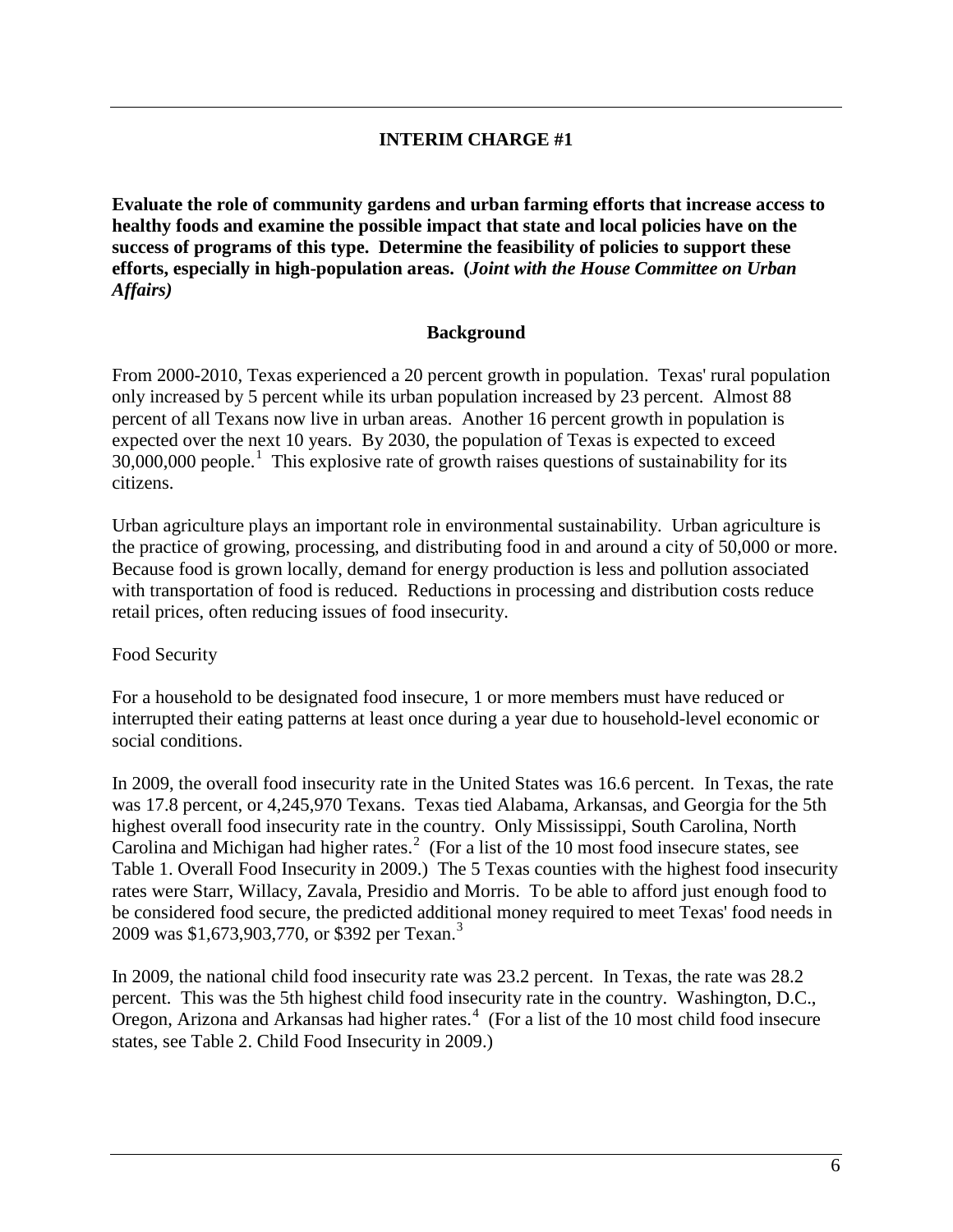## INTERIM CHARGE #1

**Evaluate the role of community gardens and urban farming efforts that increase access to healthy foods and examine the possible impact that state and local policies have on the success of programs of this type. Determine the feasibility of policies to support these efforts, especially in high-population areas. (*Joint with the House Committee on Urban Affairs*)**

### Background

From 2000-2010, Texas experienced a 20 percent growth in population. Texas' rural population only increased by 5 percent while its urban population increased by 23 percent. Almost 88 percent of all Texans now live in urban areas. Another 16 percent growth in population is expected over the next 10 years. By 2030, the population of Texas is expected to exceed 30,000,000 people.[1] This explosive rate of growth raises questions of sustainability for its citizens.

Urban agriculture plays an important role in environmental sustainability. Urban agriculture is the practice of growing, processing, and distributing food in and around a city of 50,000 or more. Because food is grown locally, demand for energy production is less and pollution associated with transportation of food is reduced. Reductions in processing and distribution costs reduce retail prices, often reducing issues of food insecurity.

Food Security

For a household to be designated food insecure, 1 or more members must have reduced or interrupted their eating patterns at least once during a year due to household-level economic or social conditions.

In 2009, the overall food insecurity rate in the United States was 16.6 percent. In Texas, the rate was 17.8 percent, or 4,245,970 Texans. Texas tied Alabama, Arkansas, and Georgia for the 5th highest overall food insecurity rate in the country. Only Mississippi, South Carolina, North Carolina and Michigan had higher rates.[2] (For a list of the 10 most food insecure states, see Table 1. Overall Food Insecurity in 2009.) The 5 Texas counties with the highest food insecurity rates were Starr, Willacy, Zavala, Presidio and Morris. To be able to afford just enough food to be considered food secure, the predicted additional money required to meet Texas' food needs in 2009 was $1,673,903,770, or $392 per Texan.[3]

In 2009, the national child food insecurity rate was 23.2 percent. In Texas, the rate was 28.2 percent. This was the 5th highest child food insecurity rate in the country. Washington, D.C., Oregon, Arizona and Arkansas had higher rates.[4] (For a list of the 10 most child food insecure states, see Table 2. Child Food Insecurity in 2009.)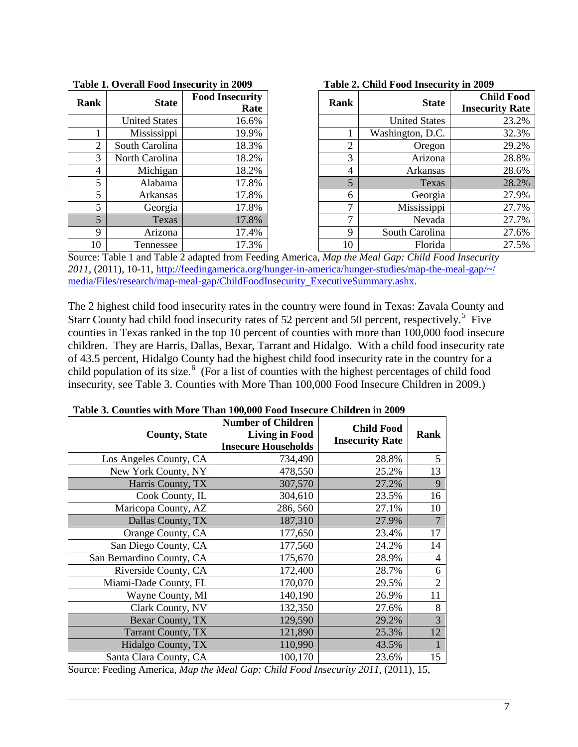**Table 1. Overall Food Insecurity in 2009**

| Rank | State | Food Insecurity Rate |
|---|---|---|
| | United States | 16.6% |
| 1 | Mississippi | 19.9% |
| 2 | South Carolina | 18.3% |
| 3 | North Carolina | 18.2% |
| 4 | Michigan | 18.2% |
| 5 | Alabama | 17.8% |
| 5 | Arkansas | 17.8% |
| 5 | Georgia | 17.8% |
| 5 | Texas | 17.8% |
| 9 | Arizona | 17.4% |
| 10 | Tennessee | 17.3% |

**Table 2. Child Food Insecurity in 2009**

| Rank | State | Child Food Insecurity Rate |
|---|---|---|
| | United States | 23.2% |
| 1 | Washington, D.C. | 32.3% |
| 2 | Oregon | 29.2% |
| 3 | Arizona | 28.8% |
| 4 | Arkansas | 28.6% |
| 5 | Texas | 28.2% |
| 6 | Georgia | 27.9% |
| 7 | Mississippi | 27.7% |
| 7 | Nevada | 27.7% |
| 9 | South Carolina | 27.6% |
| 10 | Florida | 27.5% |

Source: Table 1 and Table 2 adapted from Feeding America, *Map the Meal Gap: Child Food Insecurity 2011*, (2011), 10-11, http://feedingamerica.org/hunger-in-america/hunger-studies/map-the-meal-gap/~/media/Files/research/map-meal-gap/ChildFoodInsecurity_ExecutiveSummary.ashx.

The 2 highest child food insecurity rates in the country were found in Texas: Zavala County and Starr County had child food insecurity rates of 52 percent and 50 percent, respectively.[5] Five counties in Texas ranked in the top 10 percent of counties with more than 100,000 food insecure children. They are Harris, Dallas, Bexar, Tarrant and Hidalgo. With a child food insecurity rate of 43.5 percent, Hidalgo County had the highest child food insecurity rate in the country for a child population of its size.[6] (For a list of counties with the highest percentages of child food insecurity, see Table 3. Counties with More Than 100,000 Food Insecure Children in 2009.)

**Table 3. Counties with More Than 100,000 Food Insecure Children in 2009**

| County, State | Number of Children Living in Food Insecure Households | Child Food Insecurity Rate | Rank |
|---|---|---|---|
| Los Angeles County, CA | 734,490 | 28.8% | 5 |
| New York County, NY | 478,550 | 25.2% | 13 |
| Harris County, TX | 307,570 | 27.2% | 9 |
| Cook County, IL | 304,610 | 23.5% | 16 |
| Maricopa County, AZ | 286, 560 | 27.1% | 10 |
| Dallas County, TX | 187,310 | 27.9% | 7 |
| Orange County, CA | 177,650 | 23.4% | 17 |
| San Diego County, CA | 177,560 | 24.2% | 14 |
| San Bernardino County, CA | 175,670 | 28.9% | 4 |
| Riverside County, CA | 172,400 | 28.7% | 6 |
| Miami-Dade County, FL | 170,070 | 29.5% | 2 |
| Wayne County, MI | 140,190 | 26.9% | 11 |
| Clark County, NV | 132,350 | 27.6% | 8 |
| Bexar County, TX | 129,590 | 29.2% | 3 |
| Tarrant County, TX | 121,890 | 25.3% | 12 |
| Hidalgo County, TX | 110,990 | 43.5% | 1 |
| Santa Clara County, CA | 100,170 | 23.6% | 15 |

Source: Feeding America, *Map the Meal Gap: Child Food Insecurity 2011*, (2011), 15,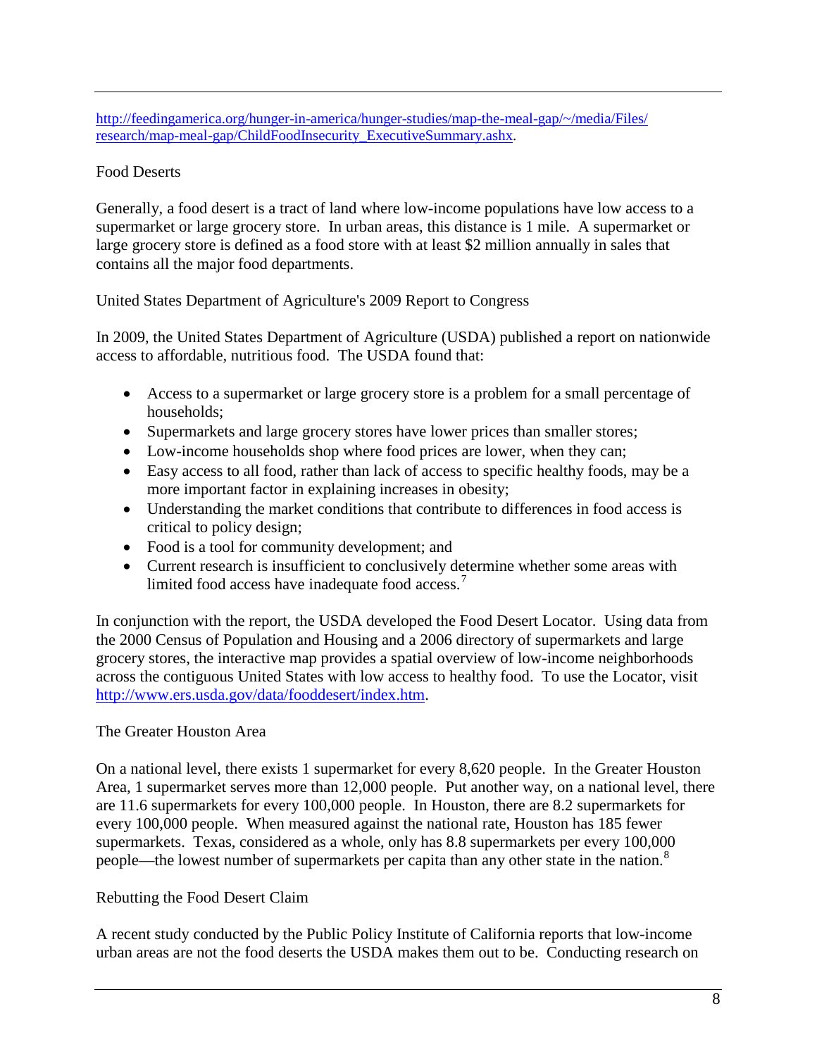http://feedingamerica.org/hunger-in-america/hunger-studies/map-the-meal-gap/~/media/Files/research/map-meal-gap/ChildFoodInsecurity_ExecutiveSummary.ashx.

## Food Deserts

Generally, a food desert is a tract of land where low-income populations have low access to a supermarket or large grocery store. In urban areas, this distance is 1 mile. A supermarket or large grocery store is defined as a food store with at least $2 million annually in sales that contains all the major food departments.

### United States Department of Agriculture's 2009 Report to Congress

In 2009, the United States Department of Agriculture (USDA) published a report on nationwide access to affordable, nutritious food. The USDA found that:

- Access to a supermarket or large grocery store is a problem for a small percentage of households;
- Supermarkets and large grocery stores have lower prices than smaller stores;
- Low-income households shop where food prices are lower, when they can;
- Easy access to all food, rather than lack of access to specific healthy foods, may be a more important factor in explaining increases in obesity;
- Understanding the market conditions that contribute to differences in food access is critical to policy design;
- Food is a tool for community development; and
- Current research is insufficient to conclusively determine whether some areas with limited food access have inadequate food access.[7]

In conjunction with the report, the USDA developed the Food Desert Locator. Using data from the 2000 Census of Population and Housing and a 2006 directory of supermarkets and large grocery stores, the interactive map provides a spatial overview of low-income neighborhoods across the contiguous United States with low access to healthy food. To use the Locator, visit http://www.ers.usda.gov/data/fooddesert/index.htm.

### The Greater Houston Area

On a national level, there exists 1 supermarket for every 8,620 people. In the Greater Houston Area, 1 supermarket serves more than 12,000 people. Put another way, on a national level, there are 11.6 supermarkets for every 100,000 people. In Houston, there are 8.2 supermarkets for every 100,000 people. When measured against the national rate, Houston has 185 fewer supermarkets. Texas, considered as a whole, only has 8.8 supermarkets per every 100,000 people—the lowest number of supermarkets per capita than any other state in the nation.[8]

### Rebutting the Food Desert Claim

A recent study conducted by the Public Policy Institute of California reports that low-income urban areas are not the food deserts the USDA makes them out to be. Conducting research on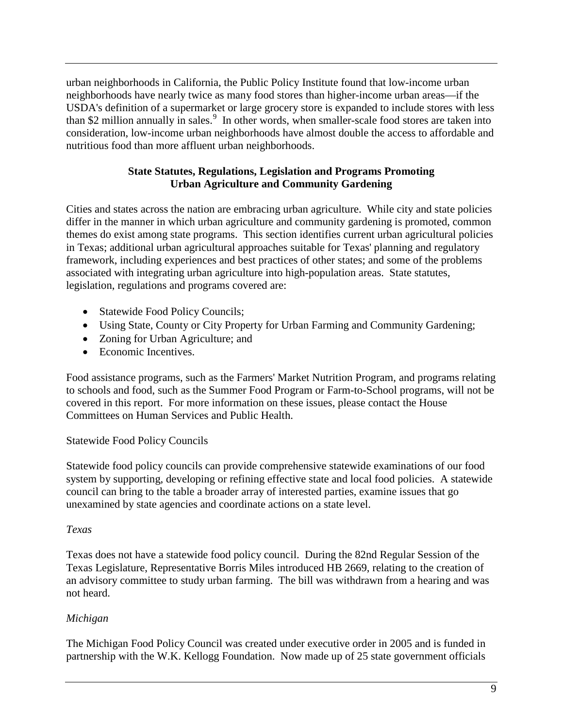urban neighborhoods in California, the Public Policy Institute found that low-income urban neighborhoods have nearly twice as many food stores than higher-income urban areas—if the USDA's definition of a supermarket or large grocery store is expanded to include stores with less than $2 million annually in sales.[9] In other words, when smaller-scale food stores are taken into consideration, low-income urban neighborhoods have almost double the access to affordable and nutritious food than more affluent urban neighborhoods.

## State Statutes, Regulations, Legislation and Programs Promoting Urban Agriculture and Community Gardening

Cities and states across the nation are embracing urban agriculture. While city and state policies differ in the manner in which urban agriculture and community gardening is promoted, common themes do exist among state programs. This section identifies current urban agricultural policies in Texas; additional urban agricultural approaches suitable for Texas' planning and regulatory framework, including experiences and best practices of other states; and some of the problems associated with integrating urban agriculture into high-population areas. State statutes, legislation, regulations and programs covered are:

- Statewide Food Policy Councils;
- Using State, County or City Property for Urban Farming and Community Gardening;
- Zoning for Urban Agriculture; and
- Economic Incentives.

Food assistance programs, such as the Farmers' Market Nutrition Program, and programs relating to schools and food, such as the Summer Food Program or Farm-to-School programs, will not be covered in this report. For more information on these issues, please contact the House Committees on Human Services and Public Health.

### Statewide Food Policy Councils

Statewide food policy councils can provide comprehensive statewide examinations of our food system by supporting, developing or refining effective state and local food policies. A statewide council can bring to the table a broader array of interested parties, examine issues that go unexamined by state agencies and coordinate actions on a state level.

*Texas*

Texas does not have a statewide food policy council. During the 82nd Regular Session of the Texas Legislature, Representative Borris Miles introduced HB 2669, relating to the creation of an advisory committee to study urban farming. The bill was withdrawn from a hearing and was not heard.

*Michigan*

The Michigan Food Policy Council was created under executive order in 2005 and is funded in partnership with the W.K. Kellogg Foundation. Now made up of 25 state government officials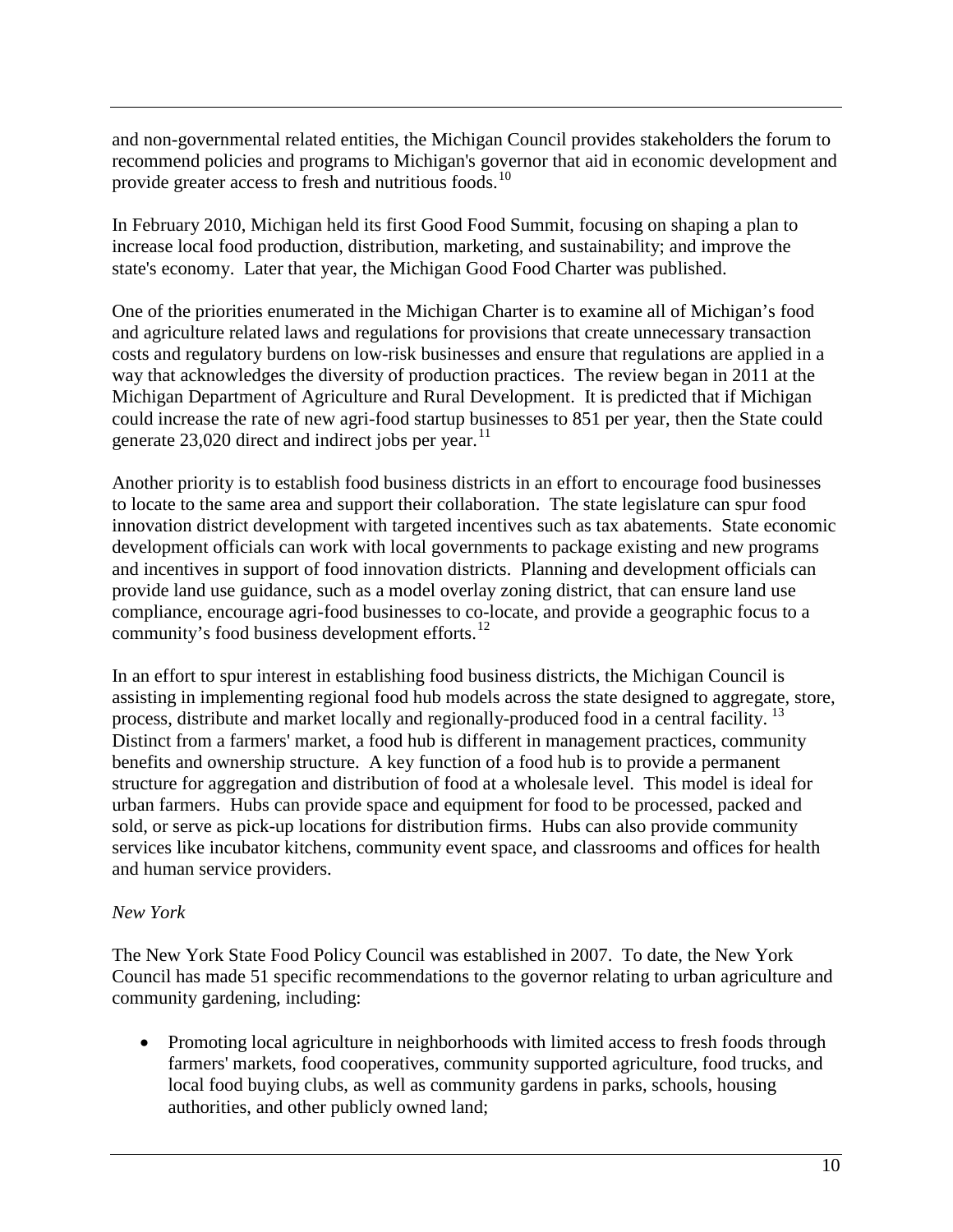and non-governmental related entities, the Michigan Council provides stakeholders the forum to recommend policies and programs to Michigan's governor that aid in economic development and provide greater access to fresh and nutritious foods.[10]

In February 2010, Michigan held its first Good Food Summit, focusing on shaping a plan to increase local food production, distribution, marketing, and sustainability; and improve the state's economy. Later that year, the Michigan Good Food Charter was published.

One of the priorities enumerated in the Michigan Charter is to examine all of Michigan's food and agriculture related laws and regulations for provisions that create unnecessary transaction costs and regulatory burdens on low-risk businesses and ensure that regulations are applied in a way that acknowledges the diversity of production practices. The review began in 2011 at the Michigan Department of Agriculture and Rural Development. It is predicted that if Michigan could increase the rate of new agri-food startup businesses to 851 per year, then the State could generate 23,020 direct and indirect jobs per year.[11]

Another priority is to establish food business districts in an effort to encourage food businesses to locate to the same area and support their collaboration. The state legislature can spur food innovation district development with targeted incentives such as tax abatements. State economic development officials can work with local governments to package existing and new programs and incentives in support of food innovation districts. Planning and development officials can provide land use guidance, such as a model overlay zoning district, that can ensure land use compliance, encourage agri-food businesses to co-locate, and provide a geographic focus to a community's food business development efforts.[12]

In an effort to spur interest in establishing food business districts, the Michigan Council is assisting in implementing regional food hub models across the state designed to aggregate, store, process, distribute and market locally and regionally-produced food in a central facility.[13] Distinct from a farmers' market, a food hub is different in management practices, community benefits and ownership structure. A key function of a food hub is to provide a permanent structure for aggregation and distribution of food at a wholesale level. This model is ideal for urban farmers. Hubs can provide space and equipment for food to be processed, packed and sold, or serve as pick-up locations for distribution firms. Hubs can also provide community services like incubator kitchens, community event space, and classrooms and offices for health and human service providers.

*New York*

The New York State Food Policy Council was established in 2007. To date, the New York Council has made 51 specific recommendations to the governor relating to urban agriculture and community gardening, including:

- Promoting local agriculture in neighborhoods with limited access to fresh foods through farmers' markets, food cooperatives, community supported agriculture, food trucks, and local food buying clubs, as well as community gardens in parks, schools, housing authorities, and other publicly owned land;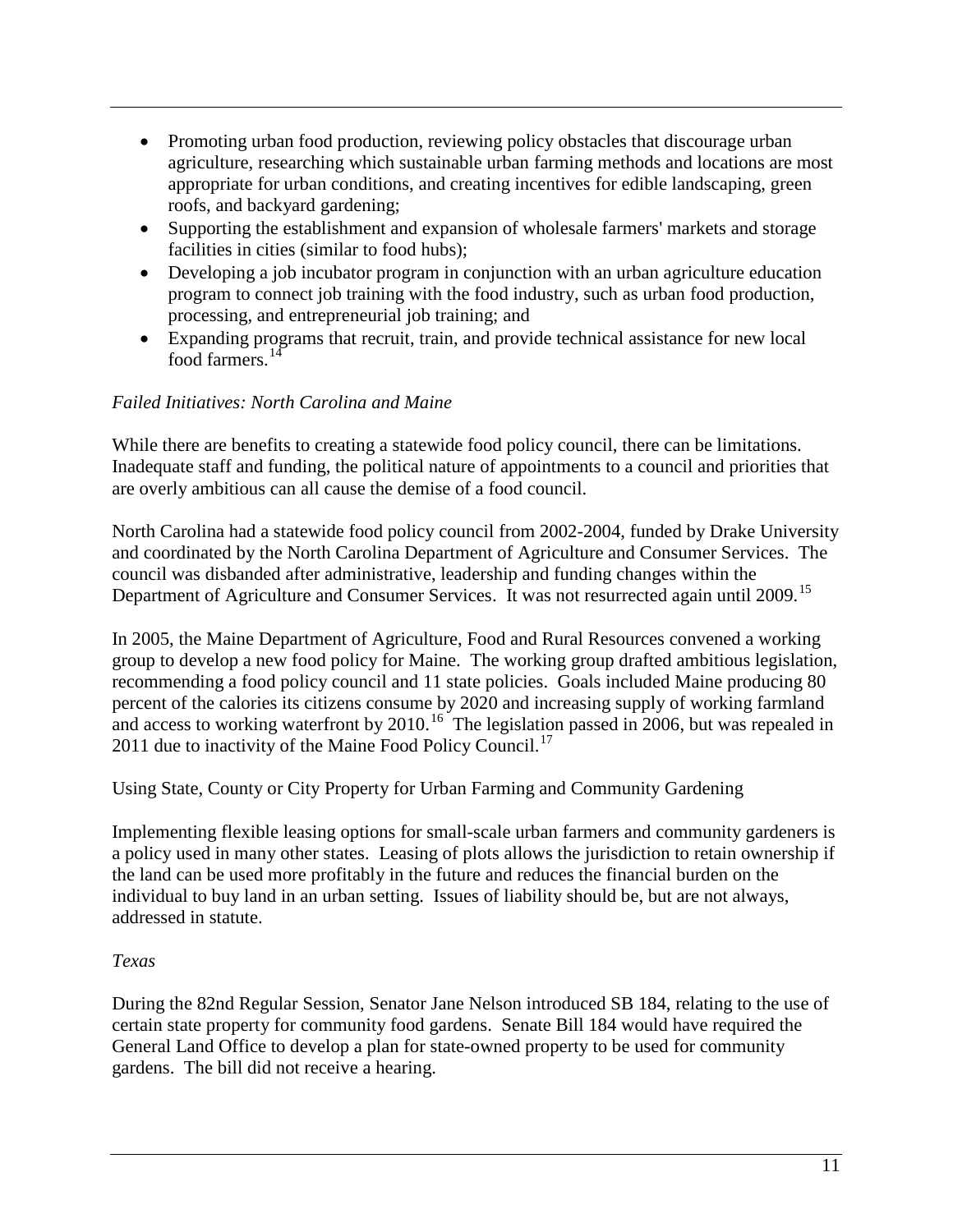- Promoting urban food production, reviewing policy obstacles that discourage urban agriculture, researching which sustainable urban farming methods and locations are most appropriate for urban conditions, and creating incentives for edible landscaping, green roofs, and backyard gardening;
- Supporting the establishment and expansion of wholesale farmers' markets and storage facilities in cities (similar to food hubs);
- Developing a job incubator program in conjunction with an urban agriculture education program to connect job training with the food industry, such as urban food production, processing, and entrepreneurial job training; and
- Expanding programs that recruit, train, and provide technical assistance for new local food farmers.[14]

*Failed Initiatives: North Carolina and Maine*

While there are benefits to creating a statewide food policy council, there can be limitations. Inadequate staff and funding, the political nature of appointments to a council and priorities that are overly ambitious can all cause the demise of a food council.

North Carolina had a statewide food policy council from 2002-2004, funded by Drake University and coordinated by the North Carolina Department of Agriculture and Consumer Services. The council was disbanded after administrative, leadership and funding changes within the Department of Agriculture and Consumer Services. It was not resurrected again until 2009.[15]

In 2005, the Maine Department of Agriculture, Food and Rural Resources convened a working group to develop a new food policy for Maine. The working group drafted ambitious legislation, recommending a food policy council and 11 state policies. Goals included Maine producing 80 percent of the calories its citizens consume by 2020 and increasing supply of working farmland and access to working waterfront by 2010.[16] The legislation passed in 2006, but was repealed in 2011 due to inactivity of the Maine Food Policy Council.[17]

Using State, County or City Property for Urban Farming and Community Gardening

Implementing flexible leasing options for small-scale urban farmers and community gardeners is a policy used in many other states. Leasing of plots allows the jurisdiction to retain ownership if the land can be used more profitably in the future and reduces the financial burden on the individual to buy land in an urban setting. Issues of liability should be, but are not always, addressed in statute.

*Texas*

During the 82nd Regular Session, Senator Jane Nelson introduced SB 184, relating to the use of certain state property for community food gardens. Senate Bill 184 would have required the General Land Office to develop a plan for state-owned property to be used for community gardens. The bill did not receive a hearing.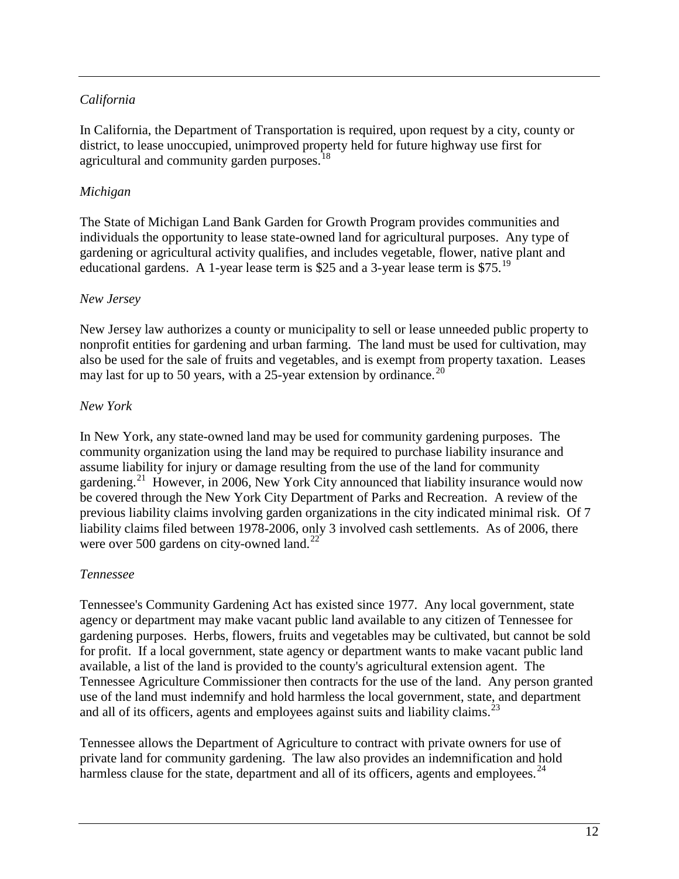*California*

In California, the Department of Transportation is required, upon request by a city, county or district, to lease unoccupied, unimproved property held for future highway use first for agricultural and community garden purposes.[18]

*Michigan*

The State of Michigan Land Bank Garden for Growth Program provides communities and individuals the opportunity to lease state-owned land for agricultural purposes. Any type of gardening or agricultural activity qualifies, and includes vegetable, flower, native plant and educational gardens. A 1-year lease term is $25 and a 3-year lease term is $75.[19]

*New Jersey*

New Jersey law authorizes a county or municipality to sell or lease unneeded public property to nonprofit entities for gardening and urban farming. The land must be used for cultivation, may also be used for the sale of fruits and vegetables, and is exempt from property taxation. Leases may last for up to 50 years, with a 25-year extension by ordinance.[20]

*New York*

In New York, any state-owned land may be used for community gardening purposes. The community organization using the land may be required to purchase liability insurance and assume liability for injury or damage resulting from the use of the land for community gardening.[21] However, in 2006, New York City announced that liability insurance would now be covered through the New York City Department of Parks and Recreation. A review of the previous liability claims involving garden organizations in the city indicated minimal risk. Of 7 liability claims filed between 1978-2006, only 3 involved cash settlements. As of 2006, there were over 500 gardens on city-owned land.[22]

*Tennessee*

Tennessee's Community Gardening Act has existed since 1977. Any local government, state agency or department may make vacant public land available to any citizen of Tennessee for gardening purposes. Herbs, flowers, fruits and vegetables may be cultivated, but cannot be sold for profit. If a local government, state agency or department wants to make vacant public land available, a list of the land is provided to the county's agricultural extension agent. The Tennessee Agriculture Commissioner then contracts for the use of the land. Any person granted use of the land must indemnify and hold harmless the local government, state, and department and all of its officers, agents and employees against suits and liability claims.[23]

Tennessee allows the Department of Agriculture to contract with private owners for use of private land for community gardening. The law also provides an indemnification and hold harmless clause for the state, department and all of its officers, agents and employees.[24]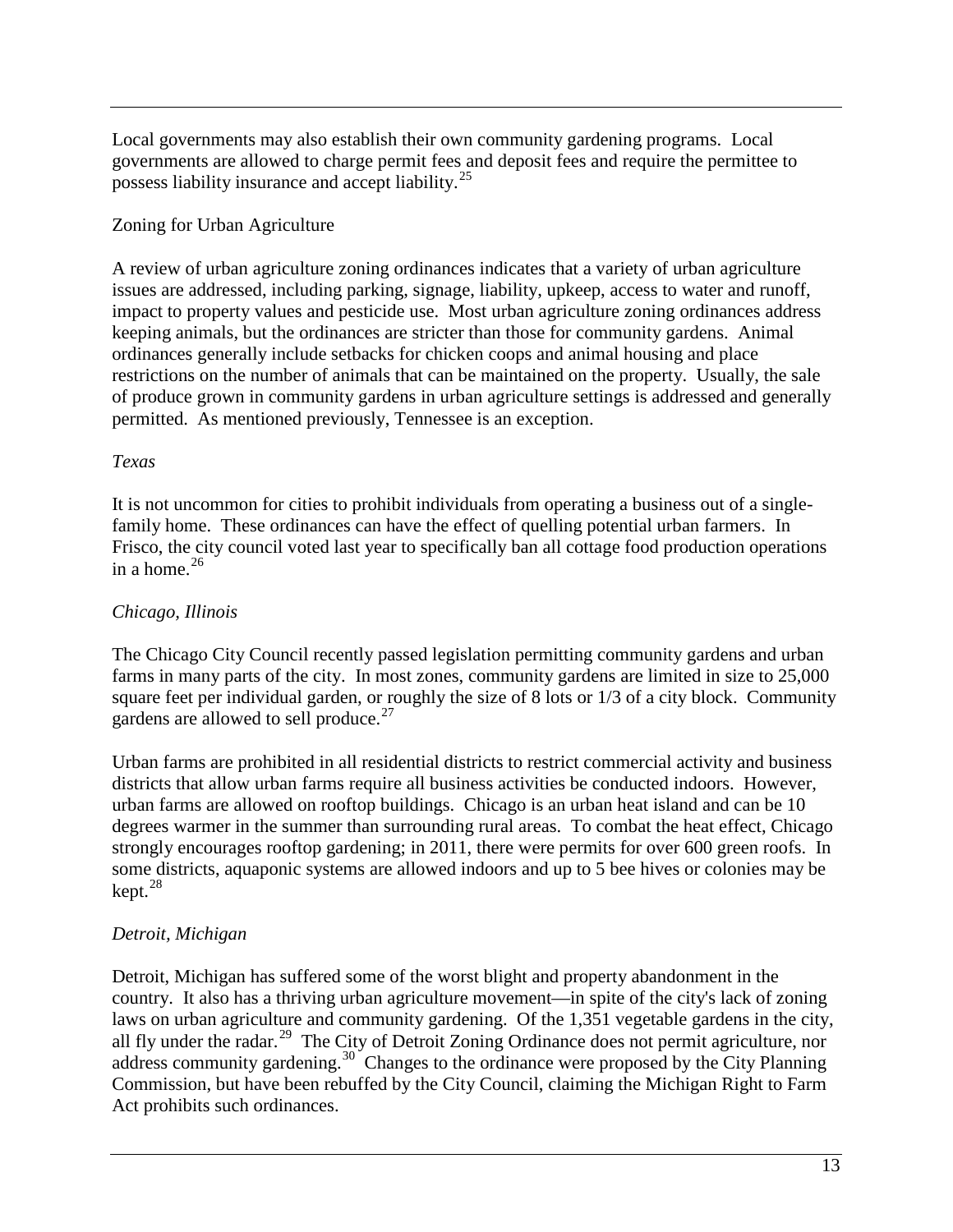Local governments may also establish their own community gardening programs. Local governments are allowed to charge permit fees and deposit fees and require the permittee to possess liability insurance and accept liability.[25]

## Zoning for Urban Agriculture

A review of urban agriculture zoning ordinances indicates that a variety of urban agriculture issues are addressed, including parking, signage, liability, upkeep, access to water and runoff, impact to property values and pesticide use. Most urban agriculture zoning ordinances address keeping animals, but the ordinances are stricter than those for community gardens. Animal ordinances generally include setbacks for chicken coops and animal housing and place restrictions on the number of animals that can be maintained on the property. Usually, the sale of produce grown in community gardens in urban agriculture settings is addressed and generally permitted. As mentioned previously, Tennessee is an exception.

### *Texas*

It is not uncommon for cities to prohibit individuals from operating a business out of a single-family home. These ordinances can have the effect of quelling potential urban farmers. In Frisco, the city council voted last year to specifically ban all cottage food production operations in a home.[26]

### *Chicago, Illinois*

The Chicago City Council recently passed legislation permitting community gardens and urban farms in many parts of the city. In most zones, community gardens are limited in size to 25,000 square feet per individual garden, or roughly the size of 8 lots or 1/3 of a city block. Community gardens are allowed to sell produce.[27]

Urban farms are prohibited in all residential districts to restrict commercial activity and business districts that allow urban farms require all business activities be conducted indoors. However, urban farms are allowed on rooftop buildings. Chicago is an urban heat island and can be 10 degrees warmer in the summer than surrounding rural areas. To combat the heat effect, Chicago strongly encourages rooftop gardening; in 2011, there were permits for over 600 green roofs. In some districts, aquaponic systems are allowed indoors and up to 5 bee hives or colonies may be kept.[28]

### *Detroit, Michigan*

Detroit, Michigan has suffered some of the worst blight and property abandonment in the country. It also has a thriving urban agriculture movement—in spite of the city's lack of zoning laws on urban agriculture and community gardening. Of the 1,351 vegetable gardens in the city, all fly under the radar.[29] The City of Detroit Zoning Ordinance does not permit agriculture, nor address community gardening.[30] Changes to the ordinance were proposed by the City Planning Commission, but have been rebuffed by the City Council, claiming the Michigan Right to Farm Act prohibits such ordinances.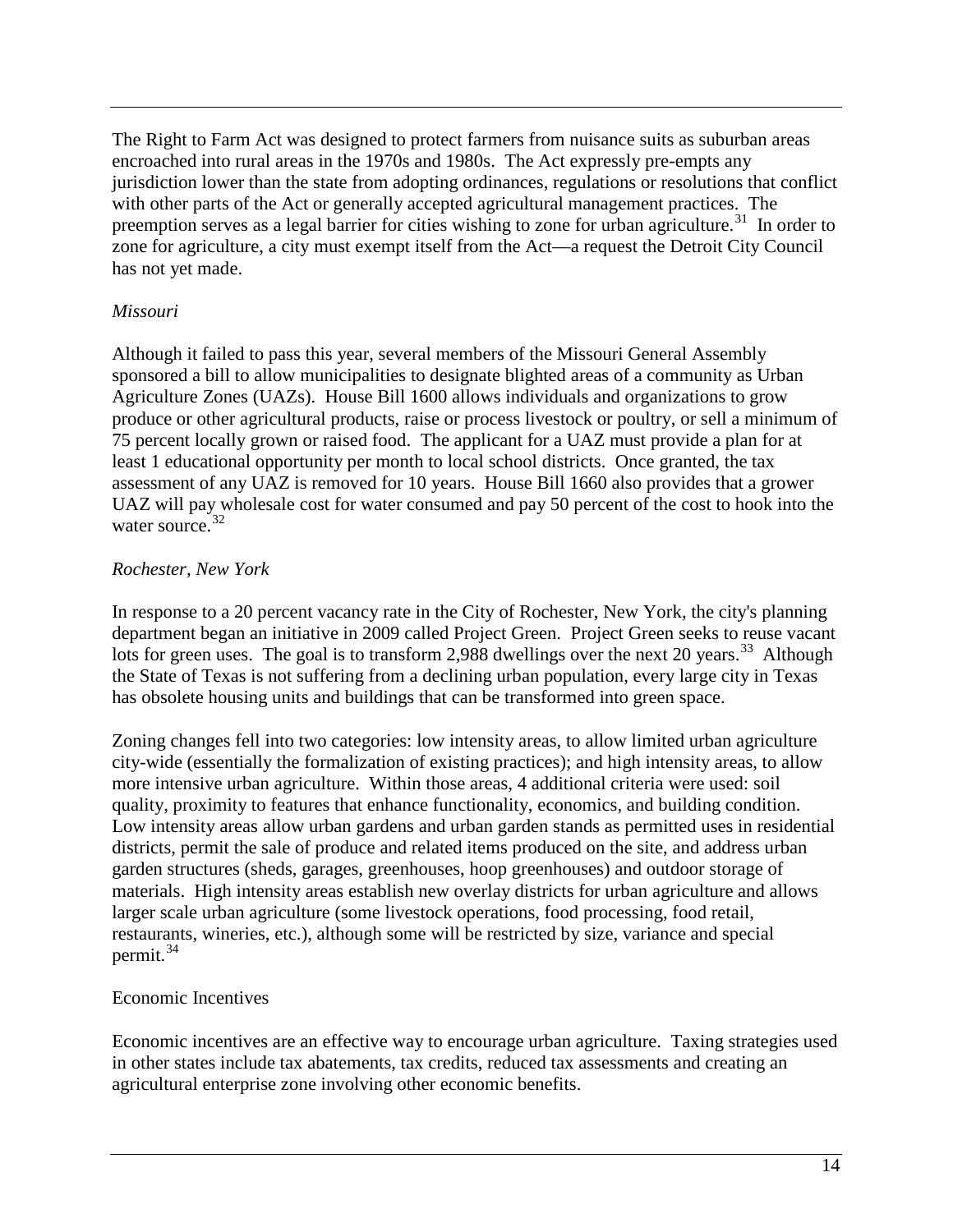The Right to Farm Act was designed to protect farmers from nuisance suits as suburban areas encroached into rural areas in the 1970s and 1980s. The Act expressly pre-empts any jurisdiction lower than the state from adopting ordinances, regulations or resolutions that conflict with other parts of the Act or generally accepted agricultural management practices. The preemption serves as a legal barrier for cities wishing to zone for urban agriculture.[31] In order to zone for agriculture, a city must exempt itself from the Act—a request the Detroit City Council has not yet made.

*Missouri*

Although it failed to pass this year, several members of the Missouri General Assembly sponsored a bill to allow municipalities to designate blighted areas of a community as Urban Agriculture Zones (UAZs). House Bill 1600 allows individuals and organizations to grow produce or other agricultural products, raise or process livestock or poultry, or sell a minimum of 75 percent locally grown or raised food. The applicant for a UAZ must provide a plan for at least 1 educational opportunity per month to local school districts. Once granted, the tax assessment of any UAZ is removed for 10 years. House Bill 1660 also provides that a grower UAZ will pay wholesale cost for water consumed and pay 50 percent of the cost to hook into the water source.[32]

*Rochester, New York*

In response to a 20 percent vacancy rate in the City of Rochester, New York, the city's planning department began an initiative in 2009 called Project Green. Project Green seeks to reuse vacant lots for green uses. The goal is to transform 2,988 dwellings over the next 20 years.[33] Although the State of Texas is not suffering from a declining urban population, every large city in Texas has obsolete housing units and buildings that can be transformed into green space.

Zoning changes fell into two categories: low intensity areas, to allow limited urban agriculture city-wide (essentially the formalization of existing practices); and high intensity areas, to allow more intensive urban agriculture. Within those areas, 4 additional criteria were used: soil quality, proximity to features that enhance functionality, economics, and building condition. Low intensity areas allow urban gardens and urban garden stands as permitted uses in residential districts, permit the sale of produce and related items produced on the site, and address urban garden structures (sheds, garages, greenhouses, hoop greenhouses) and outdoor storage of materials. High intensity areas establish new overlay districts for urban agriculture and allows larger scale urban agriculture (some livestock operations, food processing, food retail, restaurants, wineries, etc.), although some will be restricted by size, variance and special permit.[34]

Economic Incentives

Economic incentives are an effective way to encourage urban agriculture. Taxing strategies used in other states include tax abatements, tax credits, reduced tax assessments and creating an agricultural enterprise zone involving other economic benefits.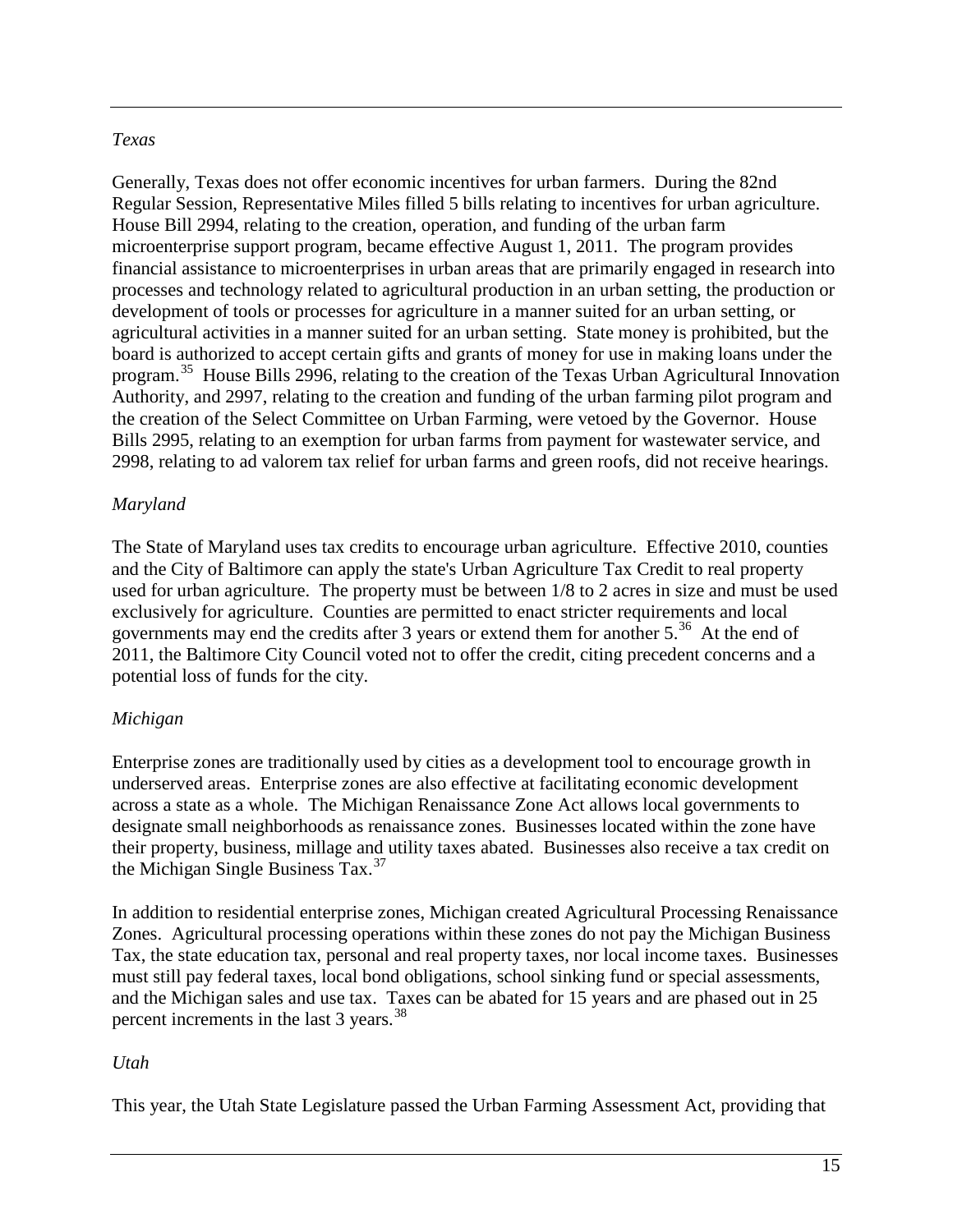*Texas*

Generally, Texas does not offer economic incentives for urban farmers. During the 82nd Regular Session, Representative Miles filled 5 bills relating to incentives for urban agriculture. House Bill 2994, relating to the creation, operation, and funding of the urban farm microenterprise support program, became effective August 1, 2011. The program provides financial assistance to microenterprises in urban areas that are primarily engaged in research into processes and technology related to agricultural production in an urban setting, the production or development of tools or processes for agriculture in a manner suited for an urban setting, or agricultural activities in a manner suited for an urban setting. State money is prohibited, but the board is authorized to accept certain gifts and grants of money for use in making loans under the program.[35] House Bills 2996, relating to the creation of the Texas Urban Agricultural Innovation Authority, and 2997, relating to the creation and funding of the urban farming pilot program and the creation of the Select Committee on Urban Farming, were vetoed by the Governor. House Bills 2995, relating to an exemption for urban farms from payment for wastewater service, and 2998, relating to ad valorem tax relief for urban farms and green roofs, did not receive hearings.

*Maryland*

The State of Maryland uses tax credits to encourage urban agriculture. Effective 2010, counties and the City of Baltimore can apply the state's Urban Agriculture Tax Credit to real property used for urban agriculture. The property must be between 1/8 to 2 acres in size and must be used exclusively for agriculture. Counties are permitted to enact stricter requirements and local governments may end the credits after 3 years or extend them for another 5.[36] At the end of 2011, the Baltimore City Council voted not to offer the credit, citing precedent concerns and a potential loss of funds for the city.

*Michigan*

Enterprise zones are traditionally used by cities as a development tool to encourage growth in underserved areas. Enterprise zones are also effective at facilitating economic development across a state as a whole. The Michigan Renaissance Zone Act allows local governments to designate small neighborhoods as renaissance zones. Businesses located within the zone have their property, business, millage and utility taxes abated. Businesses also receive a tax credit on the Michigan Single Business Tax.[37]

In addition to residential enterprise zones, Michigan created Agricultural Processing Renaissance Zones. Agricultural processing operations within these zones do not pay the Michigan Business Tax, the state education tax, personal and real property taxes, nor local income taxes. Businesses must still pay federal taxes, local bond obligations, school sinking fund or special assessments, and the Michigan sales and use tax. Taxes can be abated for 15 years and are phased out in 25 percent increments in the last 3 years.[38]

*Utah*

This year, the Utah State Legislature passed the Urban Farming Assessment Act, providing that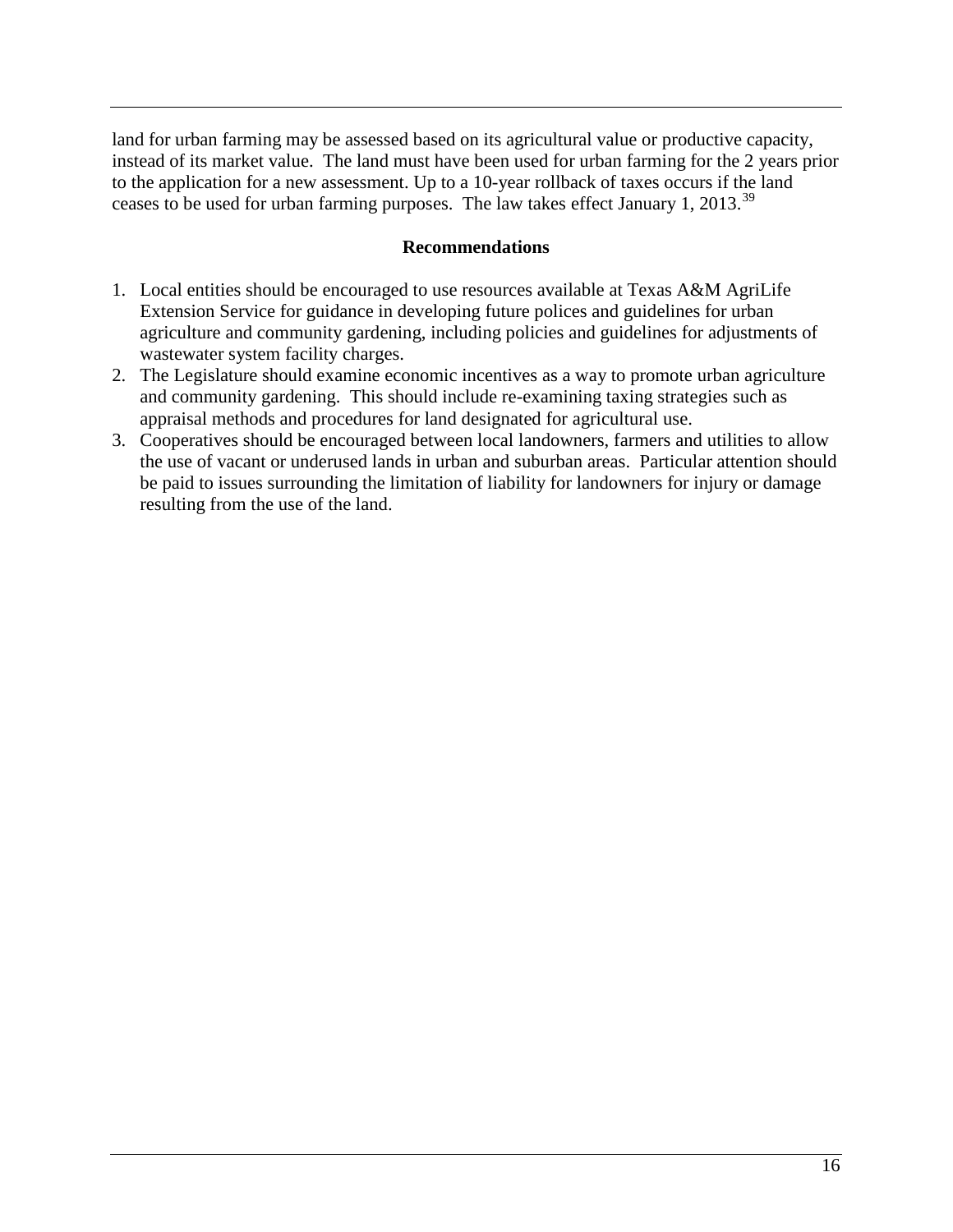land for urban farming may be assessed based on its agricultural value or productive capacity, instead of its market value. The land must have been used for urban farming for the 2 years prior to the application for a new assessment. Up to a 10-year rollback of taxes occurs if the land ceases to be used for urban farming purposes. The law takes effect January 1, 2013.[39]

### Recommendations

1. Local entities should be encouraged to use resources available at Texas A&M AgriLife Extension Service for guidance in developing future polices and guidelines for urban agriculture and community gardening, including policies and guidelines for adjustments of wastewater system facility charges.
2. The Legislature should examine economic incentives as a way to promote urban agriculture and community gardening. This should include re-examining taxing strategies such as appraisal methods and procedures for land designated for agricultural use.
3. Cooperatives should be encouraged between local landowners, farmers and utilities to allow the use of vacant or underused lands in urban and suburban areas. Particular attention should be paid to issues surrounding the limitation of liability for landowners for injury or damage resulting from the use of the land.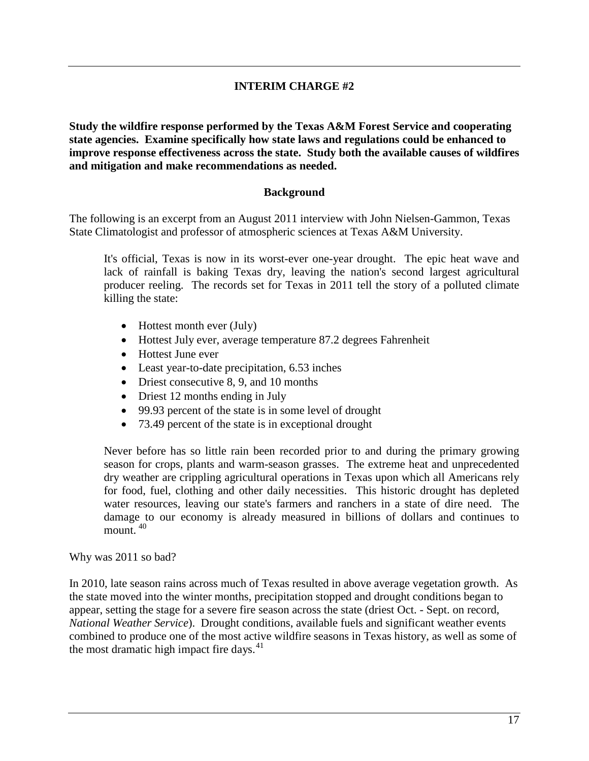## INTERIM CHARGE #2

**Study the wildfire response performed by the Texas A&M Forest Service and cooperating state agencies. Examine specifically how state laws and regulations could be enhanced to improve response effectiveness across the state. Study both the available causes of wildfires and mitigation and make recommendations as needed.**

### Background

The following is an excerpt from an August 2011 interview with John Nielsen-Gammon, Texas State Climatologist and professor of atmospheric sciences at Texas A&M University.

> It's official, Texas is now in its worst-ever one-year drought. The epic heat wave and lack of rainfall is baking Texas dry, leaving the nation's second largest agricultural producer reeling. The records set for Texas in 2011 tell the story of a polluted climate killing the state:
>
> - Hottest month ever (July)
> - Hottest July ever, average temperature 87.2 degrees Fahrenheit
> - Hottest June ever
> - Least year-to-date precipitation, 6.53 inches
> - Driest consecutive 8, 9, and 10 months
> - Driest 12 months ending in July
> - 99.93 percent of the state is in some level of drought
> - 73.49 percent of the state is in exceptional drought
>
> Never before has so little rain been recorded prior to and during the primary growing season for crops, plants and warm-season grasses. The extreme heat and unprecedented dry weather are crippling agricultural operations in Texas upon which all Americans rely for food, fuel, clothing and other daily necessities. This historic drought has depleted water resources, leaving our state's farmers and ranchers in a state of dire need. The damage to our economy is already measured in billions of dollars and continues to mount. [40]

Why was 2011 so bad?

In 2010, late season rains across much of Texas resulted in above average vegetation growth. As the state moved into the winter months, precipitation stopped and drought conditions began to appear, setting the stage for a severe fire season across the state (driest Oct. - Sept. on record, *National Weather Service*). Drought conditions, available fuels and significant weather events combined to produce one of the most active wildfire seasons in Texas history, as well as some of the most dramatic high impact fire days.[41]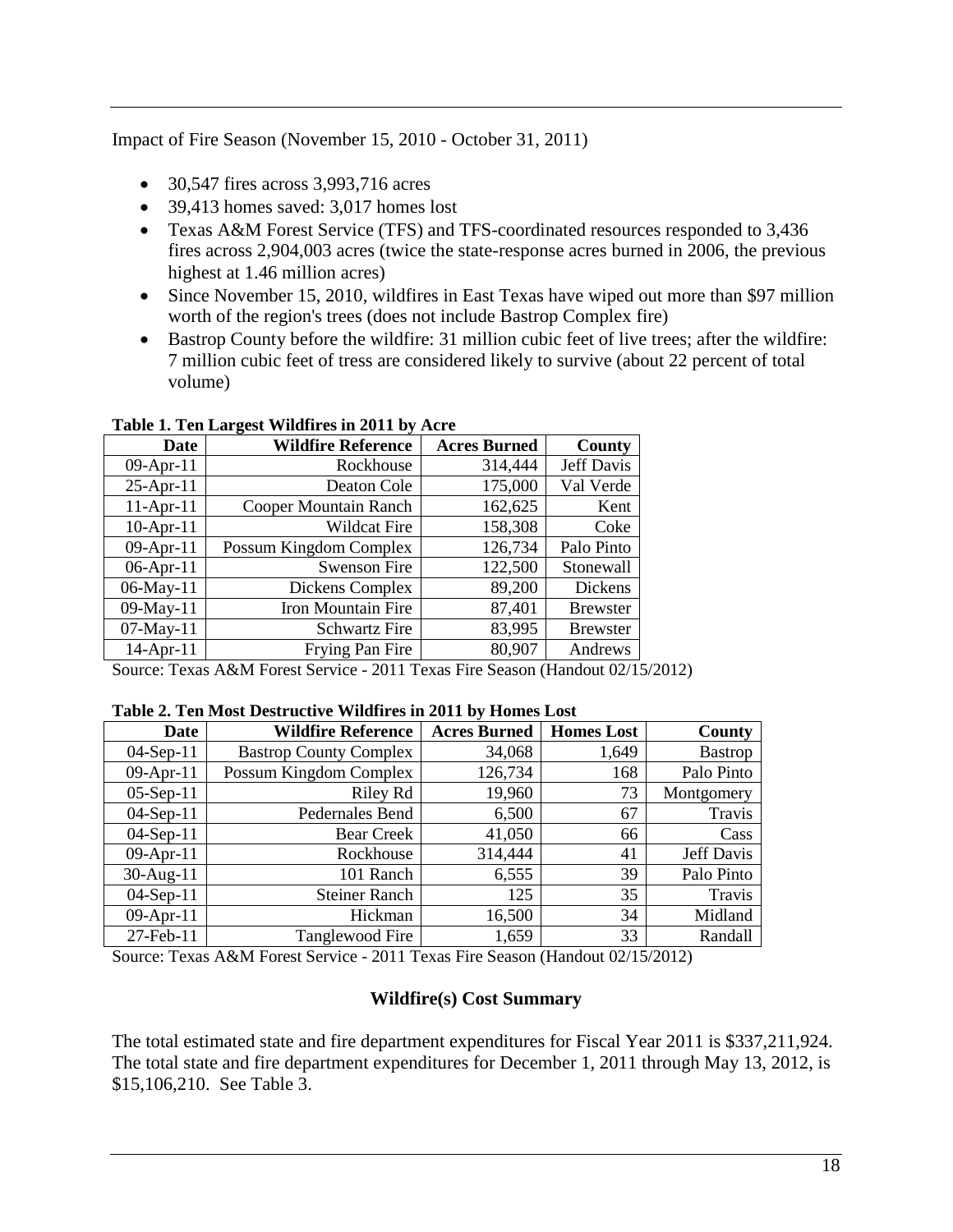Impact of Fire Season (November 15, 2010 - October 31, 2011)

- 30,547 fires across 3,993,716 acres
- 39,413 homes saved: 3,017 homes lost
- Texas A&M Forest Service (TFS) and TFS-coordinated resources responded to 3,436 fires across 2,904,003 acres (twice the state-response acres burned in 2006, the previous highest at 1.46 million acres)
- Since November 15, 2010, wildfires in East Texas have wiped out more than $97 million worth of the region's trees (does not include Bastrop Complex fire)
- Bastrop County before the wildfire: 31 million cubic feet of live trees; after the wildfire: 7 million cubic feet of tress are considered likely to survive (about 22 percent of total volume)

**Table 1. Ten Largest Wildfires in 2011 by Acre**

| Date | Wildfire Reference | Acres Burned | County |
|---|---|---|---|
| 09-Apr-11 | Rockhouse | 314,444 | Jeff Davis |
| 25-Apr-11 | Deaton Cole | 175,000 | Val Verde |
| 11-Apr-11 | Cooper Mountain Ranch | 162,625 | Kent |
| 10-Apr-11 | Wildcat Fire | 158,308 | Coke |
| 09-Apr-11 | Possum Kingdom Complex | 126,734 | Palo Pinto |
| 06-Apr-11 | Swenson Fire | 122,500 | Stonewall |
| 06-May-11 | Dickens Complex | 89,200 | Dickens |
| 09-May-11 | Iron Mountain Fire | 87,401 | Brewster |
| 07-May-11 | Schwartz Fire | 83,995 | Brewster |
| 14-Apr-11 | Frying Pan Fire | 80,907 | Andrews |

Source: Texas A&M Forest Service - 2011 Texas Fire Season (Handout 02/15/2012)

**Table 2. Ten Most Destructive Wildfires in 2011 by Homes Lost**

| Date | Wildfire Reference | Acres Burned | Homes Lost | County |
|---|---|---|---|---|
| 04-Sep-11 | Bastrop County Complex | 34,068 | 1,649 | Bastrop |
| 09-Apr-11 | Possum Kingdom Complex | 126,734 | 168 | Palo Pinto |
| 05-Sep-11 | Riley Rd | 19,960 | 73 | Montgomery |
| 04-Sep-11 | Pedernales Bend | 6,500 | 67 | Travis |
| 04-Sep-11 | Bear Creek | 41,050 | 66 | Cass |
| 09-Apr-11 | Rockhouse | 314,444 | 41 | Jeff Davis |
| 30-Aug-11 | 101 Ranch | 6,555 | 39 | Palo Pinto |
| 04-Sep-11 | Steiner Ranch | 125 | 35 | Travis |
| 09-Apr-11 | Hickman | 16,500 | 34 | Midland |
| 27-Feb-11 | Tanglewood Fire | 1,659 | 33 | Randall |

Source: Texas A&M Forest Service - 2011 Texas Fire Season (Handout 02/15/2012)

### Wildfire(s) Cost Summary

The total estimated state and fire department expenditures for Fiscal Year 2011 is $337,211,924. The total state and fire department expenditures for December 1, 2011 through May 13, 2012, is $15,106,210. See Table 3.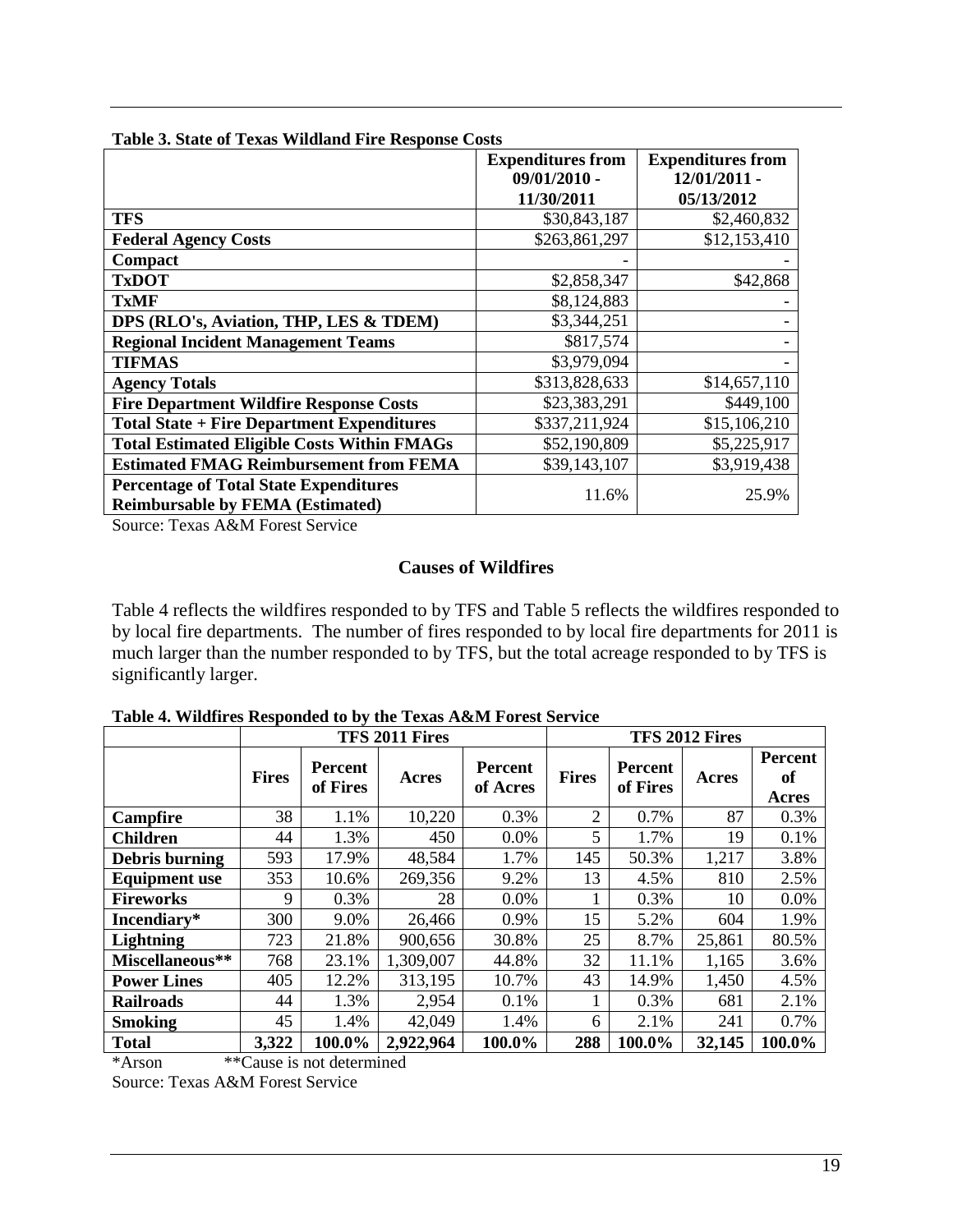**Table 3. State of Texas Wildland Fire Response Costs**

| | Expenditures from 09/01/2010 - 11/30/2011 | Expenditures from 12/01/2011 - 05/13/2012 |
|---|---|---|
| **TFS** | $30,843,187 | $2,460,832 |
| **Federal Agency Costs** | $263,861,297 | $12,153,410 |
| **Compact** | - | - |
| **TxDOT** | $2,858,347 | $42,868 |
| **TxMF** | $8,124,883 | - |
| **DPS (RLO's, Aviation, THP, LES & TDEM)** | $3,344,251 | - |
| **Regional Incident Management Teams** | $817,574 | - |
| **TIFMAS** | $3,979,094 | - |
| **Agency Totals** | $313,828,633 | $14,657,110 |
| **Fire Department Wildfire Response Costs** | $23,383,291 | $449,100 |
| **Total State + Fire Department Expenditures** | $337,211,924 | $15,106,210 |
| **Total Estimated Eligible Costs Within FMAGs** | $52,190,809 | $5,225,917 |
| **Estimated FMAG Reimbursement from FEMA** | $39,143,107 | $3,919,438 |
| **Percentage of Total State Expenditures Reimbursable by FEMA (Estimated)** | 11.6% | 25.9% |

Source: Texas A&M Forest Service

## Causes of Wildfires

Table 4 reflects the wildfires responded to by TFS and Table 5 reflects the wildfires responded to by local fire departments. The number of fires responded to by local fire departments for 2011 is much larger than the number responded to by TFS, but the total acreage responded to by TFS is significantly larger.

**Table 4. Wildfires Responded to by the Texas A&M Forest Service**

| | TFS 2011 Fires | | | | TFS 2012 Fires | | | |
|---|---|---|---|---|---|---|---|---|
| | **Fires** | **Percent of Fires** | **Acres** | **Percent of Acres** | **Fires** | **Percent of Fires** | **Acres** | **Percent of Acres** |
| **Campfire** | 38 | 1.1% | 10,220 | 0.3% | 2 | 0.7% | 87 | 0.3% |
| **Children** | 44 | 1.3% | 450 | 0.0% | 5 | 1.7% | 19 | 0.1% |
| **Debris burning** | 593 | 17.9% | 48,584 | 1.7% | 145 | 50.3% | 1,217 | 3.8% |
| **Equipment use** | 353 | 10.6% | 269,356 | 9.2% | 13 | 4.5% | 810 | 2.5% |
| **Fireworks** | 9 | 0.3% | 28 | 0.0% | 1 | 0.3% | 10 | 0.0% |
| **Incendiary*** | 300 | 9.0% | 26,466 | 0.9% | 15 | 5.2% | 604 | 1.9% |
| **Lightning** | 723 | 21.8% | 900,656 | 30.8% | 25 | 8.7% | 25,861 | 80.5% |
| **Miscellaneous**** | 768 | 23.1% | 1,309,007 | 44.8% | 32 | 11.1% | 1,165 | 3.6% |
| **Power Lines** | 405 | 12.2% | 313,195 | 10.7% | 43 | 14.9% | 1,450 | 4.5% |
| **Railroads** | 44 | 1.3% | 2,954 | 0.1% | 1 | 0.3% | 681 | 2.1% |
| **Smoking** | 45 | 1.4% | 42,049 | 1.4% | 6 | 2.1% | 241 | 0.7% |
| **Total** | **3,322** | **100.0%** | **2,922,964** | **100.0%** | **288** | **100.0%** | **32,145** | **100.0%** |

*Arson **Cause is not determined

Source: Texas A&M Forest Service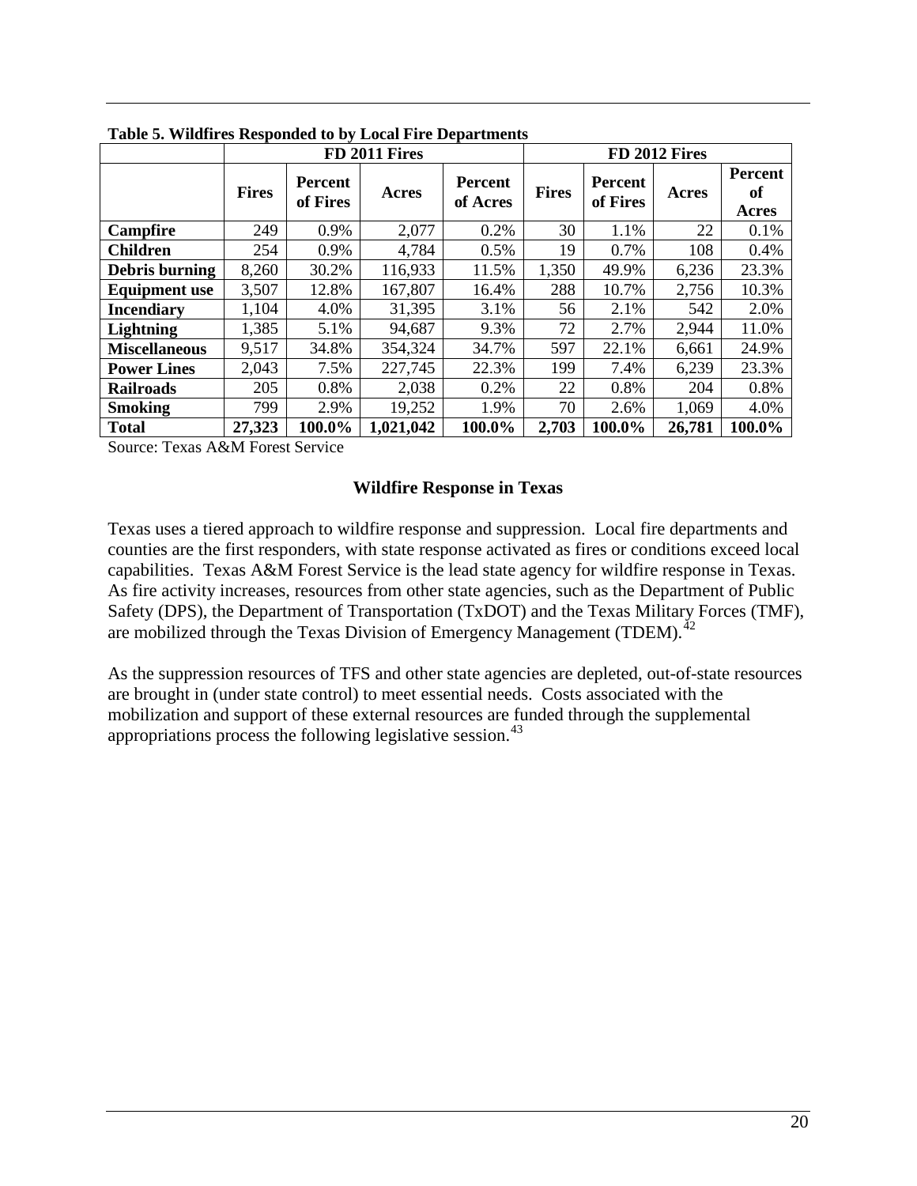**Table 5. Wildfires Responded to by Local Fire Departments**

| | FD 2011 Fires | | | | FD 2012 Fires | | | |
|---|---|---|---|---|---|---|---|---|
| | **Fires** | **Percent of Fires** | **Acres** | **Percent of Acres** | **Fires** | **Percent of Fires** | **Acres** | **Percent of Acres** |
| **Campfire** | 249 | 0.9% | 2,077 | 0.2% | 30 | 1.1% | 22 | 0.1% |
| **Children** | 254 | 0.9% | 4,784 | 0.5% | 19 | 0.7% | 108 | 0.4% |
| **Debris burning** | 8,260 | 30.2% | 116,933 | 11.5% | 1,350 | 49.9% | 6,236 | 23.3% |
| **Equipment use** | 3,507 | 12.8% | 167,807 | 16.4% | 288 | 10.7% | 2,756 | 10.3% |
| **Incendiary** | 1,104 | 4.0% | 31,395 | 3.1% | 56 | 2.1% | 542 | 2.0% |
| **Lightning** | 1,385 | 5.1% | 94,687 | 9.3% | 72 | 2.7% | 2,944 | 11.0% |
| **Miscellaneous** | 9,517 | 34.8% | 354,324 | 34.7% | 597 | 22.1% | 6,661 | 24.9% |
| **Power Lines** | 2,043 | 7.5% | 227,745 | 22.3% | 199 | 7.4% | 6,239 | 23.3% |
| **Railroads** | 205 | 0.8% | 2,038 | 0.2% | 22 | 0.8% | 204 | 0.8% |
| **Smoking** | 799 | 2.9% | 19,252 | 1.9% | 70 | 2.6% | 1,069 | 4.0% |
| **Total** | **27,323** | **100.0%** | **1,021,042** | **100.0%** | **2,703** | **100.0%** | **26,781** | **100.0%** |

Source: Texas A&M Forest Service

## Wildfire Response in Texas

Texas uses a tiered approach to wildfire response and suppression. Local fire departments and counties are the first responders, with state response activated as fires or conditions exceed local capabilities. Texas A&M Forest Service is the lead state agency for wildfire response in Texas. As fire activity increases, resources from other state agencies, such as the Department of Public Safety (DPS), the Department of Transportation (TxDOT) and the Texas Military Forces (TMF), are mobilized through the Texas Division of Emergency Management (TDEM).[42]

As the suppression resources of TFS and other state agencies are depleted, out-of-state resources are brought in (under state control) to meet essential needs. Costs associated with the mobilization and support of these external resources are funded through the supplemental appropriations process the following legislative session.[43]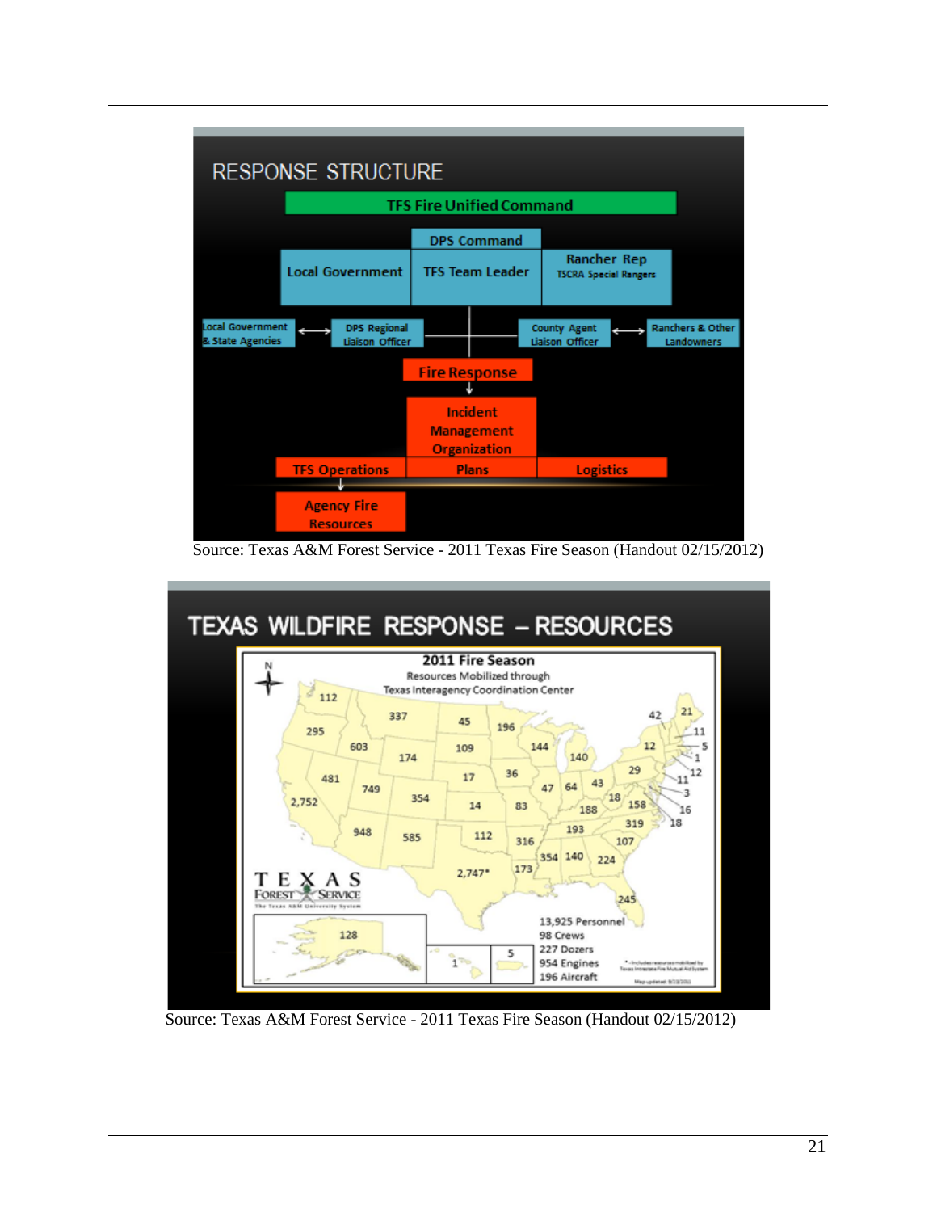## RESPONSE STRUCTURE

**TFS Fire Unified Command**

- DPS Command
- Local Government
- TFS Team Leader
- Rancher Rep – TSCRA Special Rangers

Local Government & State Agencies ⟷ DPS Regional Liaison Officer

County Agent Liaison Officer ⟷ Ranchers & Other Landowners

**Fire Response**

↓

**Incident Management Organization**

- TFS Operations
- Plans
- Logistics

TFS Operations ↓ Agency Fire Resources

Source: Texas A&M Forest Service - 2011 Texas Fire Season (Handout 02/15/2012)

## TEXAS WILDFIRE RESPONSE – RESOURCES

**2011 Fire Season**

Resources Mobilized through Texas Interagency Coordination Center

- 13,925 Personnel
- 98 Crews
- 227 Dozers
- 954 Engines
- 196 Aircraft

2,747* (Texas)

* - Includes resources mobilized by Texas Intrastate Fire Mutual Aid System

Map updated 9/23/2011

TEXAS FOREST SERVICE – The Texas A&M University System

Source: Texas A&M Forest Service - 2011 Texas Fire Season (Handout 02/15/2012)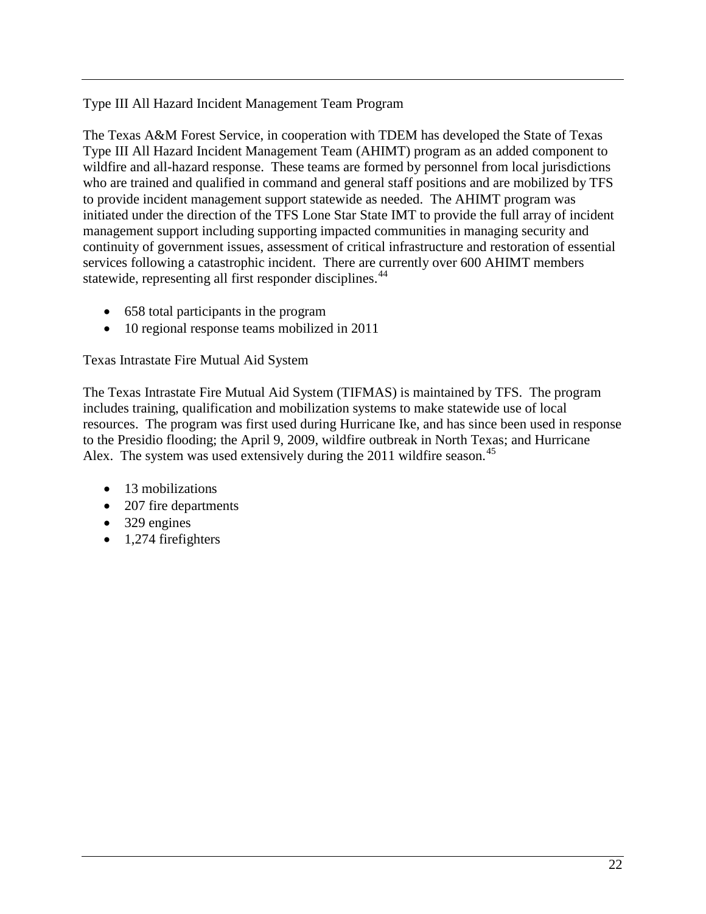Type III All Hazard Incident Management Team Program

The Texas A&M Forest Service, in cooperation with TDEM has developed the State of Texas Type III All Hazard Incident Management Team (AHIMT) program as an added component to wildfire and all-hazard response. These teams are formed by personnel from local jurisdictions who are trained and qualified in command and general staff positions and are mobilized by TFS to provide incident management support statewide as needed. The AHIMT program was initiated under the direction of the TFS Lone Star State IMT to provide the full array of incident management support including supporting impacted communities in managing security and continuity of government issues, assessment of critical infrastructure and restoration of essential services following a catastrophic incident. There are currently over 600 AHIMT members statewide, representing all first responder disciplines.[44]

- 658 total participants in the program
- 10 regional response teams mobilized in 2011

Texas Intrastate Fire Mutual Aid System

The Texas Intrastate Fire Mutual Aid System (TIFMAS) is maintained by TFS. The program includes training, qualification and mobilization systems to make statewide use of local resources. The program was first used during Hurricane Ike, and has since been used in response to the Presidio flooding; the April 9, 2009, wildfire outbreak in North Texas; and Hurricane Alex. The system was used extensively during the 2011 wildfire season.[45]

- 13 mobilizations
- 207 fire departments
- 329 engines
- 1,274 firefighters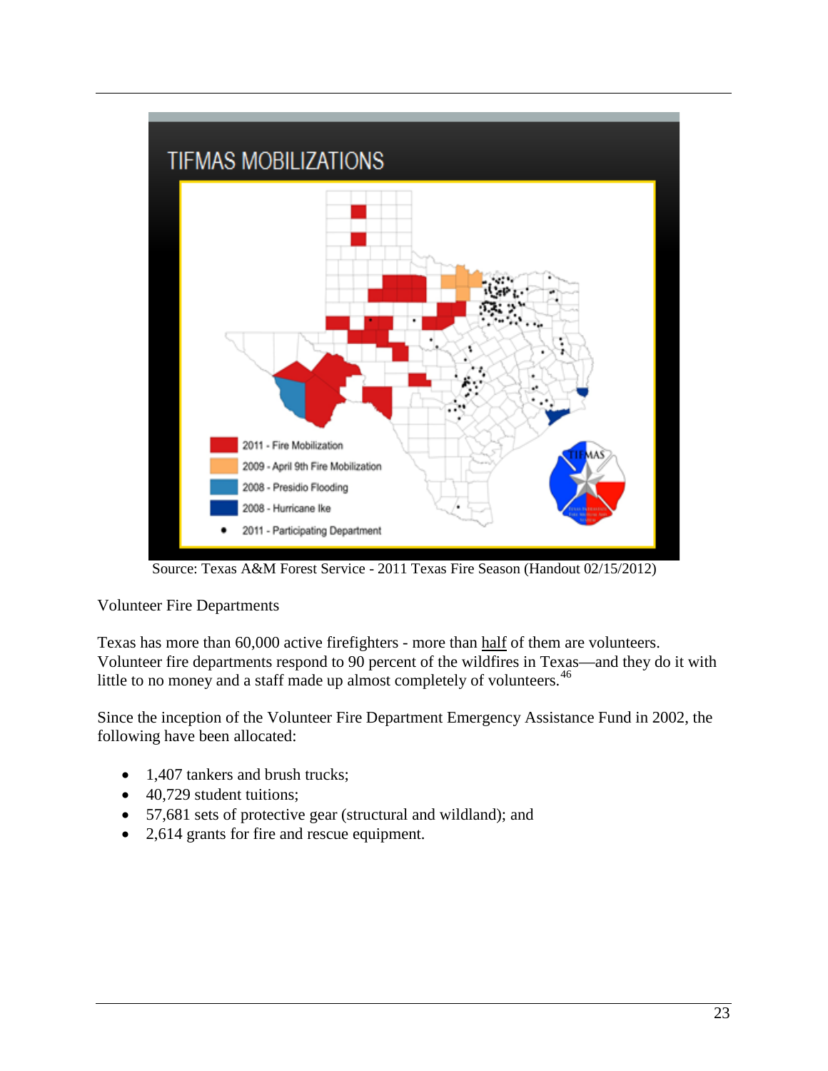Source: Texas A&M Forest Service - 2011 Texas Fire Season (Handout 02/15/2012)

Volunteer Fire Departments

Texas has more than 60,000 active firefighters - more than half of them are volunteers. Volunteer fire departments respond to 90 percent of the wildfires in Texas—and they do it with little to no money and a staff made up almost completely of volunteers.[46]

Since the inception of the Volunteer Fire Department Emergency Assistance Fund in 2002, the following have been allocated:

- 1,407 tankers and brush trucks;
- 40,729 student tuitions;
- 57,681 sets of protective gear (structural and wildland); and
- 2,614 grants for fire and rescue equipment.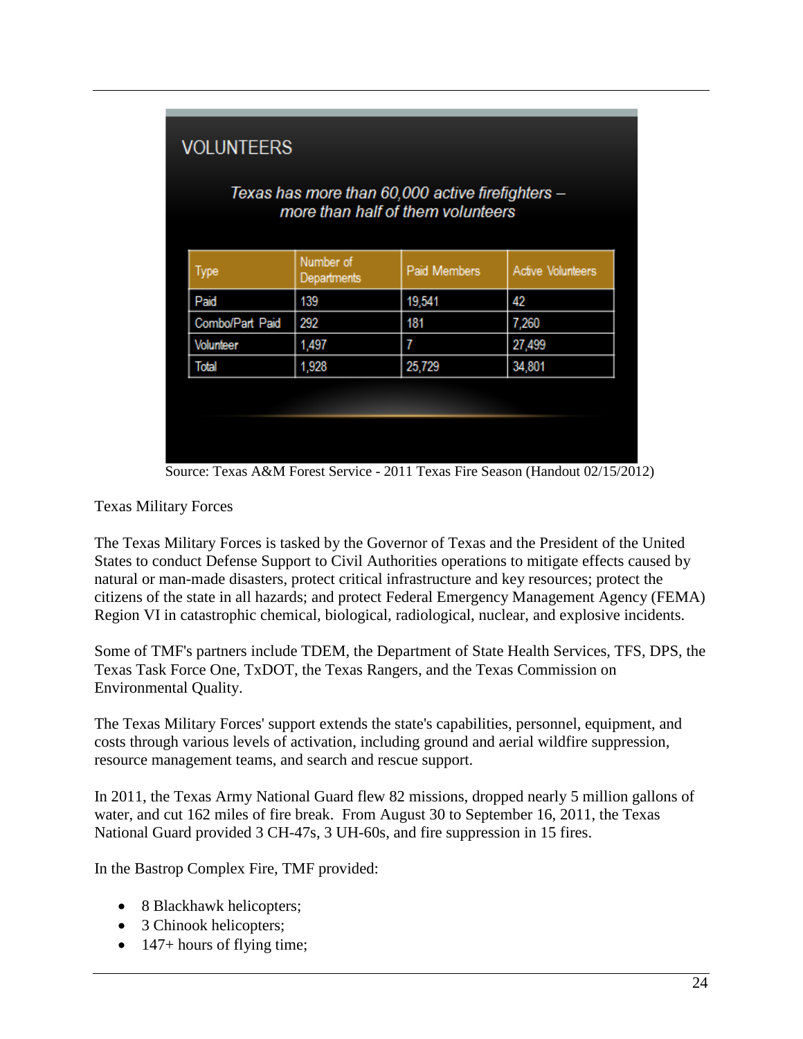VOLUNTEERS

*Texas has more than 60,000 active firefighters – more than half of them volunteers*

| Type | Number of Departments | Paid Members | Active Volunteers |
|---|---|---|---|
| Paid | 139 | 19,541 | 42 |
| Combo/Part Paid | 292 | 181 | 7,260 |
| Volunteer | 1,497 | 7 | 27,499 |
| Total | 1,928 | 25,729 | 34,801 |

Source: Texas A&M Forest Service - 2011 Texas Fire Season (Handout 02/15/2012)

Texas Military Forces

The Texas Military Forces is tasked by the Governor of Texas and the President of the United States to conduct Defense Support to Civil Authorities operations to mitigate effects caused by natural or man-made disasters, protect critical infrastructure and key resources; protect the citizens of the state in all hazards; and protect Federal Emergency Management Agency (FEMA) Region VI in catastrophic chemical, biological, radiological, nuclear, and explosive incidents.

Some of TMF's partners include TDEM, the Department of State Health Services, TFS, DPS, the Texas Task Force One, TxDOT, the Texas Rangers, and the Texas Commission on Environmental Quality.

The Texas Military Forces' support extends the state's capabilities, personnel, equipment, and costs through various levels of activation, including ground and aerial wildfire suppression, resource management teams, and search and rescue support.

In 2011, the Texas Army National Guard flew 82 missions, dropped nearly 5 million gallons of water, and cut 162 miles of fire break. From August 30 to September 16, 2011, the Texas National Guard provided 3 CH-47s, 3 UH-60s, and fire suppression in 15 fires.

In the Bastrop Complex Fire, TMF provided:

- 8 Blackhawk helicopters;
- 3 Chinook helicopters;
- 147+ hours of flying time;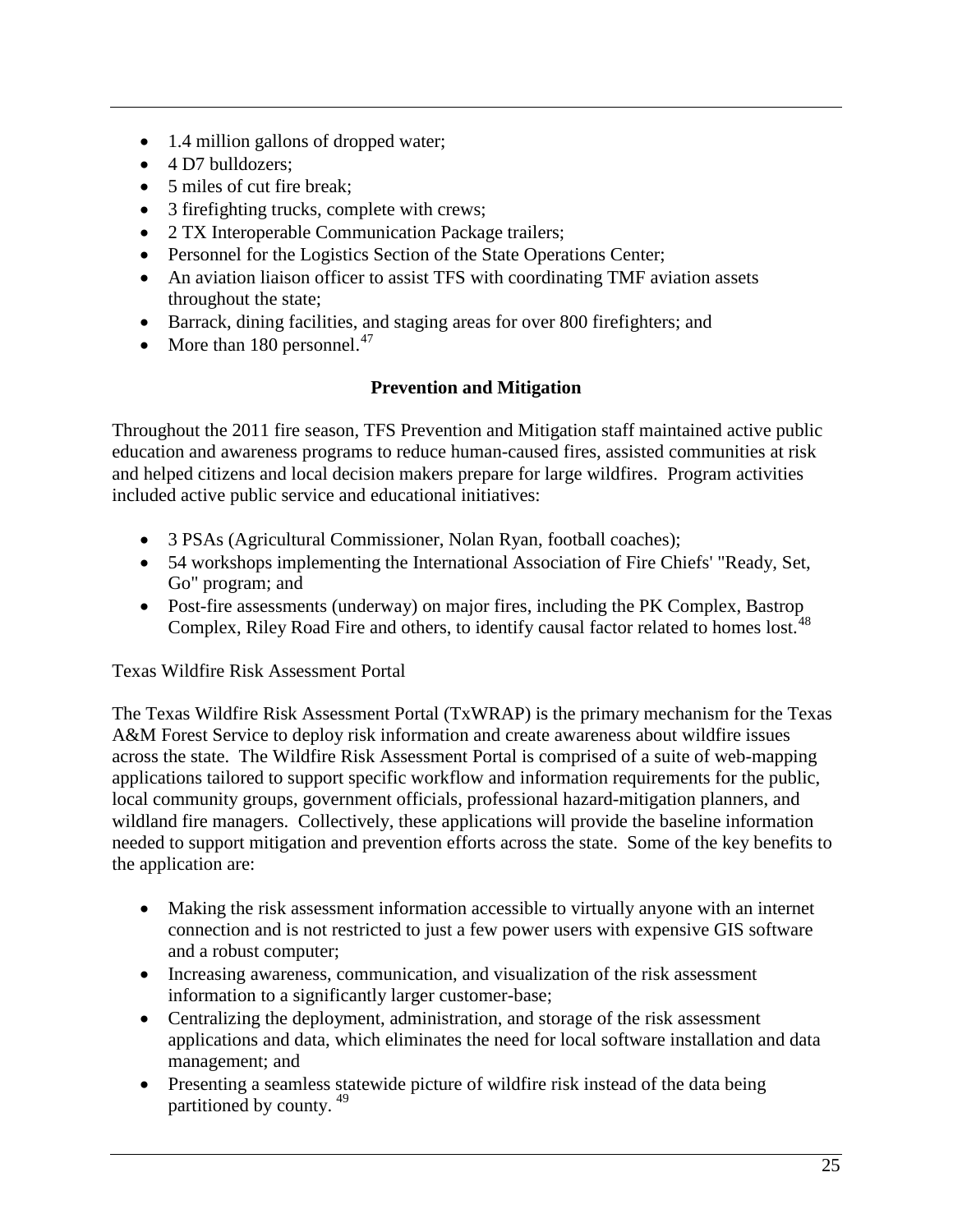- 1.4 million gallons of dropped water;
- 4 D7 bulldozers;
- 5 miles of cut fire break;
- 3 firefighting trucks, complete with crews;
- 2 TX Interoperable Communication Package trailers;
- Personnel for the Logistics Section of the State Operations Center;
- An aviation liaison officer to assist TFS with coordinating TMF aviation assets throughout the state;
- Barrack, dining facilities, and staging areas for over 800 firefighters; and
- More than 180 personnel.[47]

## Prevention and Mitigation

Throughout the 2011 fire season, TFS Prevention and Mitigation staff maintained active public education and awareness programs to reduce human-caused fires, assisted communities at risk and helped citizens and local decision makers prepare for large wildfires. Program activities included active public service and educational initiatives:

- 3 PSAs (Agricultural Commissioner, Nolan Ryan, football coaches);
- 54 workshops implementing the International Association of Fire Chiefs' "Ready, Set, Go" program; and
- Post-fire assessments (underway) on major fires, including the PK Complex, Bastrop Complex, Riley Road Fire and others, to identify causal factor related to homes lost.[48]

Texas Wildfire Risk Assessment Portal

The Texas Wildfire Risk Assessment Portal (TxWRAP) is the primary mechanism for the Texas A&M Forest Service to deploy risk information and create awareness about wildfire issues across the state. The Wildfire Risk Assessment Portal is comprised of a suite of web-mapping applications tailored to support specific workflow and information requirements for the public, local community groups, government officials, professional hazard-mitigation planners, and wildland fire managers. Collectively, these applications will provide the baseline information needed to support mitigation and prevention efforts across the state. Some of the key benefits to the application are:

- Making the risk assessment information accessible to virtually anyone with an internet connection and is not restricted to just a few power users with expensive GIS software and a robust computer;
- Increasing awareness, communication, and visualization of the risk assessment information to a significantly larger customer-base;
- Centralizing the deployment, administration, and storage of the risk assessment applications and data, which eliminates the need for local software installation and data management; and
- Presenting a seamless statewide picture of wildfire risk instead of the data being partitioned by county. [49]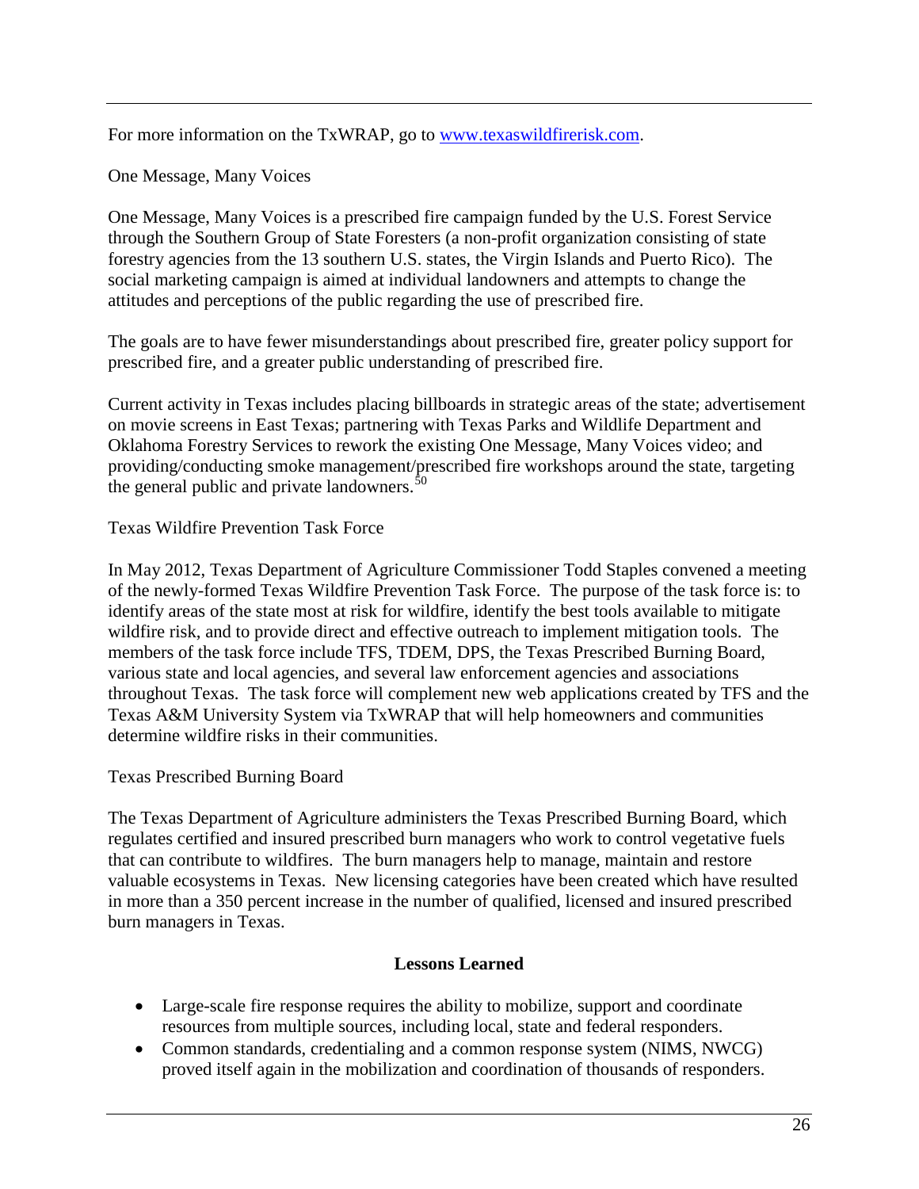For more information on the TxWRAP, go to www.texaswildfirerisk.com.

One Message, Many Voices

One Message, Many Voices is a prescribed fire campaign funded by the U.S. Forest Service through the Southern Group of State Foresters (a non-profit organization consisting of state forestry agencies from the 13 southern U.S. states, the Virgin Islands and Puerto Rico). The social marketing campaign is aimed at individual landowners and attempts to change the attitudes and perceptions of the public regarding the use of prescribed fire.

The goals are to have fewer misunderstandings about prescribed fire, greater policy support for prescribed fire, and a greater public understanding of prescribed fire.

Current activity in Texas includes placing billboards in strategic areas of the state; advertisement on movie screens in East Texas; partnering with Texas Parks and Wildlife Department and Oklahoma Forestry Services to rework the existing One Message, Many Voices video; and providing/conducting smoke management/prescribed fire workshops around the state, targeting the general public and private landowners.[50]

Texas Wildfire Prevention Task Force

In May 2012, Texas Department of Agriculture Commissioner Todd Staples convened a meeting of the newly-formed Texas Wildfire Prevention Task Force. The purpose of the task force is: to identify areas of the state most at risk for wildfire, identify the best tools available to mitigate wildfire risk, and to provide direct and effective outreach to implement mitigation tools. The members of the task force include TFS, TDEM, DPS, the Texas Prescribed Burning Board, various state and local agencies, and several law enforcement agencies and associations throughout Texas. The task force will complement new web applications created by TFS and the Texas A&M University System via TxWRAP that will help homeowners and communities determine wildfire risks in their communities.

Texas Prescribed Burning Board

The Texas Department of Agriculture administers the Texas Prescribed Burning Board, which regulates certified and insured prescribed burn managers who work to control vegetative fuels that can contribute to wildfires. The burn managers help to manage, maintain and restore valuable ecosystems in Texas. New licensing categories have been created which have resulted in more than a 350 percent increase in the number of qualified, licensed and insured prescribed burn managers in Texas.

## Lessons Learned

- Large-scale fire response requires the ability to mobilize, support and coordinate resources from multiple sources, including local, state and federal responders.
- Common standards, credentialing and a common response system (NIMS, NWCG) proved itself again in the mobilization and coordination of thousands of responders.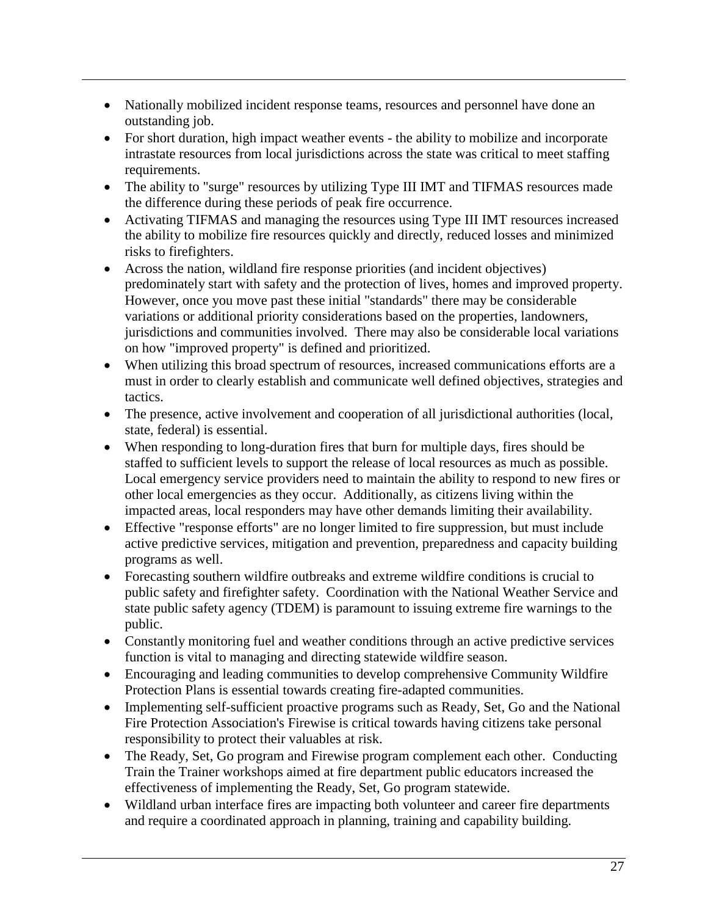- Nationally mobilized incident response teams, resources and personnel have done an outstanding job.
- For short duration, high impact weather events - the ability to mobilize and incorporate intrastate resources from local jurisdictions across the state was critical to meet staffing requirements.
- The ability to "surge" resources by utilizing Type III IMT and TIFMAS resources made the difference during these periods of peak fire occurrence.
- Activating TIFMAS and managing the resources using Type III IMT resources increased the ability to mobilize fire resources quickly and directly, reduced losses and minimized risks to firefighters.
- Across the nation, wildland fire response priorities (and incident objectives) predominately start with safety and the protection of lives, homes and improved property. However, once you move past these initial "standards" there may be considerable variations or additional priority considerations based on the properties, landowners, jurisdictions and communities involved. There may also be considerable local variations on how "improved property" is defined and prioritized.
- When utilizing this broad spectrum of resources, increased communications efforts are a must in order to clearly establish and communicate well defined objectives, strategies and tactics.
- The presence, active involvement and cooperation of all jurisdictional authorities (local, state, federal) is essential.
- When responding to long-duration fires that burn for multiple days, fires should be staffed to sufficient levels to support the release of local resources as much as possible. Local emergency service providers need to maintain the ability to respond to new fires or other local emergencies as they occur. Additionally, as citizens living within the impacted areas, local responders may have other demands limiting their availability.
- Effective "response efforts" are no longer limited to fire suppression, but must include active predictive services, mitigation and prevention, preparedness and capacity building programs as well.
- Forecasting southern wildfire outbreaks and extreme wildfire conditions is crucial to public safety and firefighter safety. Coordination with the National Weather Service and state public safety agency (TDEM) is paramount to issuing extreme fire warnings to the public.
- Constantly monitoring fuel and weather conditions through an active predictive services function is vital to managing and directing statewide wildfire season.
- Encouraging and leading communities to develop comprehensive Community Wildfire Protection Plans is essential towards creating fire-adapted communities.
- Implementing self-sufficient proactive programs such as Ready, Set, Go and the National Fire Protection Association's Firewise is critical towards having citizens take personal responsibility to protect their valuables at risk.
- The Ready, Set, Go program and Firewise program complement each other. Conducting Train the Trainer workshops aimed at fire department public educators increased the effectiveness of implementing the Ready, Set, Go program statewide.
- Wildland urban interface fires are impacting both volunteer and career fire departments and require a coordinated approach in planning, training and capability building.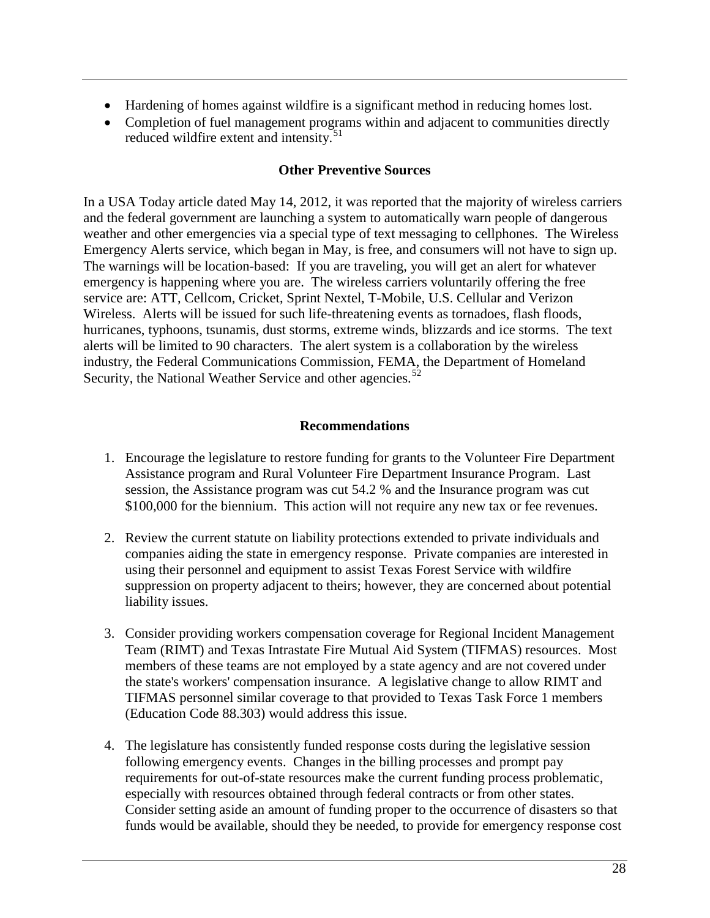- Hardening of homes against wildfire is a significant method in reducing homes lost.
- Completion of fuel management programs within and adjacent to communities directly reduced wildfire extent and intensity.[51]

## Other Preventive Sources

In a USA Today article dated May 14, 2012, it was reported that the majority of wireless carriers and the federal government are launching a system to automatically warn people of dangerous weather and other emergencies via a special type of text messaging to cellphones. The Wireless Emergency Alerts service, which began in May, is free, and consumers will not have to sign up. The warnings will be location-based: If you are traveling, you will get an alert for whatever emergency is happening where you are. The wireless carriers voluntarily offering the free service are: ATT, Cellcom, Cricket, Sprint Nextel, T-Mobile, U.S. Cellular and Verizon Wireless. Alerts will be issued for such life-threatening events as tornadoes, flash floods, hurricanes, typhoons, tsunamis, dust storms, extreme winds, blizzards and ice storms. The text alerts will be limited to 90 characters. The alert system is a collaboration by the wireless industry, the Federal Communications Commission, FEMA, the Department of Homeland Security, the National Weather Service and other agencies.[52]

## Recommendations

1. Encourage the legislature to restore funding for grants to the Volunteer Fire Department Assistance program and Rural Volunteer Fire Department Insurance Program. Last session, the Assistance program was cut 54.2 % and the Insurance program was cut \$100,000 for the biennium. This action will not require any new tax or fee revenues.

2. Review the current statute on liability protections extended to private individuals and companies aiding the state in emergency response. Private companies are interested in using their personnel and equipment to assist Texas Forest Service with wildfire suppression on property adjacent to theirs; however, they are concerned about potential liability issues.

3. Consider providing workers compensation coverage for Regional Incident Management Team (RIMT) and Texas Intrastate Fire Mutual Aid System (TIFMAS) resources. Most members of these teams are not employed by a state agency and are not covered under the state's workers' compensation insurance. A legislative change to allow RIMT and TIFMAS personnel similar coverage to that provided to Texas Task Force 1 members (Education Code 88.303) would address this issue.

4. The legislature has consistently funded response costs during the legislative session following emergency events. Changes in the billing processes and prompt pay requirements for out-of-state resources make the current funding process problematic, especially with resources obtained through federal contracts or from other states. Consider setting aside an amount of funding proper to the occurrence of disasters so that funds would be available, should they be needed, to provide for emergency response cost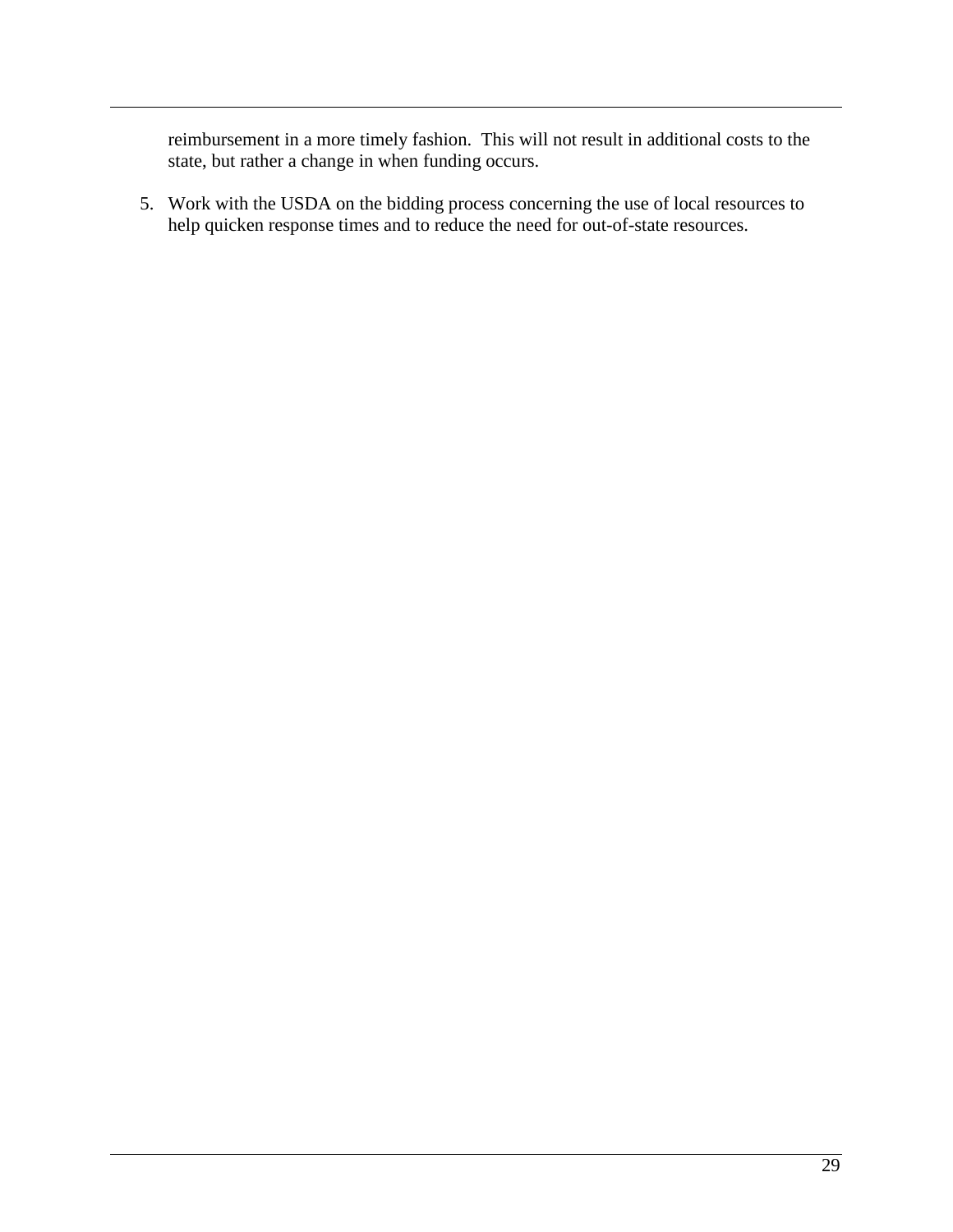reimbursement in a more timely fashion.  This will not result in additional costs to the state, but rather a change in when funding occurs.

5. Work with the USDA on the bidding process concerning the use of local resources to help quicken response times and to reduce the need for out-of-state resources.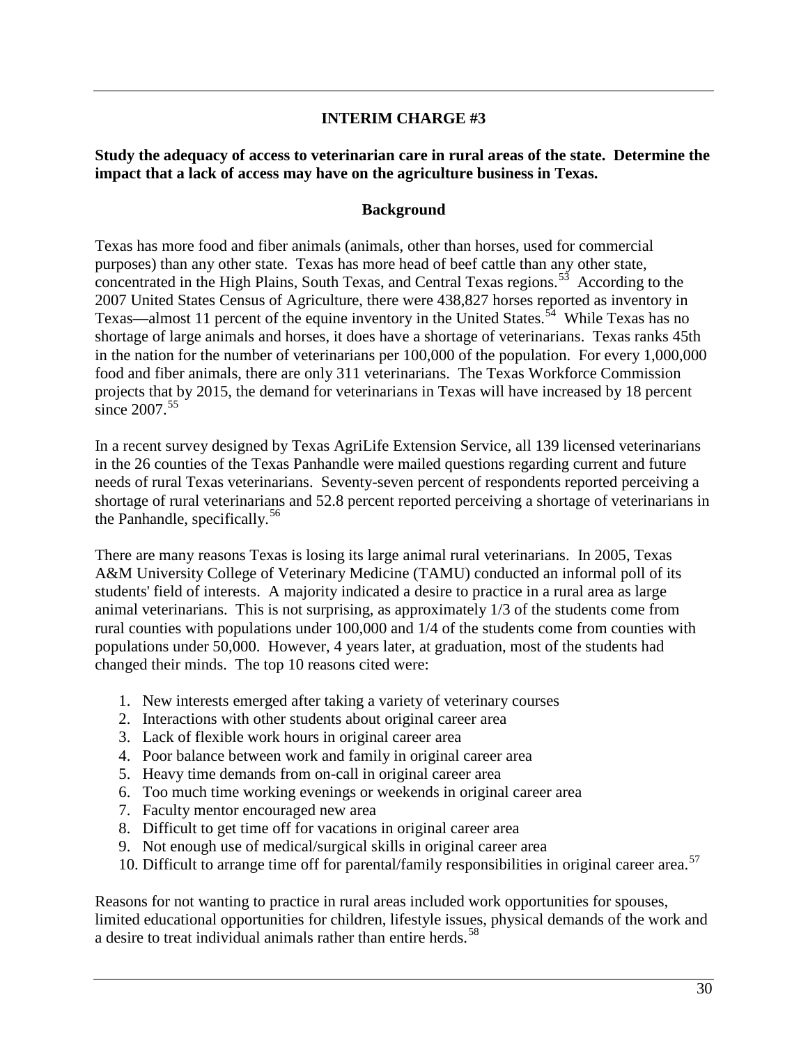## INTERIM CHARGE #3

**Study the adequacy of access to veterinarian care in rural areas of the state. Determine the impact that a lack of access may have on the agriculture business in Texas.**

### Background

Texas has more food and fiber animals (animals, other than horses, used for commercial purposes) than any other state. Texas has more head of beef cattle than any other state, concentrated in the High Plains, South Texas, and Central Texas regions.[53] According to the 2007 United States Census of Agriculture, there were 438,827 horses reported as inventory in Texas—almost 11 percent of the equine inventory in the United States.[54] While Texas has no shortage of large animals and horses, it does have a shortage of veterinarians. Texas ranks 45th in the nation for the number of veterinarians per 100,000 of the population. For every 1,000,000 food and fiber animals, there are only 311 veterinarians. The Texas Workforce Commission projects that by 2015, the demand for veterinarians in Texas will have increased by 18 percent since 2007.[55]

In a recent survey designed by Texas AgriLife Extension Service, all 139 licensed veterinarians in the 26 counties of the Texas Panhandle were mailed questions regarding current and future needs of rural Texas veterinarians. Seventy-seven percent of respondents reported perceiving a shortage of rural veterinarians and 52.8 percent reported perceiving a shortage of veterinarians in the Panhandle, specifically.[56]

There are many reasons Texas is losing its large animal rural veterinarians. In 2005, Texas A&M University College of Veterinary Medicine (TAMU) conducted an informal poll of its students' field of interests. A majority indicated a desire to practice in a rural area as large animal veterinarians. This is not surprising, as approximately 1/3 of the students come from rural counties with populations under 100,000 and 1/4 of the students come from counties with populations under 50,000. However, 4 years later, at graduation, most of the students had changed their minds. The top 10 reasons cited were:

1. New interests emerged after taking a variety of veterinary courses
2. Interactions with other students about original career area
3. Lack of flexible work hours in original career area
4. Poor balance between work and family in original career area
5. Heavy time demands from on-call in original career area
6. Too much time working evenings or weekends in original career area
7. Faculty mentor encouraged new area
8. Difficult to get time off for vacations in original career area
9. Not enough use of medical/surgical skills in original career area
10. Difficult to arrange time off for parental/family responsibilities in original career area.[57]

Reasons for not wanting to practice in rural areas included work opportunities for spouses, limited educational opportunities for children, lifestyle issues, physical demands of the work and a desire to treat individual animals rather than entire herds.[58]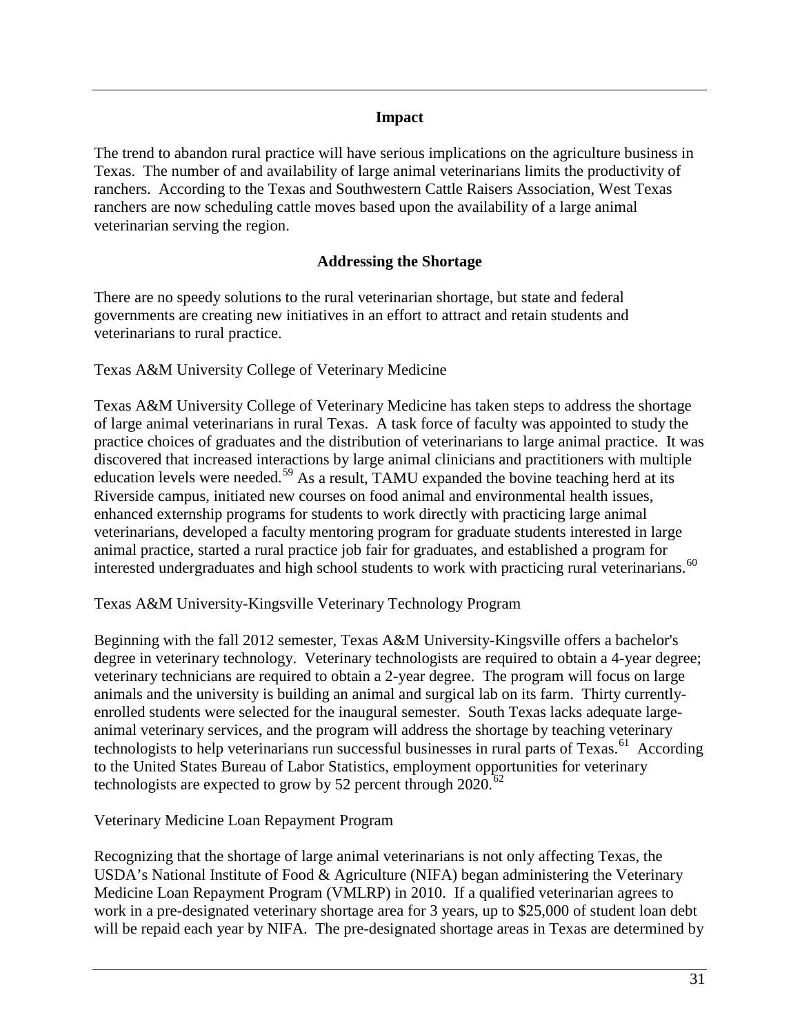## Impact

The trend to abandon rural practice will have serious implications on the agriculture business in Texas. The number of and availability of large animal veterinarians limits the productivity of ranchers. According to the Texas and Southwestern Cattle Raisers Association, West Texas ranchers are now scheduling cattle moves based upon the availability of a large animal veterinarian serving the region.

## Addressing the Shortage

There are no speedy solutions to the rural veterinarian shortage, but state and federal governments are creating new initiatives in an effort to attract and retain students and veterinarians to rural practice.

Texas A&M University College of Veterinary Medicine

Texas A&M University College of Veterinary Medicine has taken steps to address the shortage of large animal veterinarians in rural Texas. A task force of faculty was appointed to study the practice choices of graduates and the distribution of veterinarians to large animal practice. It was discovered that increased interactions by large animal clinicians and practitioners with multiple education levels were needed.[59] As a result, TAMU expanded the bovine teaching herd at its Riverside campus, initiated new courses on food animal and environmental health issues, enhanced externship programs for students to work directly with practicing large animal veterinarians, developed a faculty mentoring program for graduate students interested in large animal practice, started a rural practice job fair for graduates, and established a program for interested undergraduates and high school students to work with practicing rural veterinarians.[60]

Texas A&M University-Kingsville Veterinary Technology Program

Beginning with the fall 2012 semester, Texas A&M University-Kingsville offers a bachelor's degree in veterinary technology. Veterinary technologists are required to obtain a 4-year degree; veterinary technicians are required to obtain a 2-year degree. The program will focus on large animals and the university is building an animal and surgical lab on its farm. Thirty currently-enrolled students were selected for the inaugural semester. South Texas lacks adequate large-animal veterinary services, and the program will address the shortage by teaching veterinary technologists to help veterinarians run successful businesses in rural parts of Texas.[61] According to the United States Bureau of Labor Statistics, employment opportunities for veterinary technologists are expected to grow by 52 percent through 2020.[62]

Veterinary Medicine Loan Repayment Program

Recognizing that the shortage of large animal veterinarians is not only affecting Texas, the USDA's National Institute of Food & Agriculture (NIFA) began administering the Veterinary Medicine Loan Repayment Program (VMLRP) in 2010. If a qualified veterinarian agrees to work in a pre-designated veterinary shortage area for 3 years, up to $25,000 of student loan debt will be repaid each year by NIFA. The pre-designated shortage areas in Texas are determined by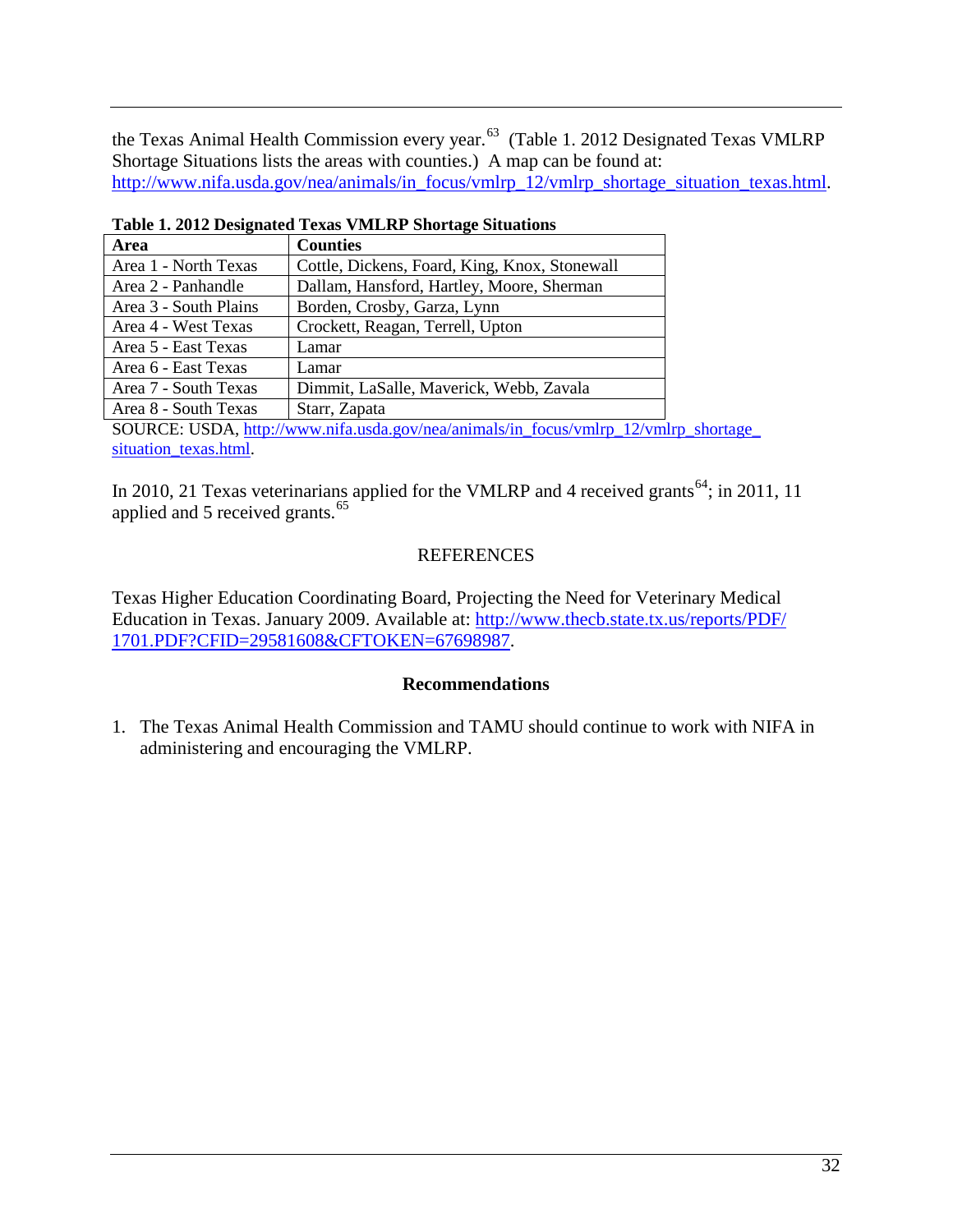the Texas Animal Health Commission every year.[63] (Table 1. 2012 Designated Texas VMLRP Shortage Situations lists the areas with counties.) A map can be found at: http://www.nifa.usda.gov/nea/animals/in_focus/vmlrp_12/vmlrp_shortage_situation_texas.html.

**Table 1. 2012 Designated Texas VMLRP Shortage Situations**

| Area | Counties |
| --- | --- |
| Area 1 - North Texas | Cottle, Dickens, Foard, King, Knox, Stonewall |
| Area 2 - Panhandle | Dallam, Hansford, Hartley, Moore, Sherman |
| Area 3 - South Plains | Borden, Crosby, Garza, Lynn |
| Area 4 - West Texas | Crockett, Reagan, Terrell, Upton |
| Area 5 - East Texas | Lamar |
| Area 6 - East Texas | Lamar |
| Area 7 - South Texas | Dimmit, LaSalle, Maverick, Webb, Zavala |
| Area 8 - South Texas | Starr, Zapata |

SOURCE: USDA, http://www.nifa.usda.gov/nea/animals/in_focus/vmlrp_12/vmlrp_shortage_situation_texas.html.

In 2010, 21 Texas veterinarians applied for the VMLRP and 4 received grants[64]; in 2011, 11 applied and 5 received grants.[65]

REFERENCES

Texas Higher Education Coordinating Board, Projecting the Need for Veterinary Medical Education in Texas. January 2009. Available at: http://www.thecb.state.tx.us/reports/PDF/1701.PDF?CFID=29581608&CFTOKEN=67698987.

## Recommendations

1. The Texas Animal Health Commission and TAMU should continue to work with NIFA in administering and encouraging the VMLRP.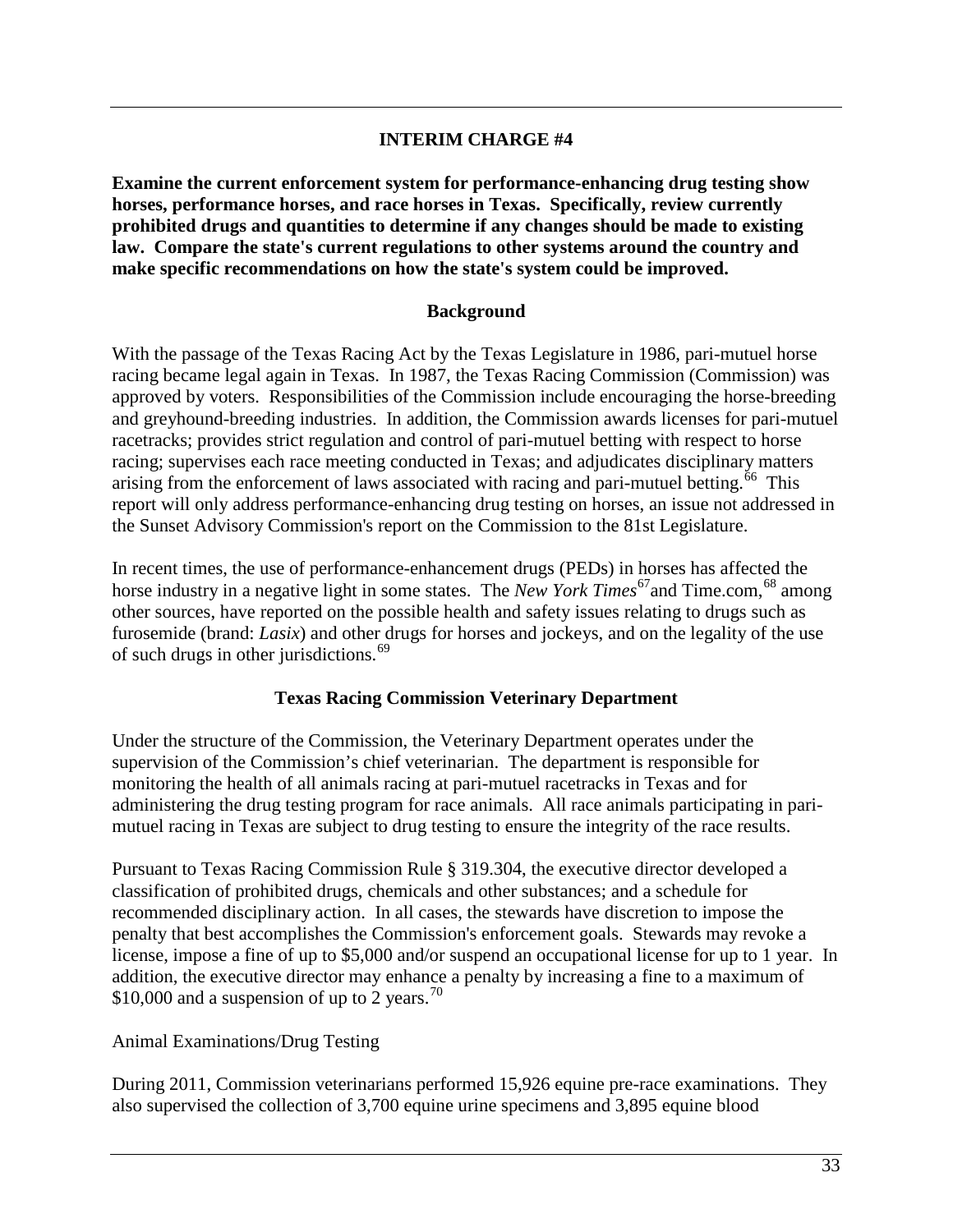## INTERIM CHARGE #4

**Examine the current enforcement system for performance-enhancing drug testing show horses, performance horses, and race horses in Texas. Specifically, review currently prohibited drugs and quantities to determine if any changes should be made to existing law. Compare the state's current regulations to other systems around the country and make specific recommendations on how the state's system could be improved.**

### Background

With the passage of the Texas Racing Act by the Texas Legislature in 1986, pari-mutuel horse racing became legal again in Texas. In 1987, the Texas Racing Commission (Commission) was approved by voters. Responsibilities of the Commission include encouraging the horse-breeding and greyhound-breeding industries. In addition, the Commission awards licenses for pari-mutuel racetracks; provides strict regulation and control of pari-mutuel betting with respect to horse racing; supervises each race meeting conducted in Texas; and adjudicates disciplinary matters arising from the enforcement of laws associated with racing and pari-mutuel betting.[66] This report will only address performance-enhancing drug testing on horses, an issue not addressed in the Sunset Advisory Commission's report on the Commission to the 81st Legislature.

In recent times, the use of performance-enhancement drugs (PEDs) in horses has affected the horse industry in a negative light in some states. The *New York Times*[67] and Time.com,[68] among other sources, have reported on the possible health and safety issues relating to drugs such as furosemide (brand: *Lasix*) and other drugs for horses and jockeys, and on the legality of the use of such drugs in other jurisdictions.[69]

### Texas Racing Commission Veterinary Department

Under the structure of the Commission, the Veterinary Department operates under the supervision of the Commission's chief veterinarian. The department is responsible for monitoring the health of all animals racing at pari-mutuel racetracks in Texas and for administering the drug testing program for race animals. All race animals participating in pari-mutuel racing in Texas are subject to drug testing to ensure the integrity of the race results.

Pursuant to Texas Racing Commission Rule § 319.304, the executive director developed a classification of prohibited drugs, chemicals and other substances; and a schedule for recommended disciplinary action. In all cases, the stewards have discretion to impose the penalty that best accomplishes the Commission's enforcement goals. Stewards may revoke a license, impose a fine of up to $5,000 and/or suspend an occupational license for up to 1 year. In addition, the executive director may enhance a penalty by increasing a fine to a maximum of $10,000 and a suspension of up to 2 years.[70]

Animal Examinations/Drug Testing

During 2011, Commission veterinarians performed 15,926 equine pre-race examinations. They also supervised the collection of 3,700 equine urine specimens and 3,895 equine blood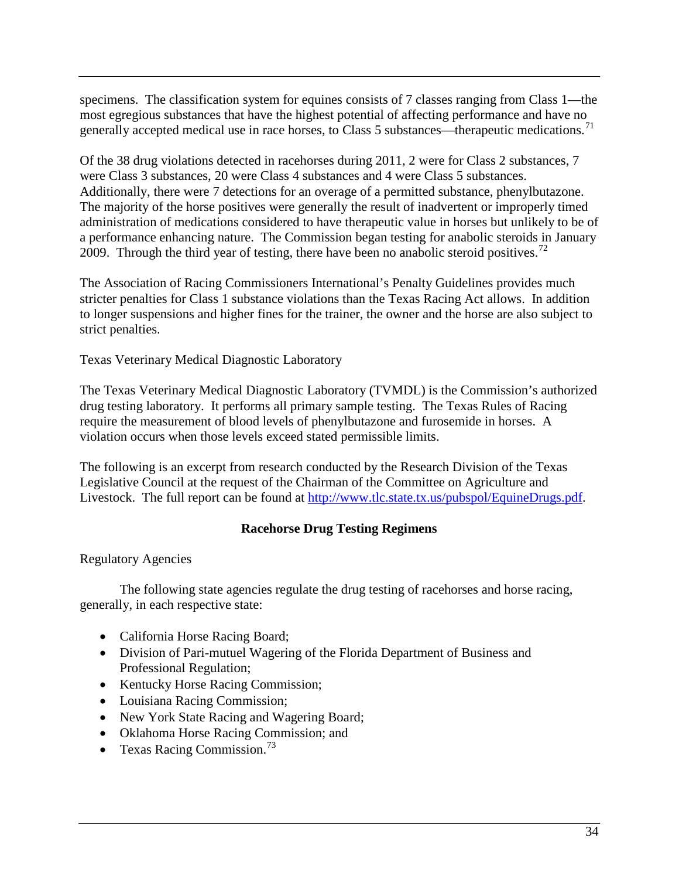specimens. The classification system for equines consists of 7 classes ranging from Class 1—the most egregious substances that have the highest potential of affecting performance and have no generally accepted medical use in race horses, to Class 5 substances—therapeutic medications.[71]

Of the 38 drug violations detected in racehorses during 2011, 2 were for Class 2 substances, 7 were Class 3 substances, 20 were Class 4 substances and 4 were Class 5 substances. Additionally, there were 7 detections for an overage of a permitted substance, phenylbutazone. The majority of the horse positives were generally the result of inadvertent or improperly timed administration of medications considered to have therapeutic value in horses but unlikely to be of a performance enhancing nature. The Commission began testing for anabolic steroids in January 2009. Through the third year of testing, there have been no anabolic steroid positives.[72]

The Association of Racing Commissioners International's Penalty Guidelines provides much stricter penalties for Class 1 substance violations than the Texas Racing Act allows. In addition to longer suspensions and higher fines for the trainer, the owner and the horse are also subject to strict penalties.

Texas Veterinary Medical Diagnostic Laboratory

The Texas Veterinary Medical Diagnostic Laboratory (TVMDL) is the Commission's authorized drug testing laboratory. It performs all primary sample testing. The Texas Rules of Racing require the measurement of blood levels of phenylbutazone and furosemide in horses. A violation occurs when those levels exceed stated permissible limits.

The following is an excerpt from research conducted by the Research Division of the Texas Legislative Council at the request of the Chairman of the Committee on Agriculture and Livestock. The full report can be found at http://www.tlc.state.tx.us/pubspol/EquineDrugs.pdf.

## Racehorse Drug Testing Regimens

Regulatory Agencies

The following state agencies regulate the drug testing of racehorses and horse racing, generally, in each respective state:

- California Horse Racing Board;
- Division of Pari-mutuel Wagering of the Florida Department of Business and Professional Regulation;
- Kentucky Horse Racing Commission;
- Louisiana Racing Commission;
- New York State Racing and Wagering Board;
- Oklahoma Horse Racing Commission; and
- Texas Racing Commission.[73]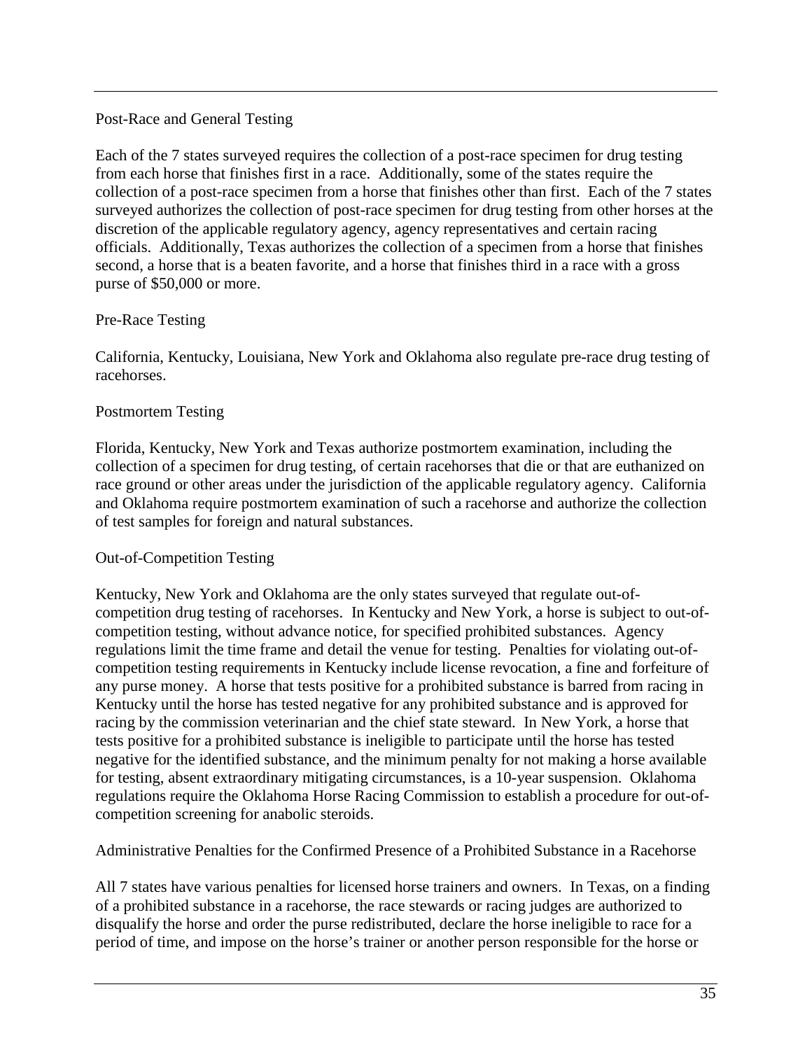Post-Race and General Testing

Each of the 7 states surveyed requires the collection of a post-race specimen for drug testing from each horse that finishes first in a race. Additionally, some of the states require the collection of a post-race specimen from a horse that finishes other than first. Each of the 7 states surveyed authorizes the collection of post-race specimen for drug testing from other horses at the discretion of the applicable regulatory agency, agency representatives and certain racing officials. Additionally, Texas authorizes the collection of a specimen from a horse that finishes second, a horse that is a beaten favorite, and a horse that finishes third in a race with a gross purse of $50,000 or more.

Pre-Race Testing

California, Kentucky, Louisiana, New York and Oklahoma also regulate pre-race drug testing of racehorses.

Postmortem Testing

Florida, Kentucky, New York and Texas authorize postmortem examination, including the collection of a specimen for drug testing, of certain racehorses that die or that are euthanized on race ground or other areas under the jurisdiction of the applicable regulatory agency. California and Oklahoma require postmortem examination of such a racehorse and authorize the collection of test samples for foreign and natural substances.

Out-of-Competition Testing

Kentucky, New York and Oklahoma are the only states surveyed that regulate out-of-competition drug testing of racehorses. In Kentucky and New York, a horse is subject to out-of-competition testing, without advance notice, for specified prohibited substances. Agency regulations limit the time frame and detail the venue for testing. Penalties for violating out-of-competition testing requirements in Kentucky include license revocation, a fine and forfeiture of any purse money. A horse that tests positive for a prohibited substance is barred from racing in Kentucky until the horse has tested negative for any prohibited substance and is approved for racing by the commission veterinarian and the chief state steward. In New York, a horse that tests positive for a prohibited substance is ineligible to participate until the horse has tested negative for the identified substance, and the minimum penalty for not making a horse available for testing, absent extraordinary mitigating circumstances, is a 10-year suspension. Oklahoma regulations require the Oklahoma Horse Racing Commission to establish a procedure for out-of-competition screening for anabolic steroids.

Administrative Penalties for the Confirmed Presence of a Prohibited Substance in a Racehorse

All 7 states have various penalties for licensed horse trainers and owners. In Texas, on a finding of a prohibited substance in a racehorse, the race stewards or racing judges are authorized to disqualify the horse and order the purse redistributed, declare the horse ineligible to race for a period of time, and impose on the horse's trainer or another person responsible for the horse or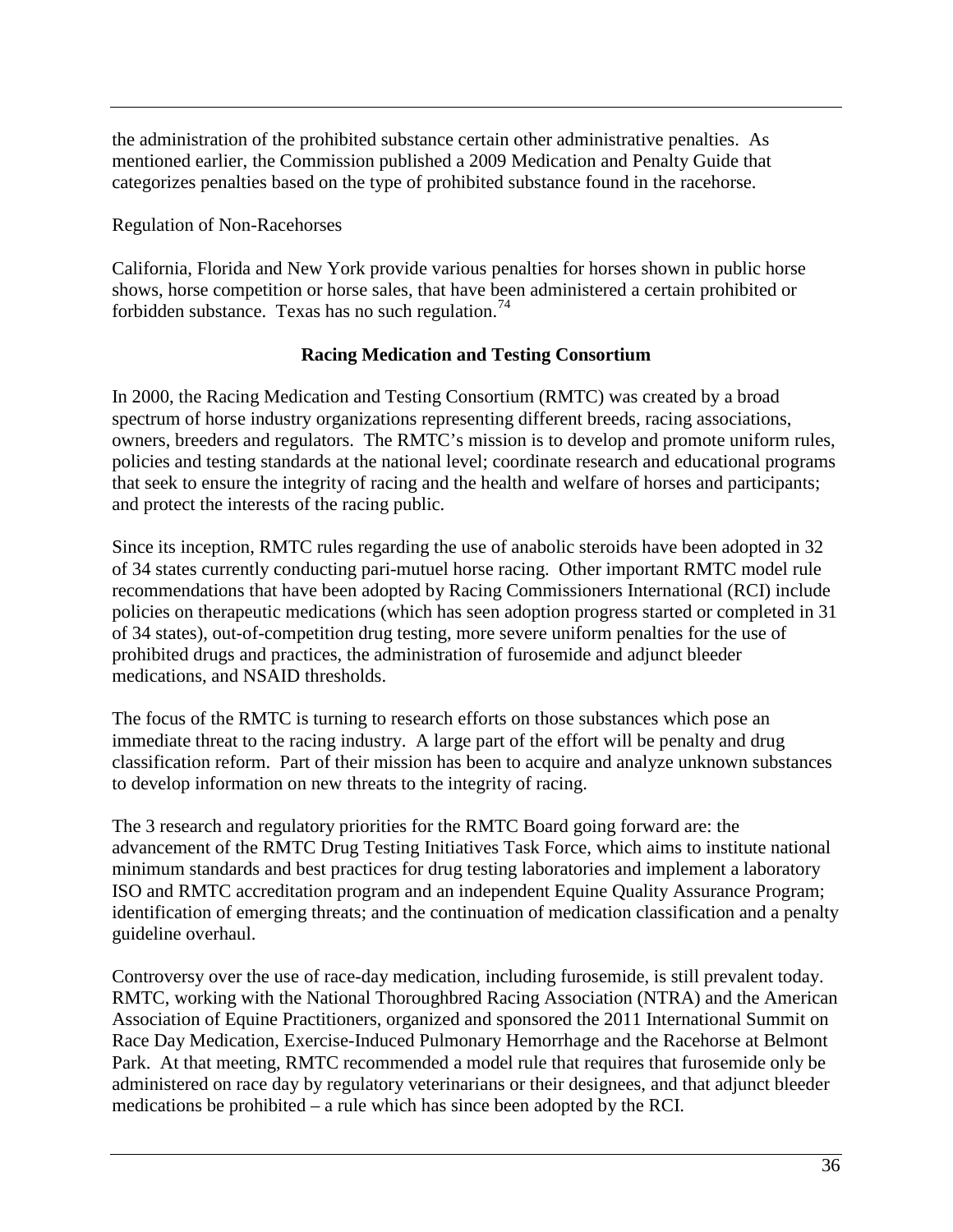the administration of the prohibited substance certain other administrative penalties. As mentioned earlier, the Commission published a 2009 Medication and Penalty Guide that categorizes penalties based on the type of prohibited substance found in the racehorse.

Regulation of Non-Racehorses

California, Florida and New York provide various penalties for horses shown in public horse shows, horse competition or horse sales, that have been administered a certain prohibited or forbidden substance. Texas has no such regulation.[74]

## Racing Medication and Testing Consortium

In 2000, the Racing Medication and Testing Consortium (RMTC) was created by a broad spectrum of horse industry organizations representing different breeds, racing associations, owners, breeders and regulators. The RMTC's mission is to develop and promote uniform rules, policies and testing standards at the national level; coordinate research and educational programs that seek to ensure the integrity of racing and the health and welfare of horses and participants; and protect the interests of the racing public.

Since its inception, RMTC rules regarding the use of anabolic steroids have been adopted in 32 of 34 states currently conducting pari-mutuel horse racing. Other important RMTC model rule recommendations that have been adopted by Racing Commissioners International (RCI) include policies on therapeutic medications (which has seen adoption progress started or completed in 31 of 34 states), out-of-competition drug testing, more severe uniform penalties for the use of prohibited drugs and practices, the administration of furosemide and adjunct bleeder medications, and NSAID thresholds.

The focus of the RMTC is turning to research efforts on those substances which pose an immediate threat to the racing industry. A large part of the effort will be penalty and drug classification reform. Part of their mission has been to acquire and analyze unknown substances to develop information on new threats to the integrity of racing.

The 3 research and regulatory priorities for the RMTC Board going forward are: the advancement of the RMTC Drug Testing Initiatives Task Force, which aims to institute national minimum standards and best practices for drug testing laboratories and implement a laboratory ISO and RMTC accreditation program and an independent Equine Quality Assurance Program; identification of emerging threats; and the continuation of medication classification and a penalty guideline overhaul.

Controversy over the use of race-day medication, including furosemide, is still prevalent today. RMTC, working with the National Thoroughbred Racing Association (NTRA) and the American Association of Equine Practitioners, organized and sponsored the 2011 International Summit on Race Day Medication, Exercise-Induced Pulmonary Hemorrhage and the Racehorse at Belmont Park. At that meeting, RMTC recommended a model rule that requires that furosemide only be administered on race day by regulatory veterinarians or their designees, and that adjunct bleeder medications be prohibited – a rule which has since been adopted by the RCI.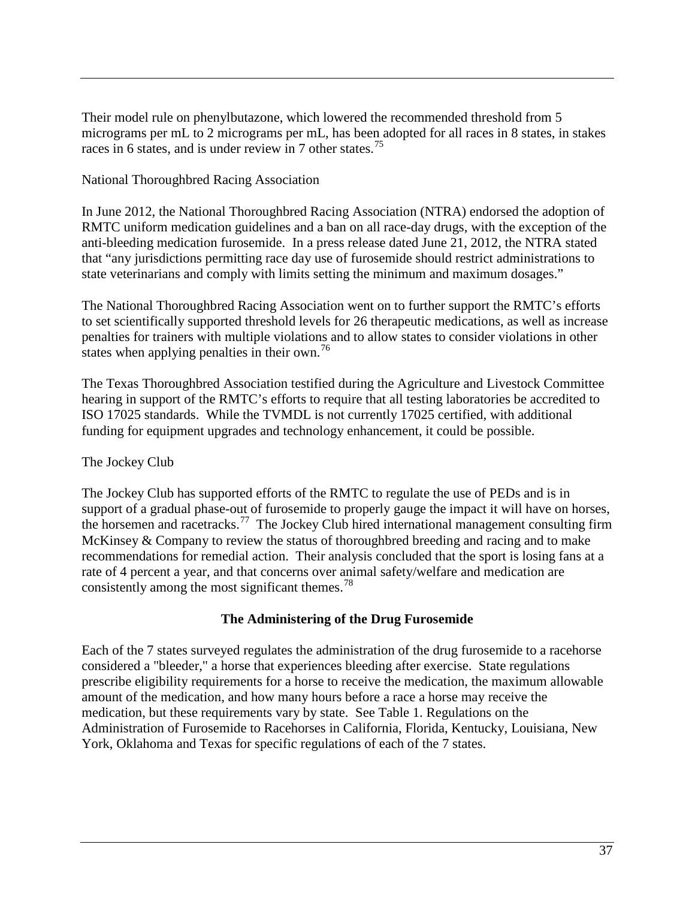Their model rule on phenylbutazone, which lowered the recommended threshold from 5 micrograms per mL to 2 micrograms per mL, has been adopted for all races in 8 states, in stakes races in 6 states, and is under review in 7 other states.[75]

National Thoroughbred Racing Association

In June 2012, the National Thoroughbred Racing Association (NTRA) endorsed the adoption of RMTC uniform medication guidelines and a ban on all race-day drugs, with the exception of the anti-bleeding medication furosemide. In a press release dated June 21, 2012, the NTRA stated that "any jurisdictions permitting race day use of furosemide should restrict administrations to state veterinarians and comply with limits setting the minimum and maximum dosages."

The National Thoroughbred Racing Association went on to further support the RMTC's efforts to set scientifically supported threshold levels for 26 therapeutic medications, as well as increase penalties for trainers with multiple violations and to allow states to consider violations in other states when applying penalties in their own.[76]

The Texas Thoroughbred Association testified during the Agriculture and Livestock Committee hearing in support of the RMTC's efforts to require that all testing laboratories be accredited to ISO 17025 standards. While the TVMDL is not currently 17025 certified, with additional funding for equipment upgrades and technology enhancement, it could be possible.

The Jockey Club

The Jockey Club has supported efforts of the RMTC to regulate the use of PEDs and is in support of a gradual phase-out of furosemide to properly gauge the impact it will have on horses, the horsemen and racetracks.[77] The Jockey Club hired international management consulting firm McKinsey & Company to review the status of thoroughbred breeding and racing and to make recommendations for remedial action. Their analysis concluded that the sport is losing fans at a rate of 4 percent a year, and that concerns over animal safety/welfare and medication are consistently among the most significant themes.[78]

## The Administering of the Drug Furosemide

Each of the 7 states surveyed regulates the administration of the drug furosemide to a racehorse considered a "bleeder," a horse that experiences bleeding after exercise. State regulations prescribe eligibility requirements for a horse to receive the medication, the maximum allowable amount of the medication, and how many hours before a race a horse may receive the medication, but these requirements vary by state. See Table 1. Regulations on the Administration of Furosemide to Racehorses in California, Florida, Kentucky, Louisiana, New York, Oklahoma and Texas for specific regulations of each of the 7 states.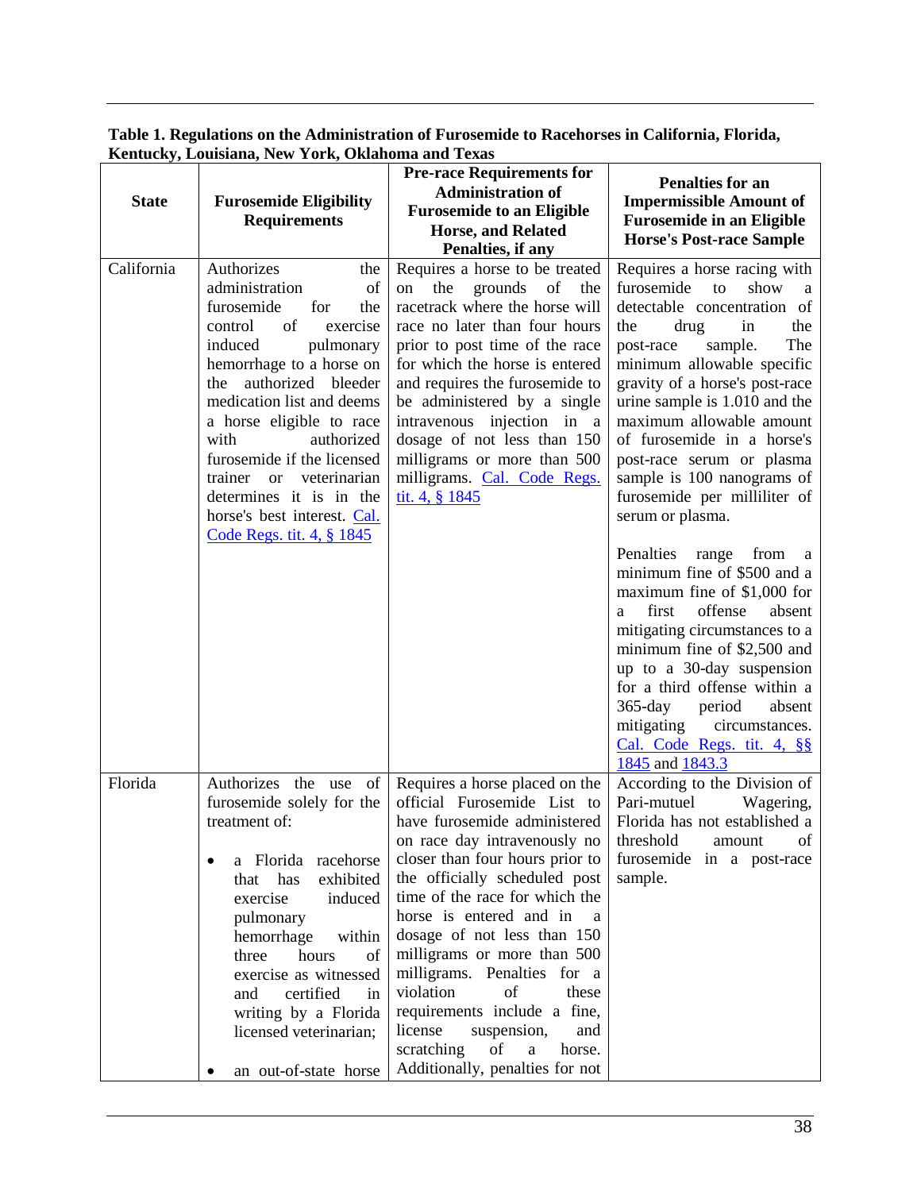**Table 1. Regulations on the Administration of Furosemide to Racehorses in California, Florida, Kentucky, Louisiana, New York, Oklahoma and Texas**

| State | Furosemide Eligibility Requirements | Pre-race Requirements for Administration of Furosemide to an Eligible Horse, and Related Penalties, if any | Penalties for an Impermissible Amount of Furosemide in an Eligible Horse's Post-race Sample |
|---|---|---|---|
| California | Authorizes the administration of furosemide for the control of exercise induced pulmonary hemorrhage to a horse on the authorized bleeder medication list and deems a horse eligible to race with authorized furosemide if the licensed trainer or veterinarian determines it is in the horse's best interest. [Cal. Code Regs. tit. 4, § 1845]() | Requires a horse to be treated on the grounds of the racetrack where the horse will race no later than four hours prior to post time of the race for which the horse is entered and requires the furosemide to be administered by a single intravenous injection in a dosage of not less than 150 milligrams or more than 500 milligrams. [Cal. Code Regs. tit. 4, § 1845]() | Requires a horse racing with furosemide to show a detectable concentration of the drug in the post-race sample. The minimum allowable specific gravity of a horse's post-race urine sample is 1.010 and the maximum allowable amount of furosemide in a horse's post-race serum or plasma sample is 100 nanograms of furosemide per milliliter of serum or plasma.<br><br>Penalties range from a minimum fine of $500 and a maximum fine of $1,000 for a first offense absent mitigating circumstances to a minimum fine of $2,500 and up to a 30-day suspension for a third offense within a 365-day period absent mitigating circumstances. [Cal. Code Regs. tit. 4, §§ 1845]() and [1843.3]() |
| Florida | Authorizes the use of furosemide solely for the treatment of:<br><br>• a Florida racehorse that has exhibited exercise induced pulmonary hemorrhage within three hours of exercise as witnessed and certified in writing by a Florida licensed veterinarian;<br><br>• an out-of-state horse | Requires a horse placed on the official Furosemide List to have furosemide administered on race day intravenously no closer than four hours prior to the officially scheduled post time of the race for which the horse is entered and in a dosage of not less than 150 milligrams or more than 500 milligrams. Penalties for a violation of these requirements include a fine, license suspension, and scratching of a horse. Additionally, penalties for not | According to the Division of Pari-mutuel Wagering, Florida has not established a threshold amount of furosemide in a post-race sample. |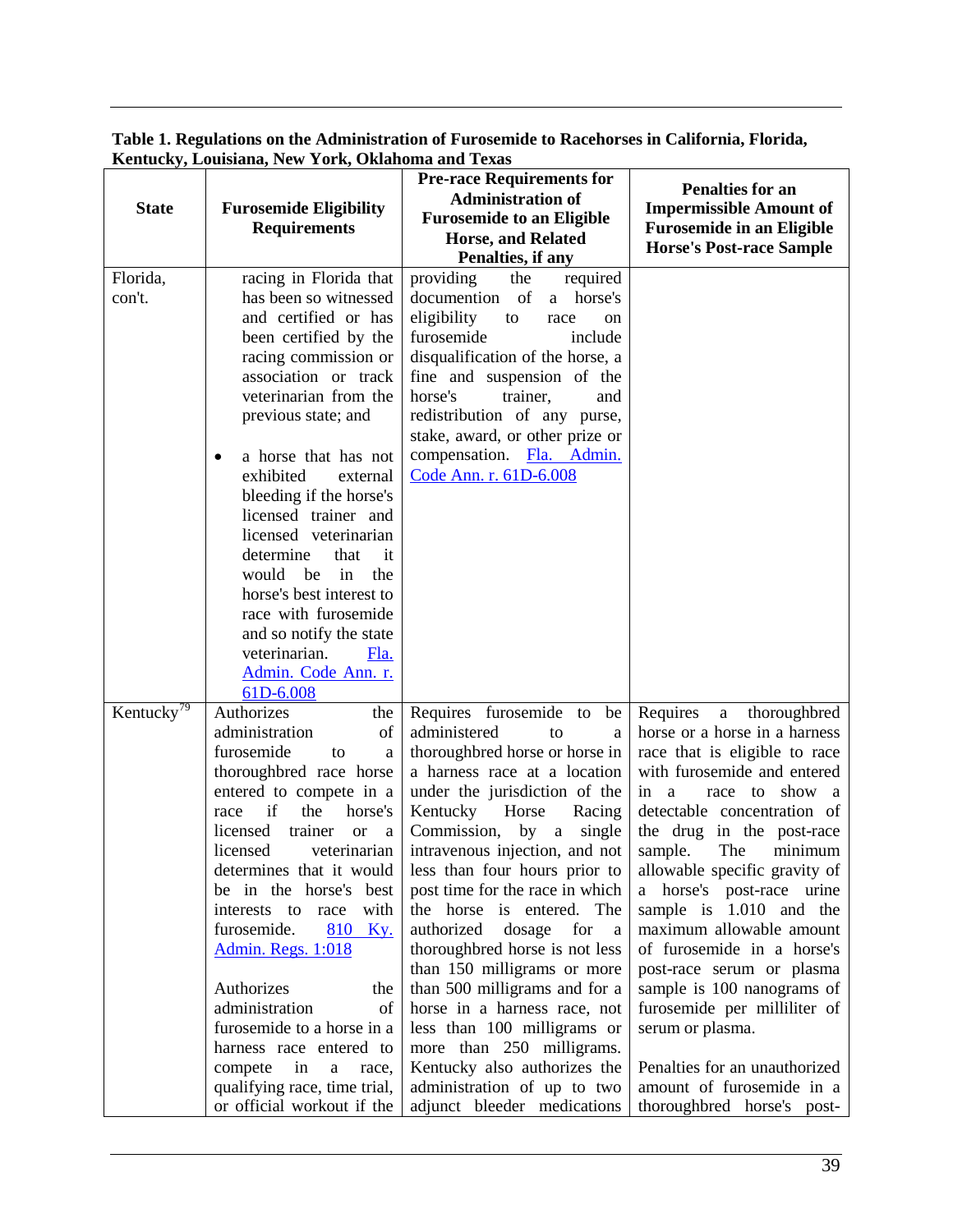**Table 1. Regulations on the Administration of Furosemide to Racehorses in California, Florida, Kentucky, Louisiana, New York, Oklahoma and Texas**

| State | Furosemide Eligibility Requirements | Pre-race Requirements for Administration of Furosemide to an Eligible Horse, and Related Penalties, if any | Penalties for an Impermissible Amount of Furosemide in an Eligible Horse's Post-race Sample |
|---|---|---|---|
| Florida, con't. | racing in Florida that has been so witnessed and certified or has been certified by the racing commission or association or track veterinarian from the previous state; and<br><br>• a horse that has not exhibited external bleeding if the horse's licensed trainer and licensed veterinarian determine that it would be in the horse's best interest to race with furosemide and so notify the state veterinarian. Fla. Admin. Code Ann. r. 61D-6.008 | providing the required documention of a horse's eligibility to race on furosemide include disqualification of the horse, a fine and suspension of the horse's trainer, and redistribution of any purse, stake, award, or other prize or compensation. Fla. Admin. Code Ann. r. 61D-6.008 | |
| Kentucky[79] | Authorizes the administration of furosemide to a thoroughbred race horse entered to compete in a race if the horse's licensed trainer or a licensed veterinarian determines that it would be in the horse's best interests to race with furosemide. 810 Ky. Admin. Regs. 1:018<br><br>Authorizes the administration of furosemide to a horse in a harness race entered to compete in a race, qualifying race, time trial, or official workout if the | Requires furosemide to be administered to a thoroughbred horse or horse in a harness race at a location under the jurisdiction of the Kentucky Horse Racing Commission, by a single intravenous injection, and not less than four hours prior to post time for the race in which the horse is entered. The authorized dosage for a thoroughbred horse is not less than 150 milligrams or more than 500 milligrams and for a horse in a harness race, not less than 100 milligrams or more than 250 milligrams. Kentucky also authorizes the administration of up to two adjunct bleeder medications | Requires a thoroughbred horse or a horse in a harness race that is eligible to race with furosemide and entered in a race to show a detectable concentration of the drug in the post-race sample. The minimum allowable specific gravity of a horse's post-race urine sample is 1.010 and the maximum allowable amount of furosemide in a horse's post-race serum or plasma sample is 100 nanograms of furosemide per milliliter of serum or plasma.<br><br>Penalties for an unauthorized amount of furosemide in a thoroughbred horse's post- |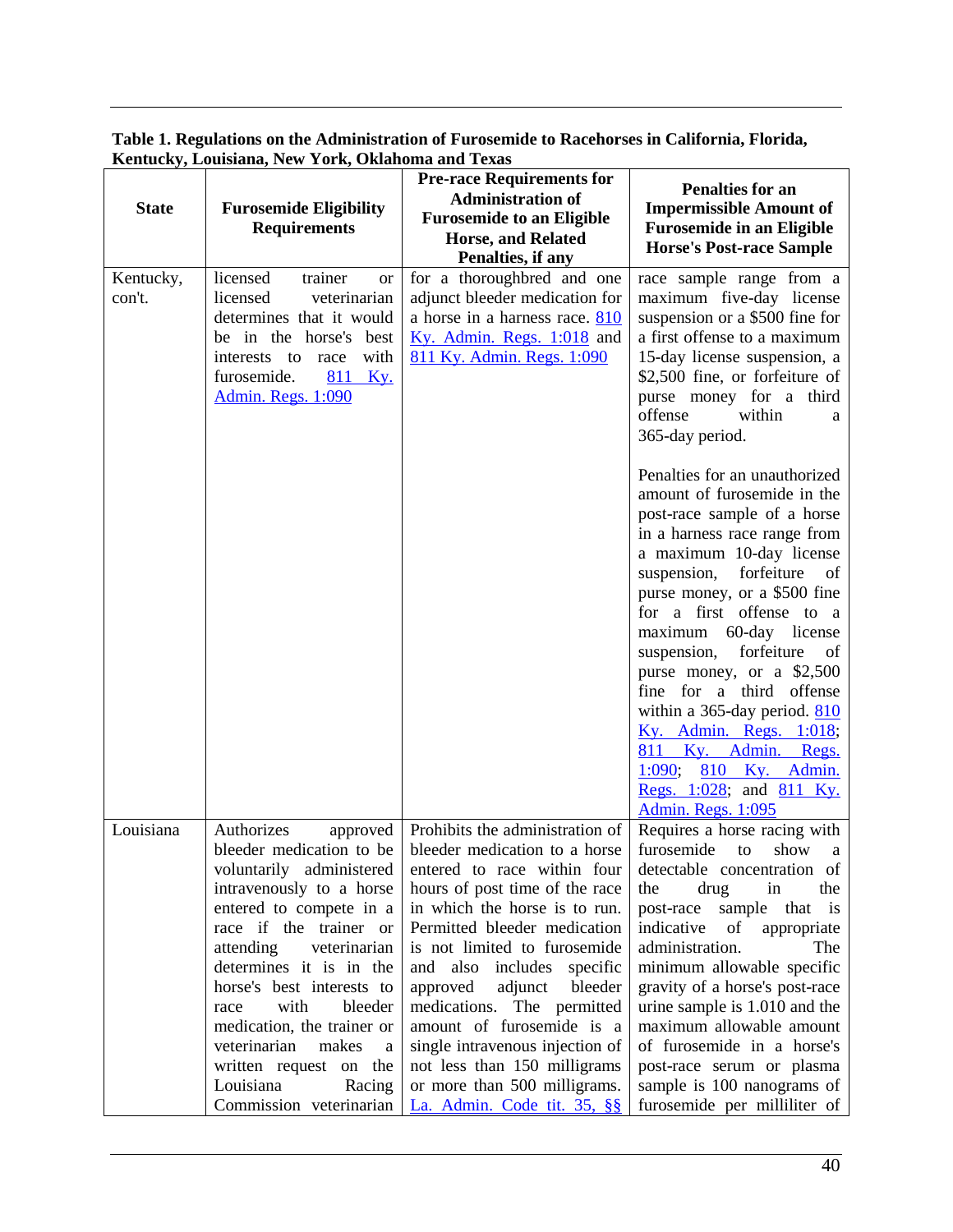**Table 1. Regulations on the Administration of Furosemide to Racehorses in California, Florida, Kentucky, Louisiana, New York, Oklahoma and Texas**

| State | Furosemide Eligibility Requirements | Pre-race Requirements for Administration of Furosemide to an Eligible Horse, and Related Penalties, if any | Penalties for an Impermissible Amount of Furosemide in an Eligible Horse's Post-race Sample |
|---|---|---|---|
| Kentucky, con't. | licensed trainer or licensed veterinarian determines that it would be in the horse's best interests to race with furosemide. 811 Ky. Admin. Regs. 1:090 | for a thoroughbred and one adjunct bleeder medication for a horse in a harness race. 810 Ky. Admin. Regs. 1:018 and 811 Ky. Admin. Regs. 1:090 | race sample range from a maximum five-day license suspension or a $500 fine for a first offense to a maximum 15-day license suspension, a $2,500 fine, or forfeiture of purse money for a third offense within a 365-day period.<br><br>Penalties for an unauthorized amount of furosemide in the post-race sample of a horse in a harness race range from a maximum 10-day license suspension, forfeiture of purse money, or a $500 fine for a first offense to a maximum 60-day license suspension, forfeiture of purse money, or a $2,500 fine for a third offense within a 365-day period. 810 Ky. Admin. Regs. 1:018; 811 Ky. Admin. Regs. 1:090; 810 Ky. Admin. Regs. 1:028; and 811 Ky. Admin. Regs. 1:095 |
| Louisiana | Authorizes approved bleeder medication to be voluntarily administered intravenously to a horse entered to compete in a race if the trainer or attending veterinarian determines it is in the horse's best interests to race with bleeder medication, the trainer or veterinarian makes a written request on the Louisiana Racing Commission veterinarian | Prohibits the administration of bleeder medication to a horse entered to race within four hours of post time of the race in which the horse is to run. Permitted bleeder medication is not limited to furosemide and also includes specific approved adjunct bleeder medications. The permitted amount of furosemide is a single intravenous injection of not less than 150 milligrams or more than 500 milligrams. La. Admin. Code tit. 35, §§ | Requires a horse racing with furosemide to show a detectable concentration of the drug in the post-race sample that is indicative of appropriate administration. The minimum allowable specific gravity of a horse's post-race urine sample is 1.010 and the maximum allowable amount of furosemide in a horse's post-race serum or plasma sample is 100 nanograms of furosemide per milliliter of |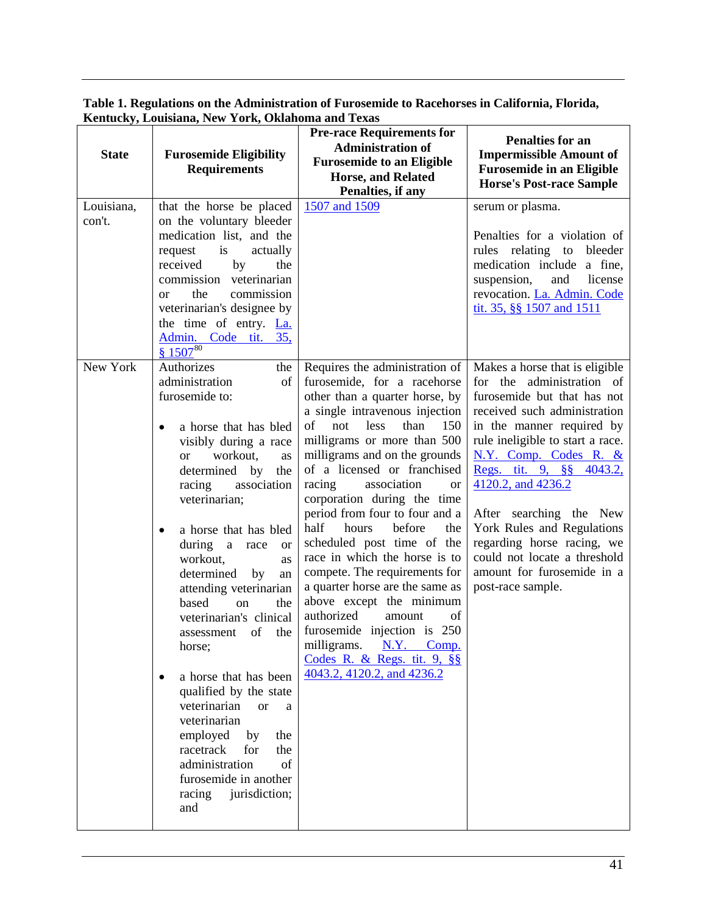**Table 1. Regulations on the Administration of Furosemide to Racehorses in California, Florida, Kentucky, Louisiana, New York, Oklahoma and Texas**

| State | Furosemide Eligibility Requirements | Pre-race Requirements for Administration of Furosemide to an Eligible Horse, and Related Penalties, if any | Penalties for an Impermissible Amount of Furosemide in an Eligible Horse's Post-race Sample |
|---|---|---|---|
| Louisiana, con't. | that the horse be placed on the voluntary bleeder medication list, and the request is actually received by the commission veterinarian or the commission veterinarian's designee by the time of entry. La. Admin. Code tit. 35, § 1507[80] | 1507 and 1509 | serum or plasma.<br><br>Penalties for a violation of rules relating to bleeder medication include a fine, suspension, and license revocation. La. Admin. Code tit. 35, §§ 1507 and 1511 |
| New York | Authorizes the administration of furosemide to:<br><br>• a horse that has bled visibly during a race or workout, as determined by the racing association veterinarian;<br><br>• a horse that has bled during a race or workout, as determined by an attending veterinarian based on the veterinarian's clinical assessment of the horse;<br><br>• a horse that has been qualified by the state veterinarian or a veterinarian employed by the racetrack for the administration of furosemide in another racing jurisdiction; and | Requires the administration of furosemide, for a racehorse other than a quarter horse, by a single intravenous injection of not less than 150 milligrams or more than 500 milligrams and on the grounds of a licensed or franchised racing association or corporation during the time period from four to four and a half hours before the scheduled post time of the race in which the horse is to compete. The requirements for a quarter horse are the same as above except the minimum authorized amount of furosemide injection is 250 milligrams. N.Y. Comp. Codes R. & Regs. tit. 9, §§ 4043.2, 4120.2, and 4236.2 | Makes a horse that is eligible for the administration of furosemide but that has not received such administration in the manner required by rule ineligible to start a race. N.Y. Comp. Codes R. & Regs. tit. 9, §§ 4043.2, 4120.2, and 4236.2<br><br>After searching the New York Rules and Regulations regarding horse racing, we could not locate a threshold amount for furosemide in a post-race sample. |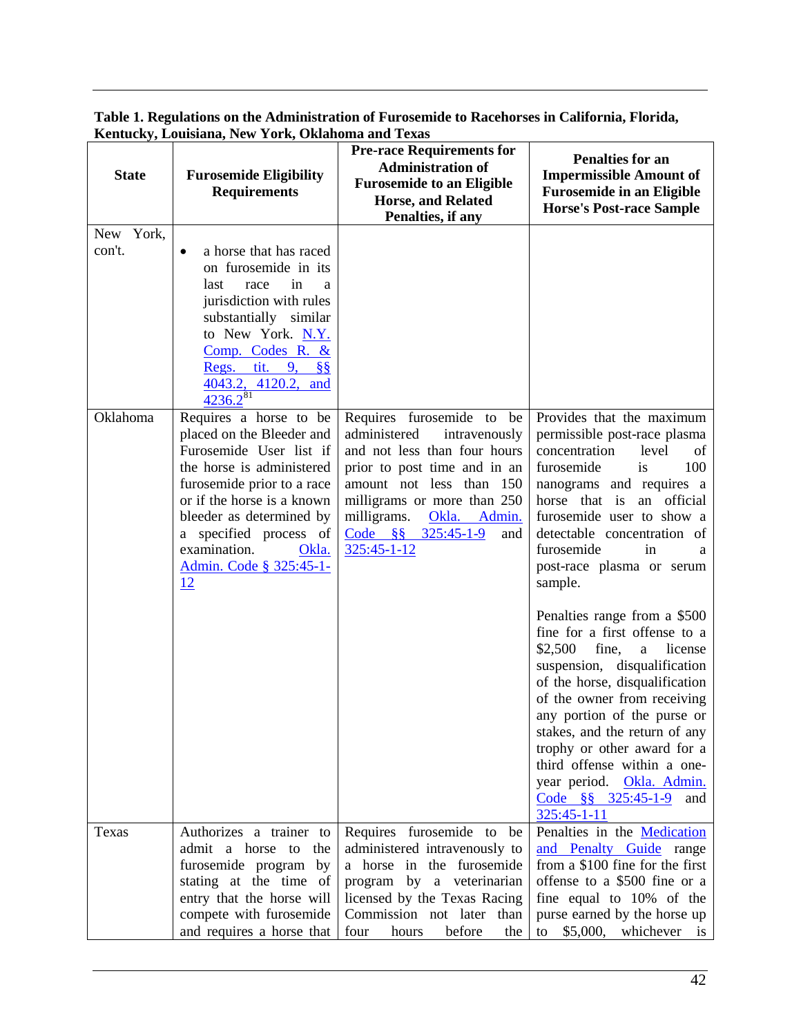**Table 1. Regulations on the Administration of Furosemide to Racehorses in California, Florida, Kentucky, Louisiana, New York, Oklahoma and Texas**

| State | Furosemide Eligibility Requirements | Pre-race Requirements for Administration of Furosemide to an Eligible Horse, and Related Penalties, if any | Penalties for an Impermissible Amount of Furosemide in an Eligible Horse's Post-race Sample |
|---|---|---|---|
| New York, con't. | • a horse that has raced on furosemide in its last race in a jurisdiction with rules substantially similar to New York. N.Y. Comp. Codes R. & Regs. tit. 9, §§ 4043.2, 4120.2, and 4236.2[81] | | |
| Oklahoma | Requires a horse to be placed on the Bleeder and Furosemide User list if the horse is administered furosemide prior to a race or if the horse is a known bleeder as determined by a specified process of examination. Okla. Admin. Code § 325:45-1-12 | Requires furosemide to be administered intravenously and not less than four hours prior to post time and in an amount not less than 150 milligrams or more than 250 milligrams. Okla. Admin. Code §§ 325:45-1-9 and 325:45-1-12 | Provides that the maximum permissible post-race plasma concentration level of furosemide is 100 nanograms and requires a horse that is an official furosemide user to show a detectable concentration of furosemide in a post-race plasma or serum sample.<br><br>Penalties range from a $500 fine for a first offense to a $2,500 fine, a license suspension, disqualification of the horse, disqualification of the owner from receiving any portion of the purse or stakes, and the return of any trophy or other award for a third offense within a one-year period. Okla. Admin. Code §§ 325:45-1-9 and 325:45-1-11 |
| Texas | Authorizes a trainer to admit a horse to the furosemide program by stating at the time of entry that the horse will compete with furosemide and requires a horse that | Requires furosemide to be administered intravenously to a horse in the furosemide program by a veterinarian licensed by the Texas Racing Commission not later than four hours before the | Penalties in the Medication and Penalty Guide range from a $100 fine for the first offense to a $500 fine or a fine equal to 10% of the purse earned by the horse up to $5,000, whichever is |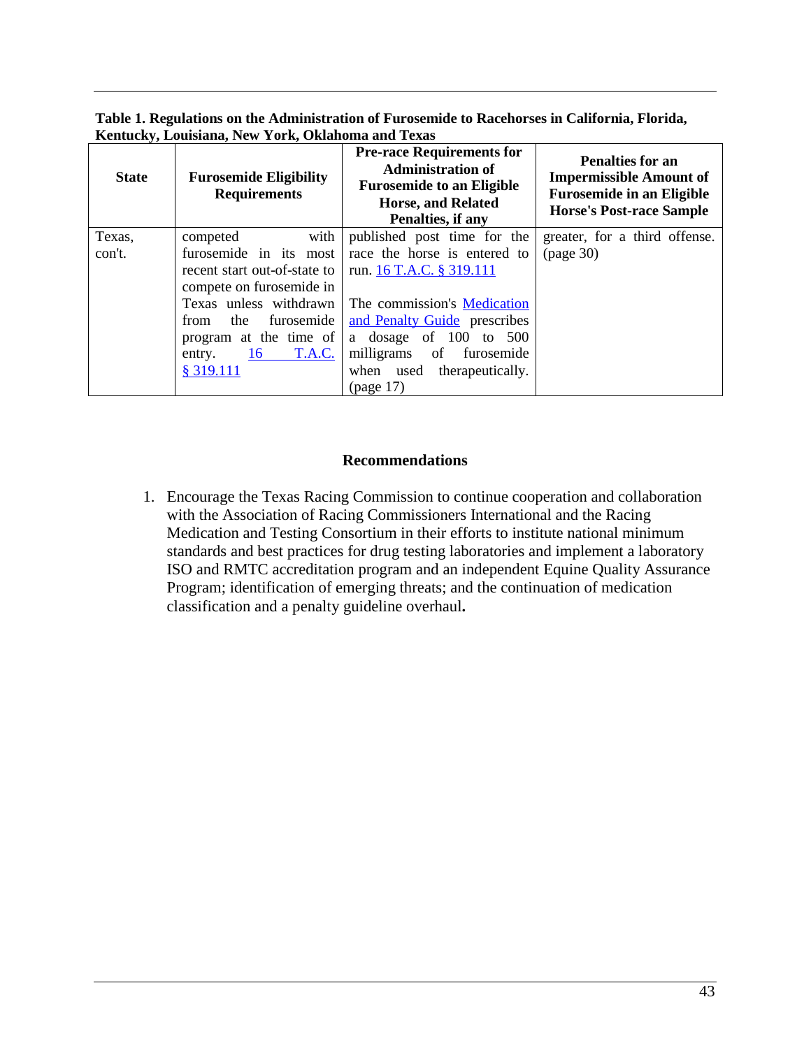**Table 1. Regulations on the Administration of Furosemide to Racehorses in California, Florida, Kentucky, Louisiana, New York, Oklahoma and Texas**

| State | Furosemide Eligibility Requirements | Pre-race Requirements for Administration of Furosemide to an Eligible Horse, and Related Penalties, if any | Penalties for an Impermissible Amount of Furosemide in an Eligible Horse's Post-race Sample |
|---|---|---|---|
| Texas, con't. | competed with furosemide in its most recent start out-of-state to compete on furosemide in Texas unless withdrawn from the furosemide program at the time of entry. 16 T.A.C. § 319.111 | published post time for the race the horse is entered to run. 16 T.A.C. § 319.111<br><br>The commission's Medication and Penalty Guide prescribes a dosage of 100 to 500 milligrams of furosemide when used therapeutically. (page 17) | greater, for a third offense. (page 30) |

## Recommendations

1. Encourage the Texas Racing Commission to continue cooperation and collaboration with the Association of Racing Commissioners International and the Racing Medication and Testing Consortium in their efforts to institute national minimum standards and best practices for drug testing laboratories and implement a laboratory ISO and RMTC accreditation program and an independent Equine Quality Assurance Program; identification of emerging threats; and the continuation of medication classification and a penalty guideline overhaul**.**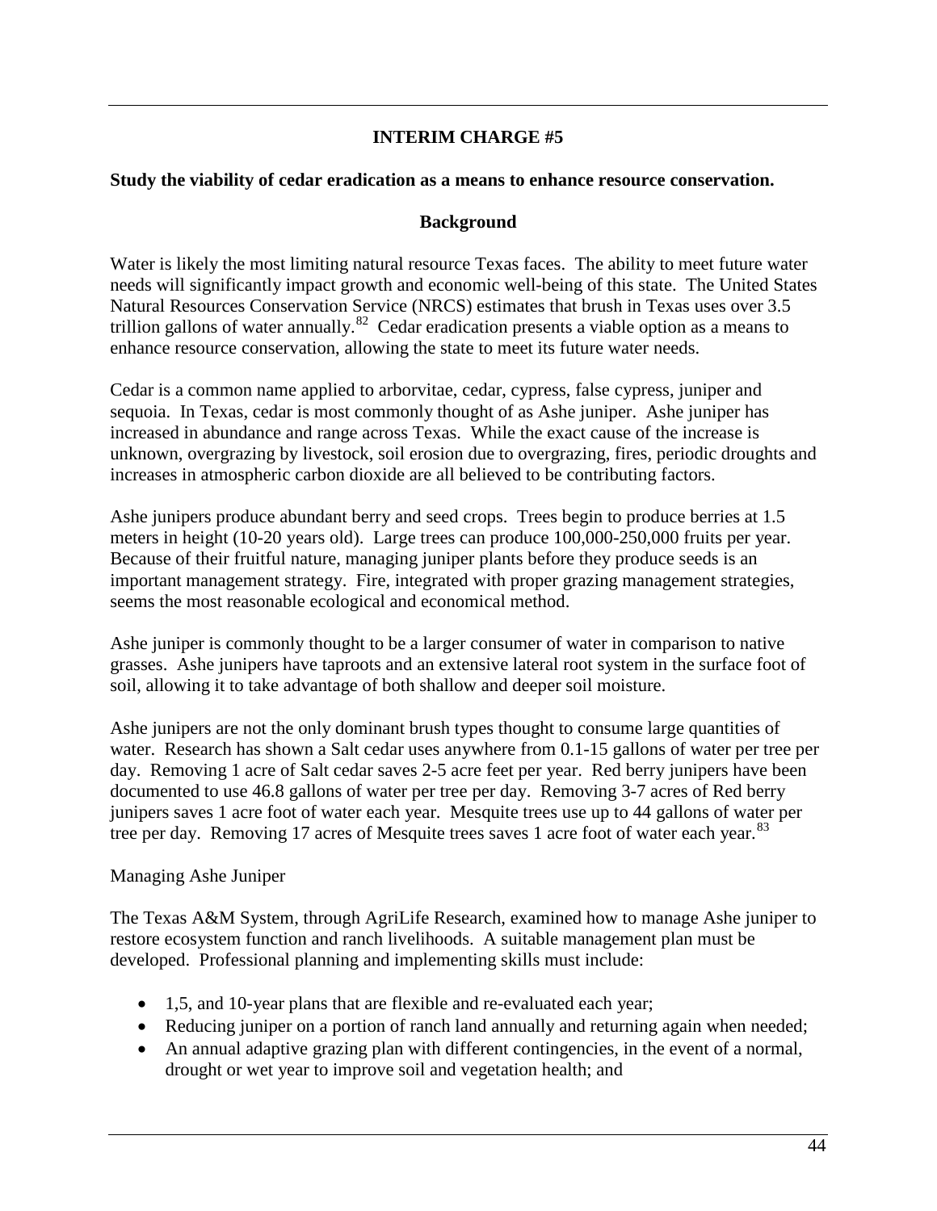## INTERIM CHARGE #5

**Study the viability of cedar eradication as a means to enhance resource conservation.**

### Background

Water is likely the most limiting natural resource Texas faces. The ability to meet future water needs will significantly impact growth and economic well-being of this state. The United States Natural Resources Conservation Service (NRCS) estimates that brush in Texas uses over 3.5 trillion gallons of water annually.[82] Cedar eradication presents a viable option as a means to enhance resource conservation, allowing the state to meet its future water needs.

Cedar is a common name applied to arborvitae, cedar, cypress, false cypress, juniper and sequoia. In Texas, cedar is most commonly thought of as Ashe juniper. Ashe juniper has increased in abundance and range across Texas. While the exact cause of the increase is unknown, overgrazing by livestock, soil erosion due to overgrazing, fires, periodic droughts and increases in atmospheric carbon dioxide are all believed to be contributing factors.

Ashe junipers produce abundant berry and seed crops. Trees begin to produce berries at 1.5 meters in height (10-20 years old). Large trees can produce 100,000-250,000 fruits per year. Because of their fruitful nature, managing juniper plants before they produce seeds is an important management strategy. Fire, integrated with proper grazing management strategies, seems the most reasonable ecological and economical method.

Ashe juniper is commonly thought to be a larger consumer of water in comparison to native grasses. Ashe junipers have taproots and an extensive lateral root system in the surface foot of soil, allowing it to take advantage of both shallow and deeper soil moisture.

Ashe junipers are not the only dominant brush types thought to consume large quantities of water. Research has shown a Salt cedar uses anywhere from 0.1-15 gallons of water per tree per day. Removing 1 acre of Salt cedar saves 2-5 acre feet per year. Red berry junipers have been documented to use 46.8 gallons of water per tree per day. Removing 3-7 acres of Red berry junipers saves 1 acre foot of water each year. Mesquite trees use up to 44 gallons of water per tree per day. Removing 17 acres of Mesquite trees saves 1 acre foot of water each year.[83]

Managing Ashe Juniper

The Texas A&M System, through AgriLife Research, examined how to manage Ashe juniper to restore ecosystem function and ranch livelihoods. A suitable management plan must be developed. Professional planning and implementing skills must include:

- 1,5, and 10-year plans that are flexible and re-evaluated each year;
- Reducing juniper on a portion of ranch land annually and returning again when needed;
- An annual adaptive grazing plan with different contingencies, in the event of a normal, drought or wet year to improve soil and vegetation health; and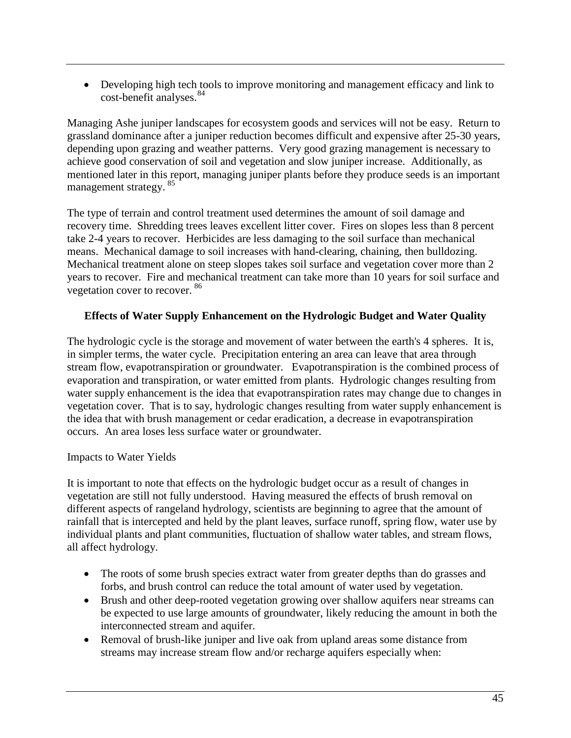- Developing high tech tools to improve monitoring and management efficacy and link to cost-benefit analyses.[84]

Managing Ashe juniper landscapes for ecosystem goods and services will not be easy. Return to grassland dominance after a juniper reduction becomes difficult and expensive after 25-30 years, depending upon grazing and weather patterns. Very good grazing management is necessary to achieve good conservation of soil and vegetation and slow juniper increase. Additionally, as mentioned later in this report, managing juniper plants before they produce seeds is an important management strategy. [85]

The type of terrain and control treatment used determines the amount of soil damage and recovery time. Shredding trees leaves excellent litter cover. Fires on slopes less than 8 percent take 2-4 years to recover. Herbicides are less damaging to the soil surface than mechanical means. Mechanical damage to soil increases with hand-clearing, chaining, then bulldozing. Mechanical treatment alone on steep slopes takes soil surface and vegetation cover more than 2 years to recover. Fire and mechanical treatment can take more than 10 years for soil surface and vegetation cover to recover. [86]

**Effects of Water Supply Enhancement on the Hydrologic Budget and Water Quality**

The hydrologic cycle is the storage and movement of water between the earth's 4 spheres. It is, in simpler terms, the water cycle. Precipitation entering an area can leave that area through stream flow, evapotranspiration or groundwater. Evapotranspiration is the combined process of evaporation and transpiration, or water emitted from plants. Hydrologic changes resulting from water supply enhancement is the idea that evapotranspiration rates may change due to changes in vegetation cover. That is to say, hydrologic changes resulting from water supply enhancement is the idea that with brush management or cedar eradication, a decrease in evapotranspiration occurs. An area loses less surface water or groundwater.

Impacts to Water Yields

It is important to note that effects on the hydrologic budget occur as a result of changes in vegetation are still not fully understood. Having measured the effects of brush removal on different aspects of rangeland hydrology, scientists are beginning to agree that the amount of rainfall that is intercepted and held by the plant leaves, surface runoff, spring flow, water use by individual plants and plant communities, fluctuation of shallow water tables, and stream flows, all affect hydrology.

- The roots of some brush species extract water from greater depths than do grasses and forbs, and brush control can reduce the total amount of water used by vegetation.
- Brush and other deep-rooted vegetation growing over shallow aquifers near streams can be expected to use large amounts of groundwater, likely reducing the amount in both the interconnected stream and aquifer.
- Removal of brush-like juniper and live oak from upland areas some distance from streams may increase stream flow and/or recharge aquifers especially when: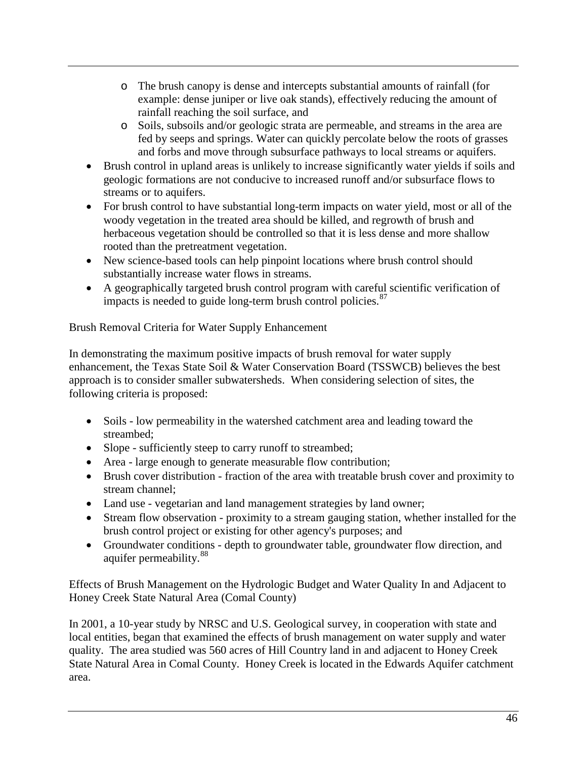- The brush canopy is dense and intercepts substantial amounts of rainfall (for example: dense juniper or live oak stands), effectively reducing the amount of rainfall reaching the soil surface, and
  - Soils, subsoils and/or geologic strata are permeable, and streams in the area are fed by seeps and springs. Water can quickly percolate below the roots of grasses and forbs and move through subsurface pathways to local streams or aquifers.
- Brush control in upland areas is unlikely to increase significantly water yields if soils and geologic formations are not conducive to increased runoff and/or subsurface flows to streams or to aquifers.
- For brush control to have substantial long-term impacts on water yield, most or all of the woody vegetation in the treated area should be killed, and regrowth of brush and herbaceous vegetation should be controlled so that it is less dense and more shallow rooted than the pretreatment vegetation.
- New science-based tools can help pinpoint locations where brush control should substantially increase water flows in streams.
- A geographically targeted brush control program with careful scientific verification of impacts is needed to guide long-term brush control policies.[87]

Brush Removal Criteria for Water Supply Enhancement

In demonstrating the maximum positive impacts of brush removal for water supply enhancement, the Texas State Soil & Water Conservation Board (TSSWCB) believes the best approach is to consider smaller subwatersheds. When considering selection of sites, the following criteria is proposed:

- Soils - low permeability in the watershed catchment area and leading toward the streambed;
- Slope - sufficiently steep to carry runoff to streambed;
- Area - large enough to generate measurable flow contribution;
- Brush cover distribution - fraction of the area with treatable brush cover and proximity to stream channel;
- Land use - vegetarian and land management strategies by land owner;
- Stream flow observation - proximity to a stream gauging station, whether installed for the brush control project or existing for other agency's purposes; and
- Groundwater conditions - depth to groundwater table, groundwater flow direction, and aquifer permeability.[88]

Effects of Brush Management on the Hydrologic Budget and Water Quality In and Adjacent to Honey Creek State Natural Area (Comal County)

In 2001, a 10-year study by NRSC and U.S. Geological survey, in cooperation with state and local entities, began that examined the effects of brush management on water supply and water quality. The area studied was 560 acres of Hill Country land in and adjacent to Honey Creek State Natural Area in Comal County. Honey Creek is located in the Edwards Aquifer catchment area.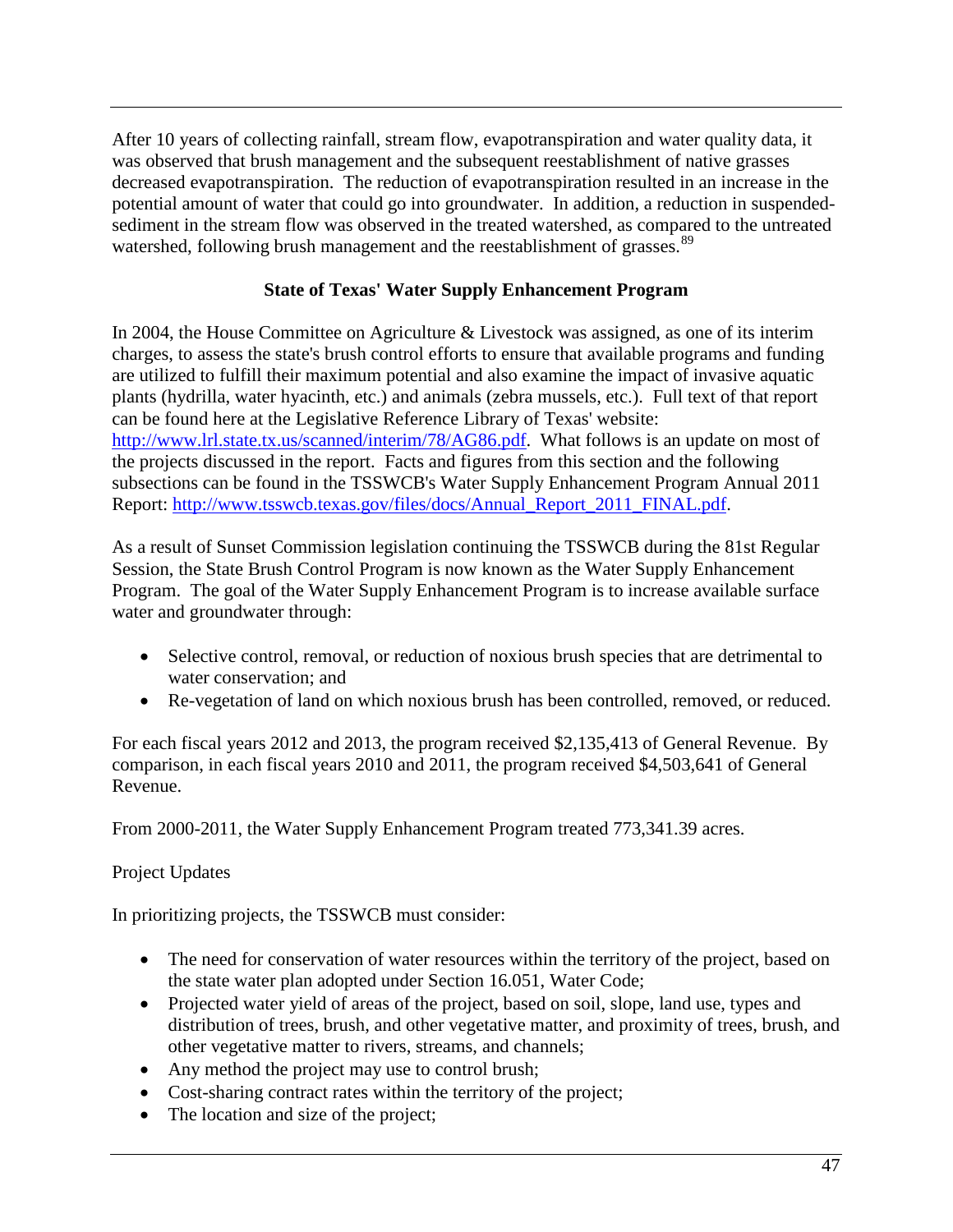After 10 years of collecting rainfall, stream flow, evapotranspiration and water quality data, it was observed that brush management and the subsequent reestablishment of native grasses decreased evapotranspiration. The reduction of evapotranspiration resulted in an increase in the potential amount of water that could go into groundwater. In addition, a reduction in suspended-sediment in the stream flow was observed in the treated watershed, as compared to the untreated watershed, following brush management and the reestablishment of grasses.[89]

### State of Texas' Water Supply Enhancement Program

In 2004, the House Committee on Agriculture & Livestock was assigned, as one of its interim charges, to assess the state's brush control efforts to ensure that available programs and funding are utilized to fulfill their maximum potential and also examine the impact of invasive aquatic plants (hydrilla, water hyacinth, etc.) and animals (zebra mussels, etc.). Full text of that report can be found here at the Legislative Reference Library of Texas' website: http://www.lrl.state.tx.us/scanned/interim/78/AG86.pdf. What follows is an update on most of the projects discussed in the report. Facts and figures from this section and the following subsections can be found in the TSSWCB's Water Supply Enhancement Program Annual 2011 Report: http://www.tsswcb.texas.gov/files/docs/Annual_Report_2011_FINAL.pdf.

As a result of Sunset Commission legislation continuing the TSSWCB during the 81st Regular Session, the State Brush Control Program is now known as the Water Supply Enhancement Program. The goal of the Water Supply Enhancement Program is to increase available surface water and groundwater through:

- Selective control, removal, or reduction of noxious brush species that are detrimental to water conservation; and
- Re-vegetation of land on which noxious brush has been controlled, removed, or reduced.

For each fiscal years 2012 and 2013, the program received $2,135,413 of General Revenue. By comparison, in each fiscal years 2010 and 2011, the program received $4,503,641 of General Revenue.

From 2000-2011, the Water Supply Enhancement Program treated 773,341.39 acres.

Project Updates

In prioritizing projects, the TSSWCB must consider:

- The need for conservation of water resources within the territory of the project, based on the state water plan adopted under Section 16.051, Water Code;
- Projected water yield of areas of the project, based on soil, slope, land use, types and distribution of trees, brush, and other vegetative matter, and proximity of trees, brush, and other vegetative matter to rivers, streams, and channels;
- Any method the project may use to control brush;
- Cost-sharing contract rates within the territory of the project;
- The location and size of the project;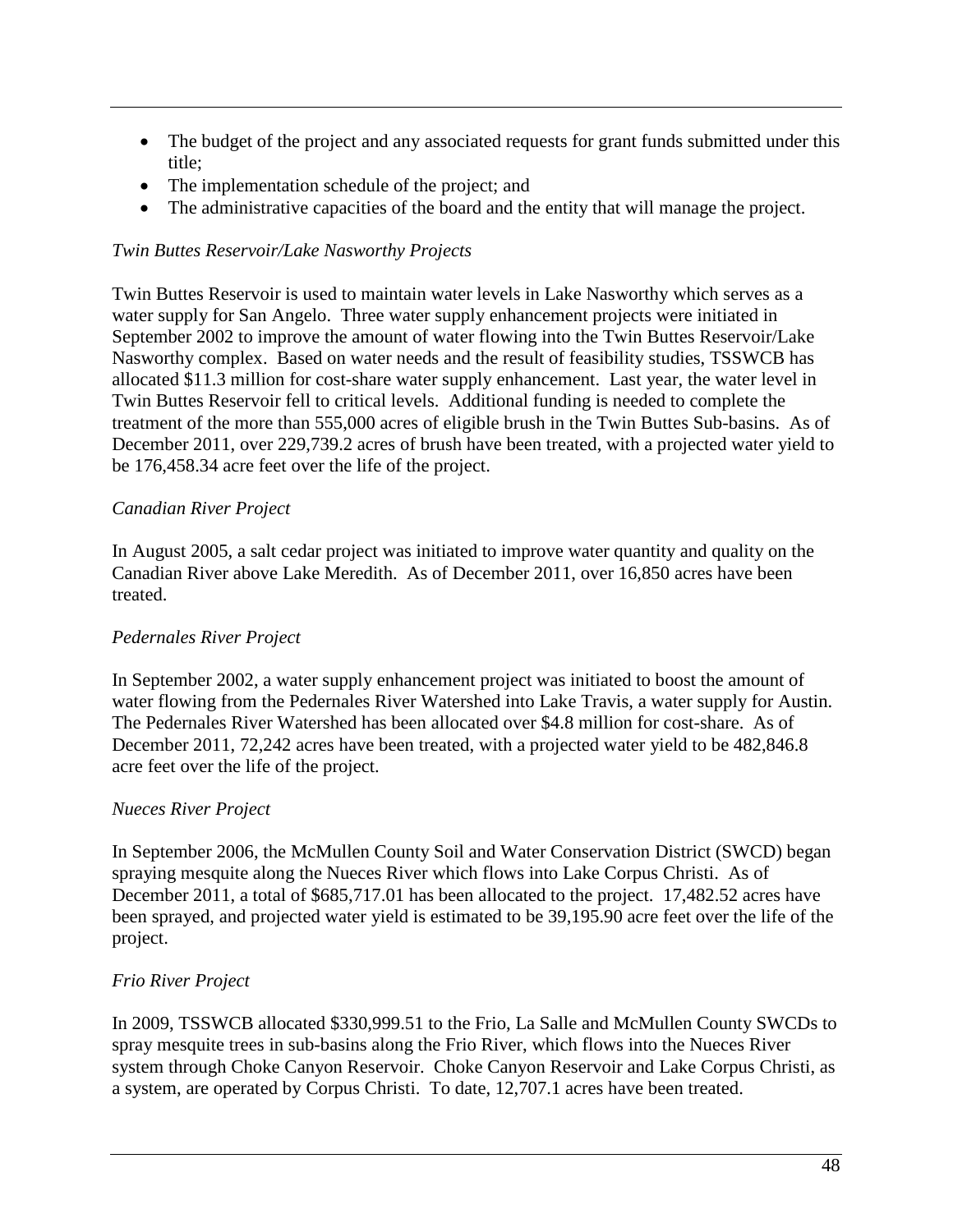- The budget of the project and any associated requests for grant funds submitted under this title;
- The implementation schedule of the project; and
- The administrative capacities of the board and the entity that will manage the project.

*Twin Buttes Reservoir/Lake Nasworthy Projects*

Twin Buttes Reservoir is used to maintain water levels in Lake Nasworthy which serves as a water supply for San Angelo. Three water supply enhancement projects were initiated in September 2002 to improve the amount of water flowing into the Twin Buttes Reservoir/Lake Nasworthy complex. Based on water needs and the result of feasibility studies, TSSWCB has allocated \$11.3 million for cost-share water supply enhancement. Last year, the water level in Twin Buttes Reservoir fell to critical levels. Additional funding is needed to complete the treatment of the more than 555,000 acres of eligible brush in the Twin Buttes Sub-basins. As of December 2011, over 229,739.2 acres of brush have been treated, with a projected water yield to be 176,458.34 acre feet over the life of the project.

*Canadian River Project*

In August 2005, a salt cedar project was initiated to improve water quantity and quality on the Canadian River above Lake Meredith. As of December 2011, over 16,850 acres have been treated.

*Pedernales River Project*

In September 2002, a water supply enhancement project was initiated to boost the amount of water flowing from the Pedernales River Watershed into Lake Travis, a water supply for Austin. The Pedernales River Watershed has been allocated over \$4.8 million for cost-share. As of December 2011, 72,242 acres have been treated, with a projected water yield to be 482,846.8 acre feet over the life of the project.

*Nueces River Project*

In September 2006, the McMullen County Soil and Water Conservation District (SWCD) began spraying mesquite along the Nueces River which flows into Lake Corpus Christi. As of December 2011, a total of \$685,717.01 has been allocated to the project. 17,482.52 acres have been sprayed, and projected water yield is estimated to be 39,195.90 acre feet over the life of the project.

*Frio River Project*

In 2009, TSSWCB allocated \$330,999.51 to the Frio, La Salle and McMullen County SWCDs to spray mesquite trees in sub-basins along the Frio River, which flows into the Nueces River system through Choke Canyon Reservoir. Choke Canyon Reservoir and Lake Corpus Christi, as a system, are operated by Corpus Christi. To date, 12,707.1 acres have been treated.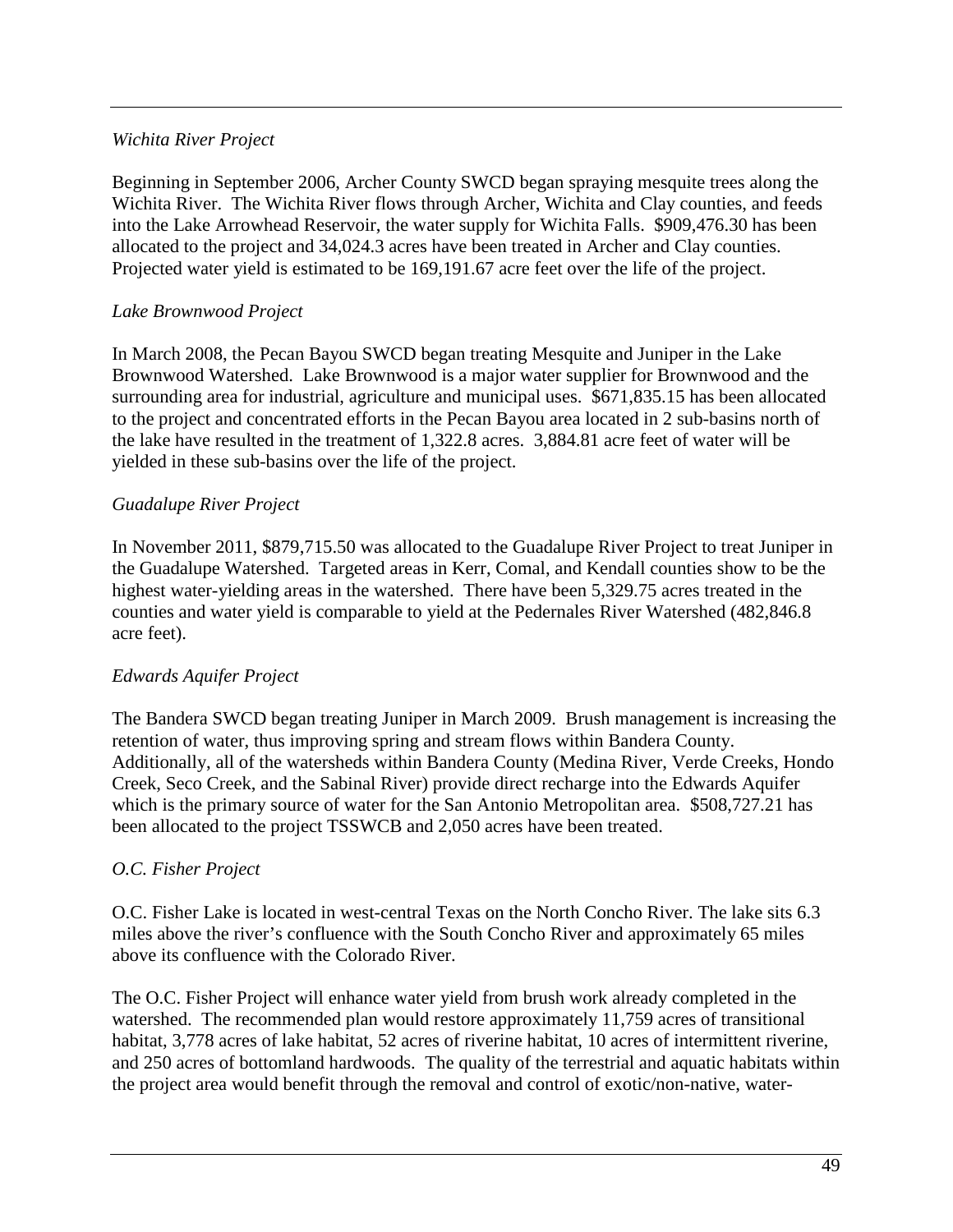*Wichita River Project*

Beginning in September 2006, Archer County SWCD began spraying mesquite trees along the Wichita River. The Wichita River flows through Archer, Wichita and Clay counties, and feeds into the Lake Arrowhead Reservoir, the water supply for Wichita Falls. $909,476.30 has been allocated to the project and 34,024.3 acres have been treated in Archer and Clay counties. Projected water yield is estimated to be 169,191.67 acre feet over the life of the project.

*Lake Brownwood Project*

In March 2008, the Pecan Bayou SWCD began treating Mesquite and Juniper in the Lake Brownwood Watershed. Lake Brownwood is a major water supplier for Brownwood and the surrounding area for industrial, agriculture and municipal uses. $671,835.15 has been allocated to the project and concentrated efforts in the Pecan Bayou area located in 2 sub-basins north of the lake have resulted in the treatment of 1,322.8 acres. 3,884.81 acre feet of water will be yielded in these sub-basins over the life of the project.

*Guadalupe River Project*

In November 2011, $879,715.50 was allocated to the Guadalupe River Project to treat Juniper in the Guadalupe Watershed. Targeted areas in Kerr, Comal, and Kendall counties show to be the highest water-yielding areas in the watershed. There have been 5,329.75 acres treated in the counties and water yield is comparable to yield at the Pedernales River Watershed (482,846.8 acre feet).

*Edwards Aquifer Project*

The Bandera SWCD began treating Juniper in March 2009. Brush management is increasing the retention of water, thus improving spring and stream flows within Bandera County. Additionally, all of the watersheds within Bandera County (Medina River, Verde Creeks, Hondo Creek, Seco Creek, and the Sabinal River) provide direct recharge into the Edwards Aquifer which is the primary source of water for the San Antonio Metropolitan area. $508,727.21 has been allocated to the project TSSWCB and 2,050 acres have been treated.

*O.C. Fisher Project*

O.C. Fisher Lake is located in west-central Texas on the North Concho River. The lake sits 6.3 miles above the river's confluence with the South Concho River and approximately 65 miles above its confluence with the Colorado River.

The O.C. Fisher Project will enhance water yield from brush work already completed in the watershed. The recommended plan would restore approximately 11,759 acres of transitional habitat, 3,778 acres of lake habitat, 52 acres of riverine habitat, 10 acres of intermittent riverine, and 250 acres of bottomland hardwoods. The quality of the terrestrial and aquatic habitats within the project area would benefit through the removal and control of exotic/non-native, water-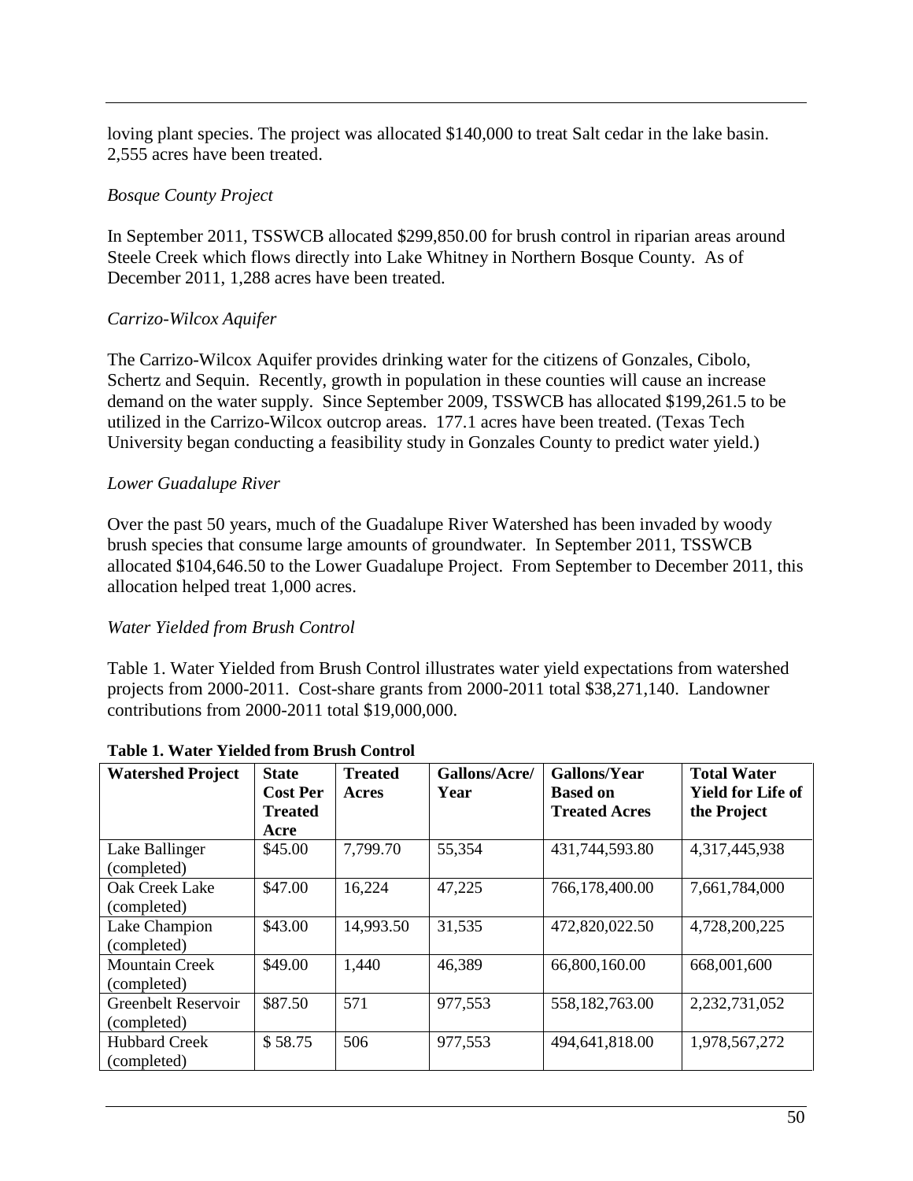loving plant species. The project was allocated $140,000 to treat Salt cedar in the lake basin. 2,555 acres have been treated.

*Bosque County Project*

In September 2011, TSSWCB allocated $299,850.00 for brush control in riparian areas around Steele Creek which flows directly into Lake Whitney in Northern Bosque County. As of December 2011, 1,288 acres have been treated.

*Carrizo-Wilcox Aquifer*

The Carrizo-Wilcox Aquifer provides drinking water for the citizens of Gonzales, Cibolo, Schertz and Sequin. Recently, growth in population in these counties will cause an increase demand on the water supply. Since September 2009, TSSWCB has allocated $199,261.5 to be utilized in the Carrizo-Wilcox outcrop areas. 177.1 acres have been treated. (Texas Tech University began conducting a feasibility study in Gonzales County to predict water yield.)

*Lower Guadalupe River*

Over the past 50 years, much of the Guadalupe River Watershed has been invaded by woody brush species that consume large amounts of groundwater. In September 2011, TSSWCB allocated $104,646.50 to the Lower Guadalupe Project. From September to December 2011, this allocation helped treat 1,000 acres.

*Water Yielded from Brush Control*

Table 1. Water Yielded from Brush Control illustrates water yield expectations from watershed projects from 2000-2011. Cost-share grants from 2000-2011 total $38,271,140. Landowner contributions from 2000-2011 total $19,000,000.

**Table 1. Water Yielded from Brush Control**

| Watershed Project | State Cost Per Treated Acre | Treated Acres | Gallons/Acre/Year | Gallons/Year Based on Treated Acres | Total Water Yield for Life of the Project |
|---|---|---|---|---|---|
| Lake Ballinger (completed) | $45.00 | 7,799.70 | 55,354 | 431,744,593.80 | 4,317,445,938 |
| Oak Creek Lake (completed) | $47.00 | 16,224 | 47,225 | 766,178,400.00 | 7,661,784,000 |
| Lake Champion (completed) | $43.00 | 14,993.50 | 31,535 | 472,820,022.50 | 4,728,200,225 |
| Mountain Creek (completed) | $49.00 | 1,440 | 46,389 | 66,800,160.00 | 668,001,600 |
| Greenbelt Reservoir (completed) | $87.50 | 571 | 977,553 | 558,182,763.00 | 2,232,731,052 |
| Hubbard Creek (completed) | $ 58.75 | 506 | 977,553 | 494,641,818.00 | 1,978,567,272 |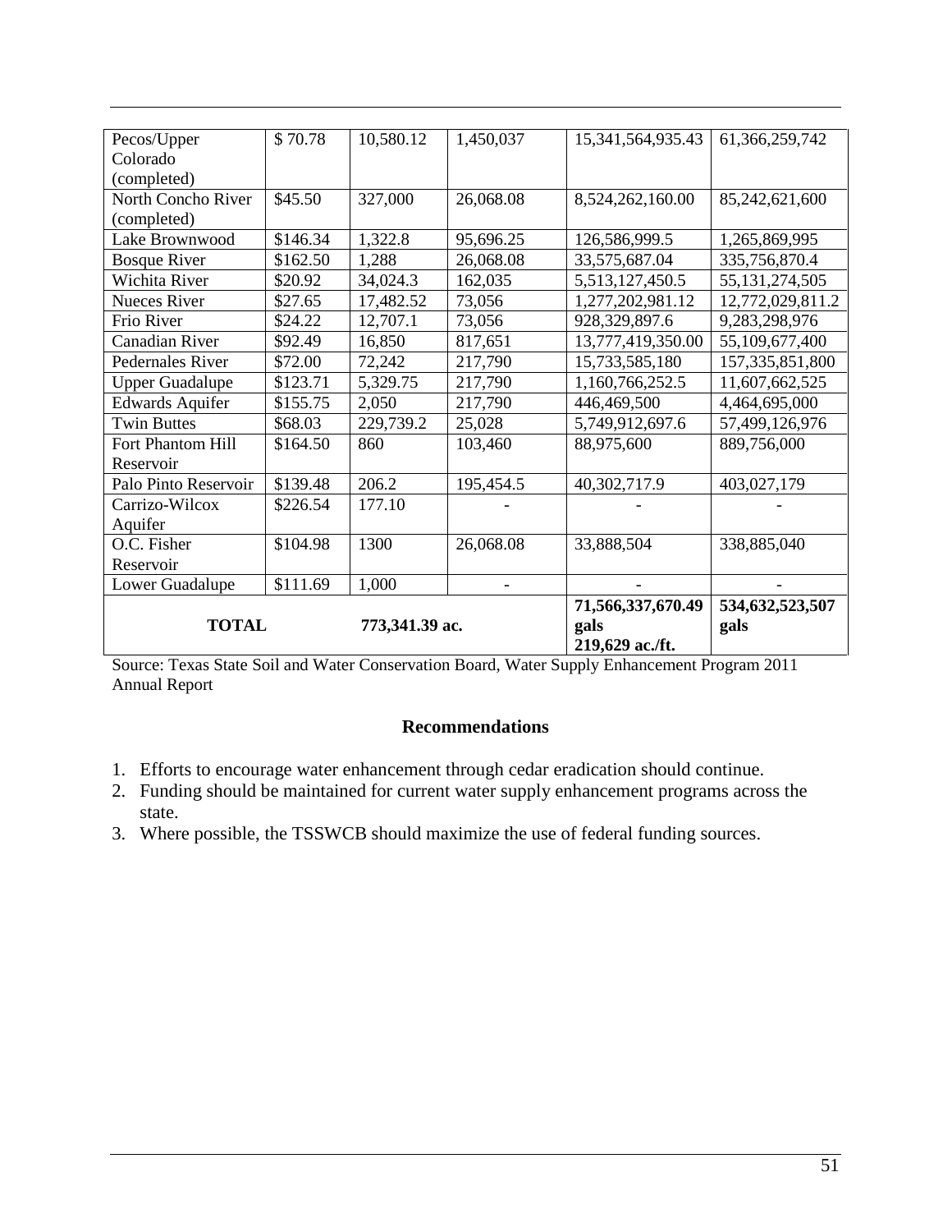| | | | | | |
|---|---|---|---|---|---|
| Pecos/Upper Colorado (completed) | $ 70.78 | 10,580.12 | 1,450,037 | 15,341,564,935.43 | 61,366,259,742 |
| North Concho River (completed) | $45.50 | 327,000 | 26,068.08 | 8,524,262,160.00 | 85,242,621,600 |
| Lake Brownwood | $146.34 | 1,322.8 | 95,696.25 | 126,586,999.5 | 1,265,869,995 |
| Bosque River | $162.50 | 1,288 | 26,068.08 | 33,575,687.04 | 335,756,870.4 |
| Wichita River | $20.92 | 34,024.3 | 162,035 | 5,513,127,450.5 | 55,131,274,505 |
| Nueces River | $27.65 | 17,482.52 | 73,056 | 1,277,202,981.12 | 12,772,029,811.2 |
| Frio River | $24.22 | 12,707.1 | 73,056 | 928,329,897.6 | 9,283,298,976 |
| Canadian River | $92.49 | 16,850 | 817,651 | 13,777,419,350.00 | 55,109,677,400 |
| Pedernales River | $72.00 | 72,242 | 217,790 | 15,733,585,180 | 157,335,851,800 |
| Upper Guadalupe | $123.71 | 5,329.75 | 217,790 | 1,160,766,252.5 | 11,607,662,525 |
| Edwards Aquifer | $155.75 | 2,050 | 217,790 | 446,469,500 | 4,464,695,000 |
| Twin Buttes | $68.03 | 229,739.2 | 25,028 | 5,749,912,697.6 | 57,499,126,976 |
| Fort Phantom Hill Reservoir | $164.50 | 860 | 103,460 | 88,975,600 | 889,756,000 |
| Palo Pinto Reservoir | $139.48 | 206.2 | 195,454.5 | 40,302,717.9 | 403,027,179 |
| Carrizo-Wilcox Aquifer | $226.54 | 177.10 | - | - | - |
| O.C. Fisher Reservoir | $104.98 | 1300 | 26,068.08 | 33,888,504 | 338,885,040 |
| Lower Guadalupe | $111.69 | 1,000 | - | - | - |
| **TOTAL** | | **773,341.39 ac.** | | **71,566,337,670.49 gals 219,629 ac./ft.** | **534,632,523,507 gals** |

Source: Texas State Soil and Water Conservation Board, Water Supply Enhancement Program 2011 Annual Report

### Recommendations

1. Efforts to encourage water enhancement through cedar eradication should continue.
2. Funding should be maintained for current water supply enhancement programs across the state.
3. Where possible, the TSSWCB should maximize the use of federal funding sources.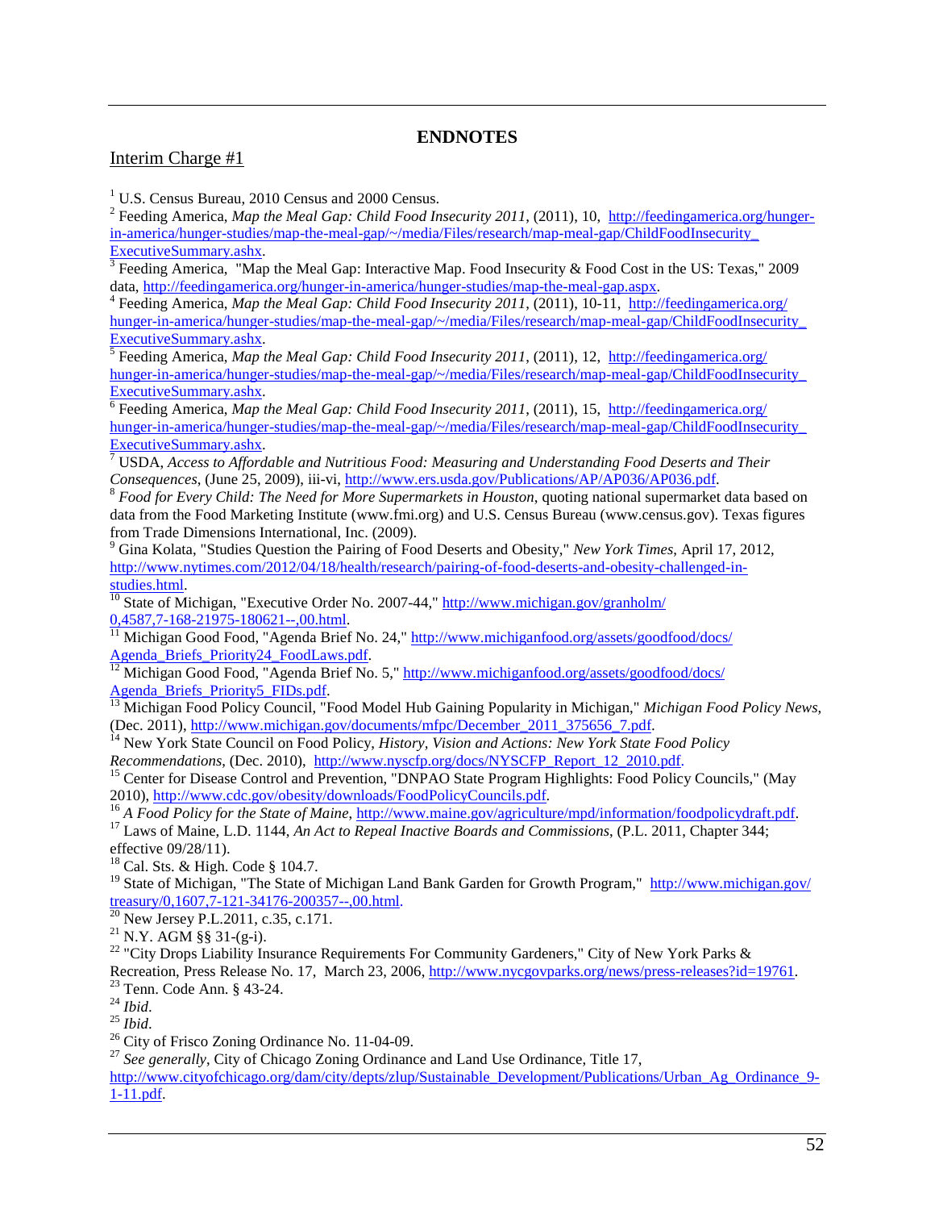## ENDNOTES

Interim Charge #1

[1] U.S. Census Bureau, 2010 Census and 2000 Census.

[2] Feeding America, *Map the Meal Gap: Child Food Insecurity 2011*, (2011), 10, http://feedingamerica.org/hunger-in-america/hunger-studies/map-the-meal-gap/~/media/Files/research/map-meal-gap/ChildFoodInsecurity_ExecutiveSummary.ashx.

[3] Feeding America, "Map the Meal Gap: Interactive Map. Food Insecurity & Food Cost in the US: Texas," 2009 data, http://feedingamerica.org/hunger-in-america/hunger-studies/map-the-meal-gap.aspx.

[4] Feeding America, *Map the Meal Gap: Child Food Insecurity 2011*, (2011), 10-11, http://feedingamerica.org/hunger-in-america/hunger-studies/map-the-meal-gap/~/media/Files/research/map-meal-gap/ChildFoodInsecurity_ExecutiveSummary.ashx.

[5] Feeding America, *Map the Meal Gap: Child Food Insecurity 2011*, (2011), 12, http://feedingamerica.org/hunger-in-america/hunger-studies/map-the-meal-gap/~/media/Files/research/map-meal-gap/ChildFoodInsecurity_ExecutiveSummary.ashx.

[6] Feeding America, *Map the Meal Gap: Child Food Insecurity 2011*, (2011), 15, http://feedingamerica.org/hunger-in-america/hunger-studies/map-the-meal-gap/~/media/Files/research/map-meal-gap/ChildFoodInsecurity_ExecutiveSummary.ashx.

[7] USDA, *Access to Affordable and Nutritious Food: Measuring and Understanding Food Deserts and Their Consequences*, (June 25, 2009), iii-vi, http://www.ers.usda.gov/Publications/AP/AP036/AP036.pdf.

[8] *Food for Every Child: The Need for More Supermarkets in Houston*, quoting national supermarket data based on data from the Food Marketing Institute (www.fmi.org) and U.S. Census Bureau (www.census.gov). Texas figures from Trade Dimensions International, Inc. (2009).

[9] Gina Kolata, "Studies Question the Pairing of Food Deserts and Obesity," *New York Times*, April 17, 2012, http://www.nytimes.com/2012/04/18/health/research/pairing-of-food-deserts-and-obesity-challenged-in-studies.html.

[10] State of Michigan, "Executive Order No. 2007-44," http://www.michigan.gov/granholm/0,4587,7-168-21975-180621--,00.html.

[11] Michigan Good Food, "Agenda Brief No. 24," http://www.michiganfood.org/assets/goodfood/docs/Agenda_Briefs_Priority24_FoodLaws.pdf.

[12] Michigan Good Food, "Agenda Brief No. 5," http://www.michiganfood.org/assets/goodfood/docs/Agenda_Briefs_Priority5_FIDs.pdf.

[13] Michigan Food Policy Council, "Food Model Hub Gaining Popularity in Michigan," *Michigan Food Policy News*, (Dec. 2011), http://www.michigan.gov/documents/mfpc/December_2011_375656_7.pdf.

[14] New York State Council on Food Policy, *History, Vision and Actions: New York State Food Policy Recommendations*, (Dec. 2010), http://www.nyscfp.org/docs/NYSCFP_Report_12_2010.pdf.

[15] Center for Disease Control and Prevention, "DNPAO State Program Highlights: Food Policy Councils," (May 2010), http://www.cdc.gov/obesity/downloads/FoodPolicyCouncils.pdf.

[16] *A Food Policy for the State of Maine*, http://www.maine.gov/agriculture/mpd/information/foodpolicydraft.pdf.

[17] Laws of Maine, L.D. 1144, *An Act to Repeal Inactive Boards and Commissions*, (P.L. 2011, Chapter 344; effective 09/28/11).

[18] Cal. Sts. & High. Code § 104.7.

[19] State of Michigan, "The State of Michigan Land Bank Garden for Growth Program," http://www.michigan.gov/treasury/0,1607,7-121-34176-200357--,00.html.

[20] New Jersey P.L.2011, c.35, c.171.

[21] N.Y. AGM §§ 31-(g-i).

[22] "City Drops Liability Insurance Requirements For Community Gardeners," City of New York Parks & Recreation, Press Release No. 17, March 23, 2006, http://www.nycgovparks.org/news/press-releases?id=19761.

[23] Tenn. Code Ann. § 43-24.

[24] *Ibid*.

[25] *Ibid*.

[26] City of Frisco Zoning Ordinance No. 11-04-09.

[27] *See generally*, City of Chicago Zoning Ordinance and Land Use Ordinance, Title 17, http://www.cityofchicago.org/dam/city/depts/zlup/Sustainable_Development/Publications/Urban_Ag_Ordinance_9-1-11.pdf.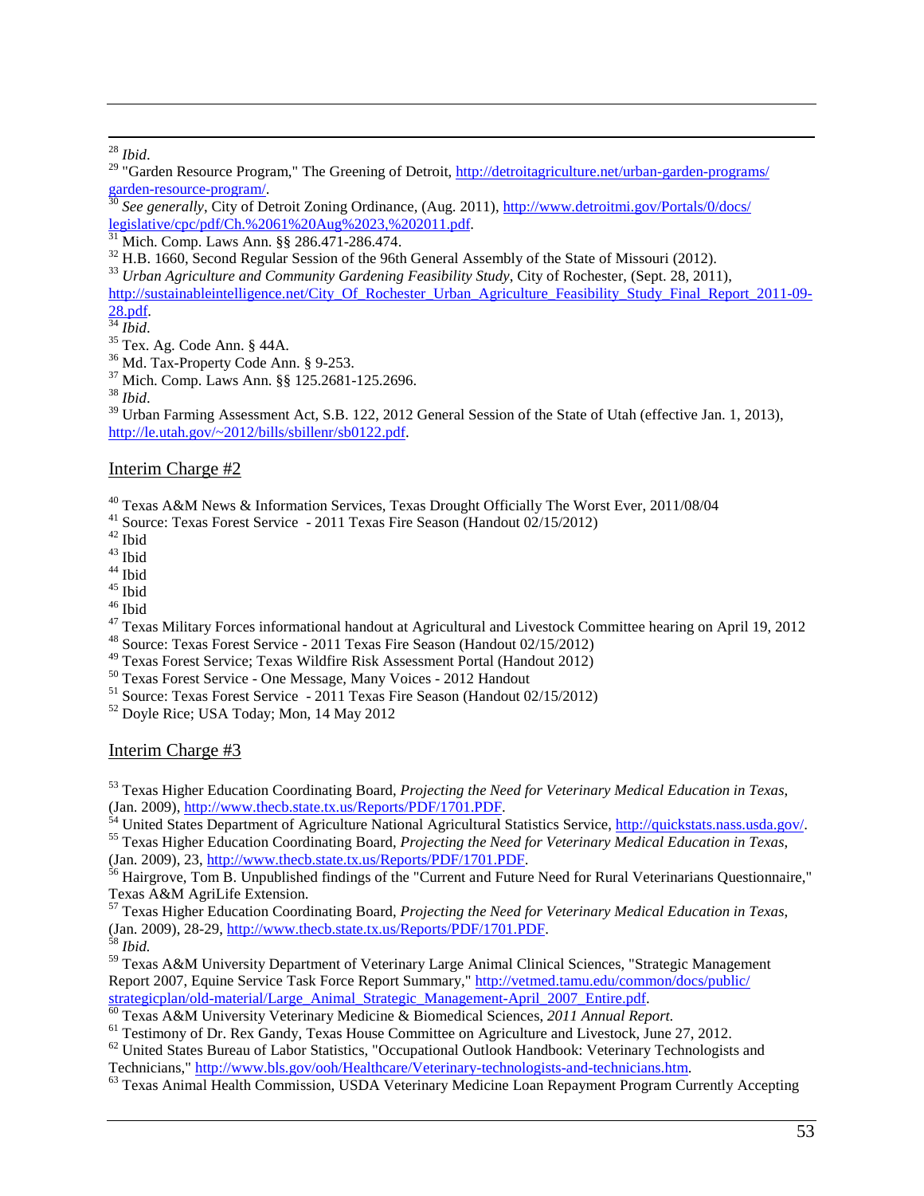[28] *Ibid*.

[29] "Garden Resource Program," The Greening of Detroit, http://detroitagriculture.net/urban-garden-programs/garden-resource-program/.

[30] *See generally*, City of Detroit Zoning Ordinance, (Aug. 2011), http://www.detroitmi.gov/Portals/0/docs/legislative/cpc/pdf/Ch.%2061%20Aug%2023,%202011.pdf.

[31] Mich. Comp. Laws Ann. §§ 286.471-286.474.

[32] H.B. 1660, Second Regular Session of the 96th General Assembly of the State of Missouri (2012).

[33] *Urban Agriculture and Community Gardening Feasibility Study*, City of Rochester, (Sept. 28, 2011), http://sustainableintelligence.net/City_Of_Rochester_Urban_Agriculture_Feasibility_Study_Final_Report_2011-09-28.pdf.

[34] *Ibid*.

[35] Tex. Ag. Code Ann. § 44A.

[36] Md. Tax-Property Code Ann. § 9-253.

[37] Mich. Comp. Laws Ann. §§ 125.2681-125.2696.

[38] *Ibid*.

[39] Urban Farming Assessment Act, S.B. 122, 2012 General Session of the State of Utah (effective Jan. 1, 2013), http://le.utah.gov/~2012/bills/sbillenr/sb0122.pdf.

## Interim Charge #2

[40] Texas A&M News & Information Services, Texas Drought Officially The Worst Ever, 2011/08/04

[41] Source: Texas Forest Service - 2011 Texas Fire Season (Handout 02/15/2012)

[42] Ibid

[43] Ibid

[44] Ibid

[45] Ibid

[46] Ibid

[47] Texas Military Forces informational handout at Agricultural and Livestock Committee hearing on April 19, 2012

[48] Source: Texas Forest Service - 2011 Texas Fire Season (Handout 02/15/2012)

[49] Texas Forest Service; Texas Wildfire Risk Assessment Portal (Handout 2012)

[50] Texas Forest Service - One Message, Many Voices - 2012 Handout

[51] Source: Texas Forest Service - 2011 Texas Fire Season (Handout 02/15/2012)

[52] Doyle Rice; USA Today; Mon, 14 May 2012

## Interim Charge #3

[53] Texas Higher Education Coordinating Board, *Projecting the Need for Veterinary Medical Education in Texas*, (Jan. 2009), http://www.thecb.state.tx.us/Reports/PDF/1701.PDF.

[54] United States Department of Agriculture National Agricultural Statistics Service, http://quickstats.nass.usda.gov/.

[55] Texas Higher Education Coordinating Board, *Projecting the Need for Veterinary Medical Education in Texas*, (Jan. 2009), 23, http://www.thecb.state.tx.us/Reports/PDF/1701.PDF.

[56] Hairgrove, Tom B. Unpublished findings of the "Current and Future Need for Rural Veterinarians Questionnaire," Texas A&M AgriLife Extension.

[57] Texas Higher Education Coordinating Board, *Projecting the Need for Veterinary Medical Education in Texas*, (Jan. 2009), 28-29, http://www.thecb.state.tx.us/Reports/PDF/1701.PDF.

[58] *Ibid.*

[59] Texas A&M University Department of Veterinary Large Animal Clinical Sciences, "Strategic Management Report 2007, Equine Service Task Force Report Summary," http://vetmed.tamu.edu/common/docs/public/strategicplan/old-material/Large_Animal_Strategic_Management-April_2007_Entire.pdf.

[60] Texas A&M University Veterinary Medicine & Biomedical Sciences, *2011 Annual Report.*

[61] Testimony of Dr. Rex Gandy, Texas House Committee on Agriculture and Livestock, June 27, 2012.

[62] United States Bureau of Labor Statistics, "Occupational Outlook Handbook: Veterinary Technologists and Technicians," http://www.bls.gov/ooh/Healthcare/Veterinary-technologists-and-technicians.htm.

[63] Texas Animal Health Commission, USDA Veterinary Medicine Loan Repayment Program Currently Accepting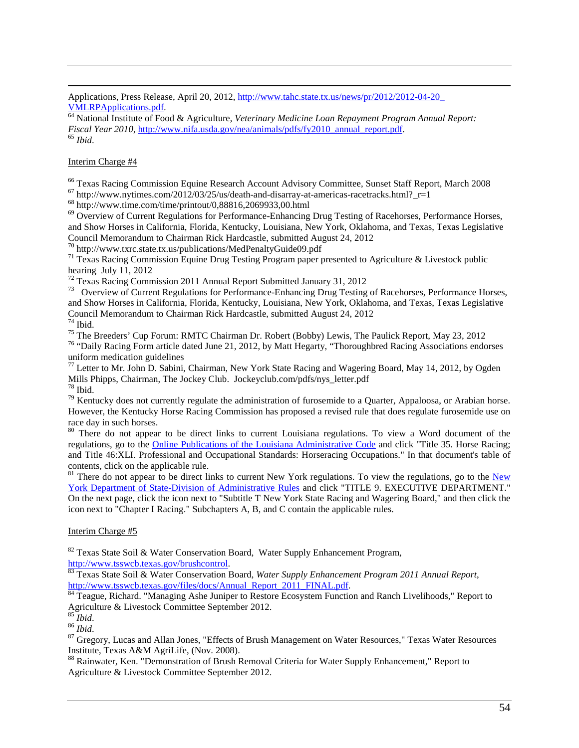Applications, Press Release, April 20, 2012, [http://www.tahc.state.tx.us/news/pr/2012/2012-04-20_VMLRPApplications.pdf](http://www.tahc.state.tx.us/news/pr/2012/2012-04-20_VMLRPApplications.pdf).

[64] National Institute of Food & Agriculture, *Veterinary Medicine Loan Repayment Program Annual Report: Fiscal Year 2010*, [http://www.nifa.usda.gov/nea/animals/pdfs/fy2010_annual_report.pdf](http://www.nifa.usda.gov/nea/animals/pdfs/fy2010_annual_report.pdf).

[65] *Ibid*.

Interim Charge #4

[66] Texas Racing Commission Equine Research Account Advisory Committee, Sunset Staff Report, March 2008

[67] http://www.nytimes.com/2012/03/25/us/death-and-disarray-at-americas-racetracks.html?_r=1

[68] http://www.time.com/time/printout/0,88816,2069933,00.html

[69] Overview of Current Regulations for Performance-Enhancing Drug Testing of Racehorses, Performance Horses, and Show Horses in California, Florida, Kentucky, Louisiana, New York, Oklahoma, and Texas, Texas Legislative Council Memorandum to Chairman Rick Hardcastle, submitted August 24, 2012

[70] http://www.txrc.state.tx.us/publications/MedPenaltyGuide09.pdf

[71] Texas Racing Commission Equine Drug Testing Program paper presented to Agriculture & Livestock public hearing July 11, 2012

[72] Texas Racing Commission 2011 Annual Report Submitted January 31, 2012

[73] Overview of Current Regulations for Performance-Enhancing Drug Testing of Racehorses, Performance Horses, and Show Horses in California, Florida, Kentucky, Louisiana, New York, Oklahoma, and Texas, Texas Legislative Council Memorandum to Chairman Rick Hardcastle, submitted August 24, 2012

[74] Ibid.

[75] The Breeders' Cup Forum: RMTC Chairman Dr. Robert (Bobby) Lewis, The Paulick Report, May 23, 2012

[76] "Daily Racing Form article dated June 21, 2012, by Matt Hegarty, "Thoroughbred Racing Associations endorses uniform medication guidelines

[77] Letter to Mr. John D. Sabini, Chairman, New York State Racing and Wagering Board, May 14, 2012, by Ogden Mills Phipps, Chairman, The Jockey Club. Jockeyclub.com/pdfs/nys_letter.pdf

[78] Ibid.

[79] Kentucky does not currently regulate the administration of furosemide to a Quarter, Appaloosa, or Arabian horse. However, the Kentucky Horse Racing Commission has proposed a revised rule that does regulate furosemide use on race day in such horses.

[80] There do not appear to be direct links to current Louisiana regulations. To view a Word document of the regulations, go to the Online Publications of the Louisiana Administrative Code and click "Title 35. Horse Racing; and Title 46:XLI. Professional and Occupational Standards: Horseracing Occupations." In that document's table of contents, click on the applicable rule.

[81] There do not appear to be direct links to current New York regulations. To view the regulations, go to the New York Department of State-Division of Administrative Rules and click "TITLE 9. EXECUTIVE DEPARTMENT." On the next page, click the icon next to "Subtitle T New York State Racing and Wagering Board," and then click the icon next to "Chapter I Racing." Subchapters A, B, and C contain the applicable rules.

Interim Charge #5

[82] Texas State Soil & Water Conservation Board, Water Supply Enhancement Program, [http://www.tsswcb.texas.gov/brushcontrol](http://www.tsswcb.texas.gov/brushcontrol).

[83] Texas State Soil & Water Conservation Board, *Water Supply Enhancement Program 2011 Annual Report*, [http://www.tsswcb.texas.gov/files/docs/Annual_Report_2011_FINAL.pdf](http://www.tsswcb.texas.gov/files/docs/Annual_Report_2011_FINAL.pdf).

[84] Teague, Richard. "Managing Ashe Juniper to Restore Ecosystem Function and Ranch Livelihoods," Report to Agriculture & Livestock Committee September 2012.

[85] *Ibid*.

[86] *Ibid*.

[87] Gregory, Lucas and Allan Jones, "Effects of Brush Management on Water Resources," Texas Water Resources Institute, Texas A&M AgriLife, (Nov. 2008).

[88] Rainwater, Ken. "Demonstration of Brush Removal Criteria for Water Supply Enhancement," Report to Agriculture & Livestock Committee September 2012.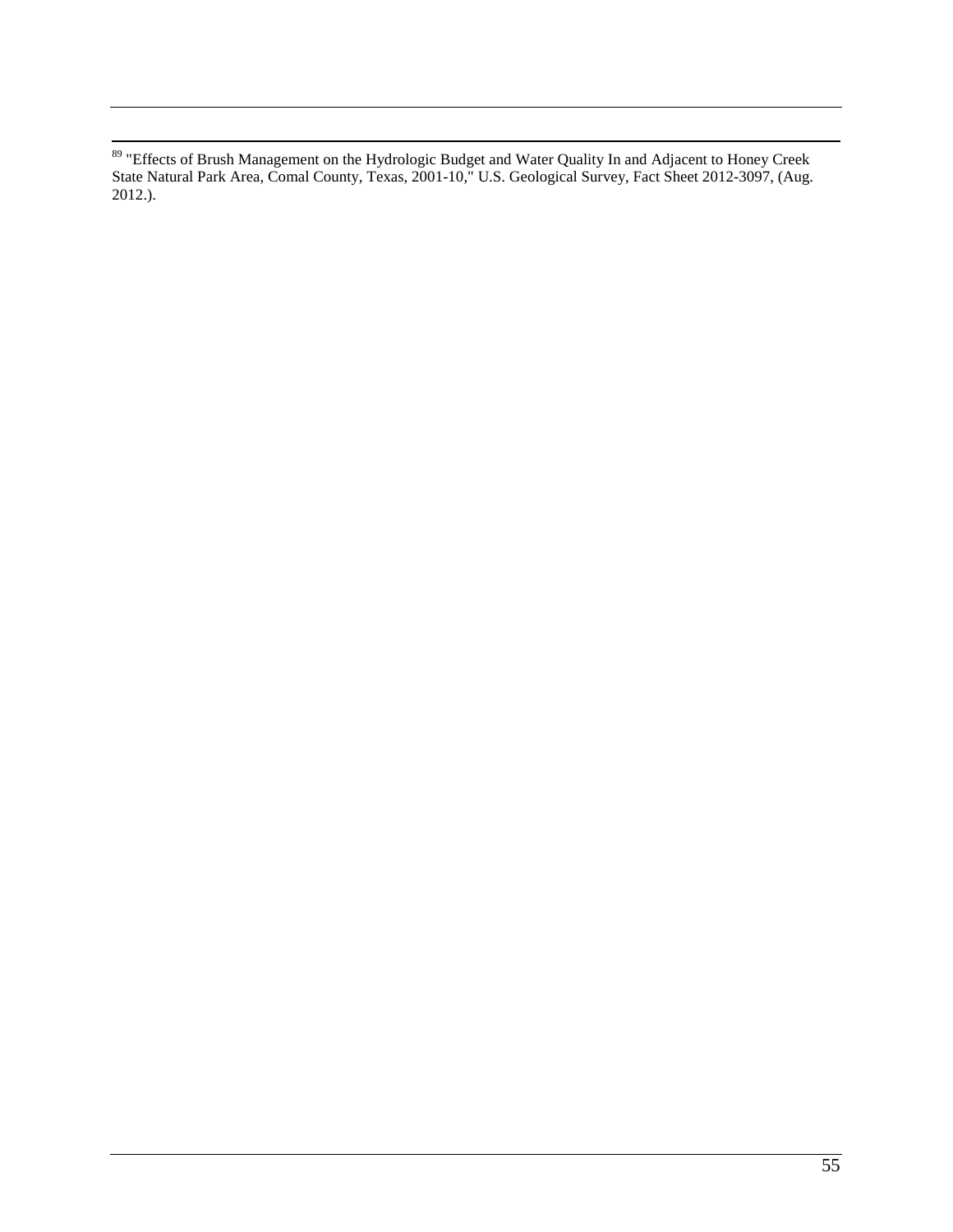[89] "Effects of Brush Management on the Hydrologic Budget and Water Quality In and Adjacent to Honey Creek State Natural Park Area, Comal County, Texas, 2001-10," U.S. Geological Survey, Fact Sheet 2012-3097, (Aug. 2012.).